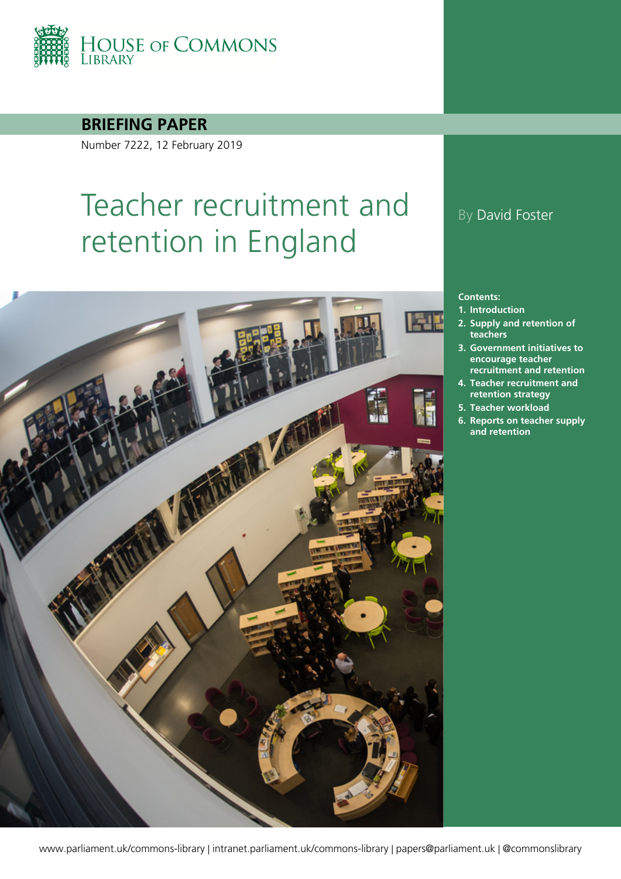HOUSE OF COMMONS LIBRARY

**BRIEFING PAPER**

Number 7222, 12 February 2019

# Teacher recruitment and retention in England

By David Foster

**Contents:**

1. **Introduction**
2. **Supply and retention of teachers**
3. **Government initiatives to encourage teacher recruitment and retention**
4. **Teacher recruitment and retention strategy**
5. **Teacher workload**
6. **Reports on teacher supply and retention**

www.parliament.uk/commons-library | intranet.parliament.uk/commons-library | papers@parliament.uk | @commonslibrary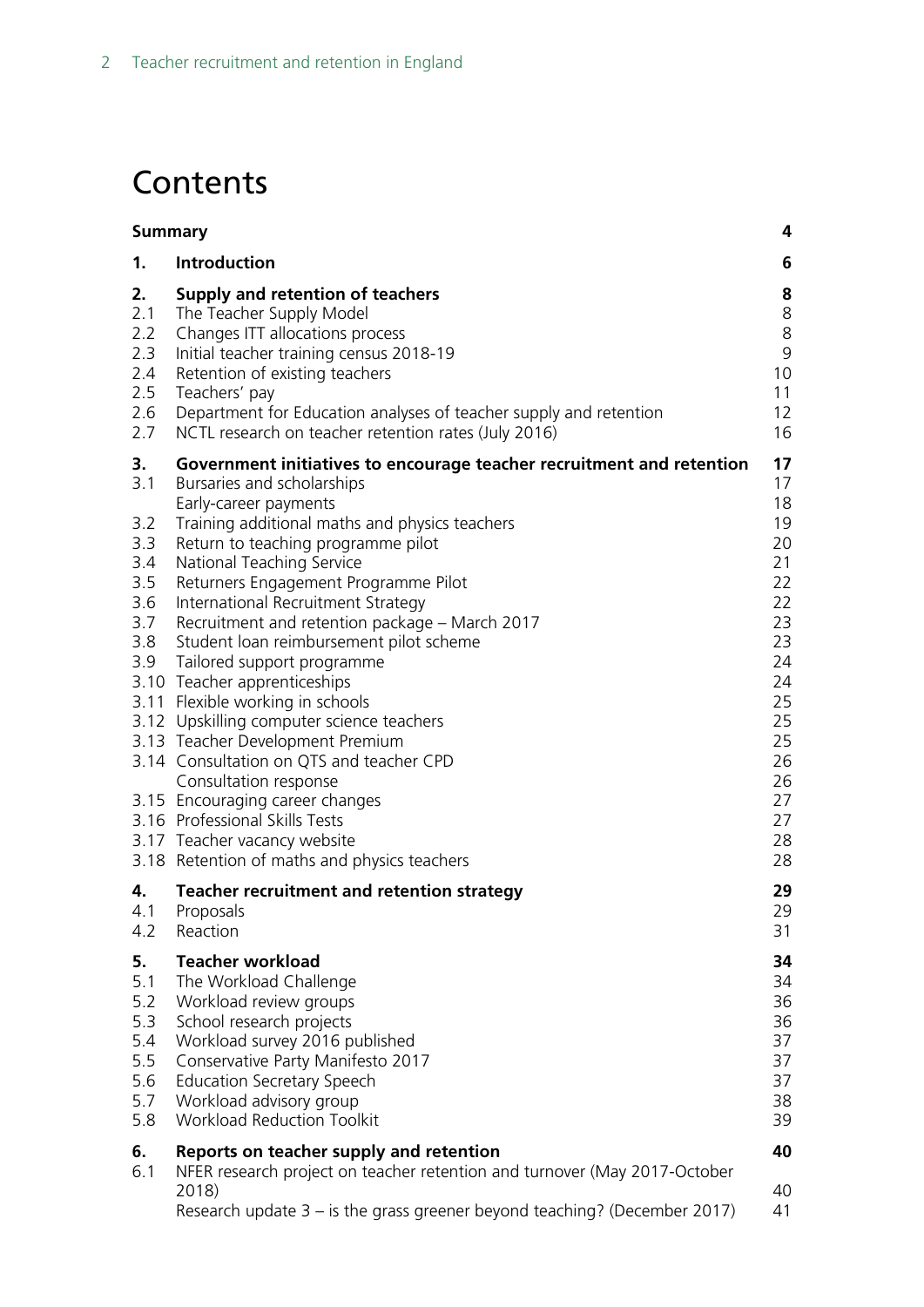# Contents

| | | |
|---|---|---|
| **Summary** | | **4** |
| **1.** | **Introduction** | **6** |
| **2.** | **Supply and retention of teachers** | **8** |
| 2.1 | The Teacher Supply Model | 8 |
| 2.2 | Changes ITT allocations process | 8 |
| 2.3 | Initial teacher training census 2018-19 | 9 |
| 2.4 | Retention of existing teachers | 10 |
| 2.5 | Teachers' pay | 11 |
| 2.6 | Department for Education analyses of teacher supply and retention | 12 |
| 2.7 | NCTL research on teacher retention rates (July 2016) | 16 |
| **3.** | **Government initiatives to encourage teacher recruitment and retention** | **17** |
| 3.1 | Bursaries and scholarships | 17 |
| | Early-career payments | 18 |
| 3.2 | Training additional maths and physics teachers | 19 |
| 3.3 | Return to teaching programme pilot | 20 |
| 3.4 | National Teaching Service | 21 |
| 3.5 | Returners Engagement Programme Pilot | 22 |
| 3.6 | International Recruitment Strategy | 22 |
| 3.7 | Recruitment and retention package – March 2017 | 23 |
| 3.8 | Student loan reimbursement pilot scheme | 23 |
| 3.9 | Tailored support programme | 24 |
| 3.10 | Teacher apprenticeships | 24 |
| 3.11 | Flexible working in schools | 25 |
| 3.12 | Upskilling computer science teachers | 25 |
| 3.13 | Teacher Development Premium | 25 |
| 3.14 | Consultation on QTS and teacher CPD | 26 |
| | Consultation response | 26 |
| 3.15 | Encouraging career changes | 27 |
| 3.16 | Professional Skills Tests | 27 |
| 3.17 | Teacher vacancy website | 28 |
| 3.18 | Retention of maths and physics teachers | 28 |
| **4.** | **Teacher recruitment and retention strategy** | **29** |
| 4.1 | Proposals | 29 |
| 4.2 | Reaction | 31 |
| **5.** | **Teacher workload** | **34** |
| 5.1 | The Workload Challenge | 34 |
| 5.2 | Workload review groups | 36 |
| 5.3 | School research projects | 36 |
| 5.4 | Workload survey 2016 published | 37 |
| 5.5 | Conservative Party Manifesto 2017 | 37 |
| 5.6 | Education Secretary Speech | 37 |
| 5.7 | Workload advisory group | 38 |
| 5.8 | Workload Reduction Toolkit | 39 |
| **6.** | **Reports on teacher supply and retention** | **40** |
| 6.1 | NFER research project on teacher retention and turnover (May 2017-October 2018) | 40 |
| | Research update 3 – is the grass greener beyond teaching? (December 2017) | 41 |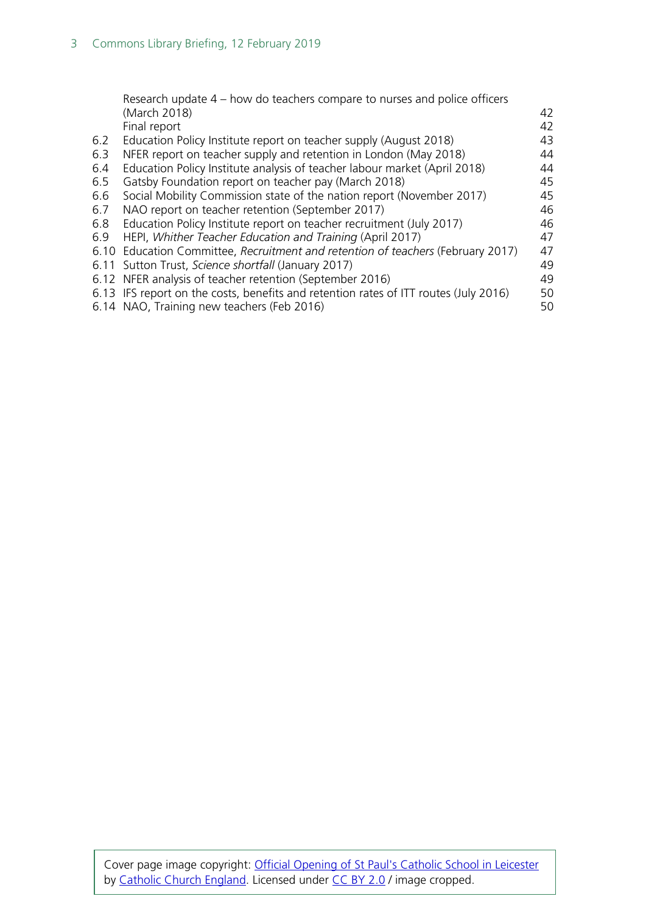| | | |
|---|---|---|
| | Research update 4 – how do teachers compare to nurses and police officers (March 2018) | 42 |
| | Final report | 42 |
| 6.2 | Education Policy Institute report on teacher supply (August 2018) | 43 |
| 6.3 | NFER report on teacher supply and retention in London (May 2018) | 44 |
| 6.4 | Education Policy Institute analysis of teacher labour market (April 2018) | 44 |
| 6.5 | Gatsby Foundation report on teacher pay (March 2018) | 45 |
| 6.6 | Social Mobility Commission state of the nation report (November 2017) | 45 |
| 6.7 | NAO report on teacher retention (September 2017) | 46 |
| 6.8 | Education Policy Institute report on teacher recruitment (July 2017) | 46 |
| 6.9 | HEPI, *Whither Teacher Education and Training* (April 2017) | 47 |
| 6.10 | Education Committee, *Recruitment and retention of teachers* (February 2017) | 47 |
| 6.11 | Sutton Trust, *Science shortfall* (January 2017) | 49 |
| 6.12 | NFER analysis of teacher retention (September 2016) | 49 |
| 6.13 | IFS report on the costs, benefits and retention rates of ITT routes (July 2016) | 50 |
| 6.14 | NAO, Training new teachers (Feb 2016) | 50 |

Cover page image copyright: [Official Opening of St Paul's Catholic School in Leicester](#) by [Catholic Church England](#). Licensed under [CC BY 2.0](#) / image cropped.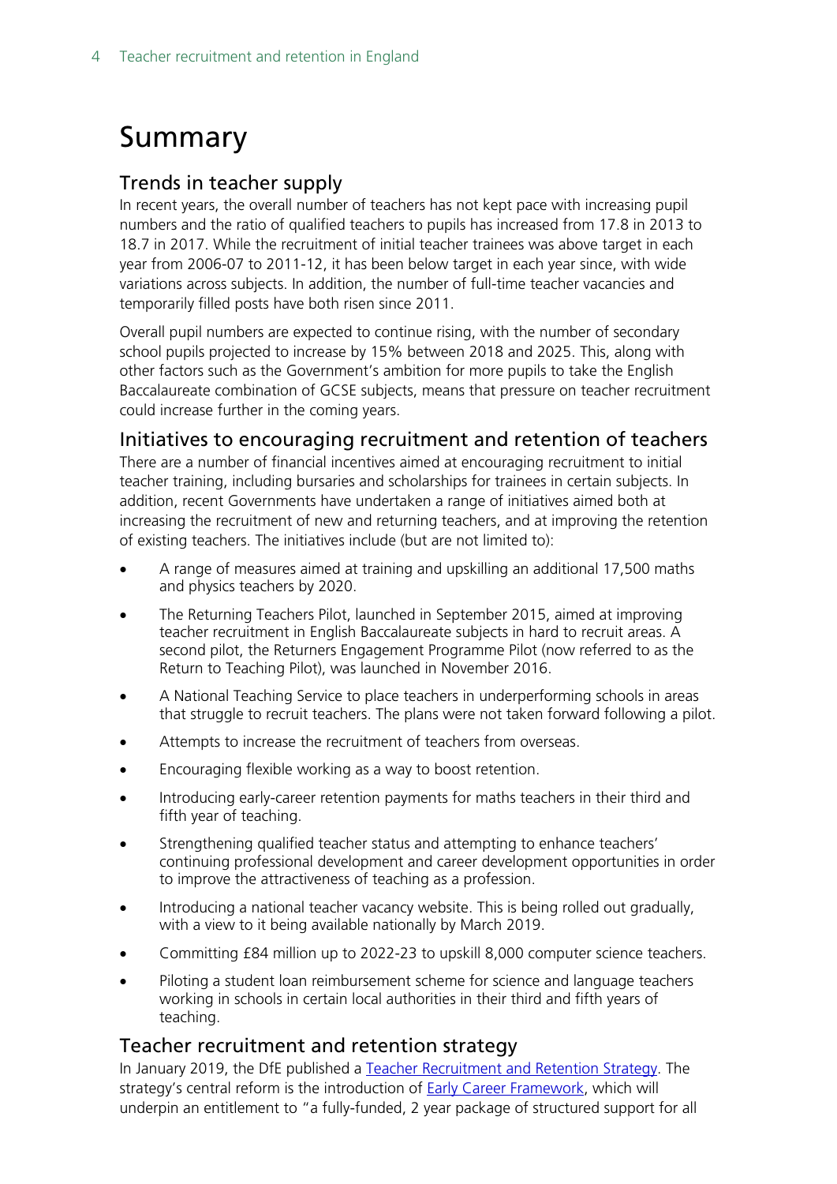# Summary

## Trends in teacher supply

In recent years, the overall number of teachers has not kept pace with increasing pupil numbers and the ratio of qualified teachers to pupils has increased from 17.8 in 2013 to 18.7 in 2017. While the recruitment of initial teacher trainees was above target in each year from 2006-07 to 2011-12, it has been below target in each year since, with wide variations across subjects. In addition, the number of full-time teacher vacancies and temporarily filled posts have both risen since 2011.

Overall pupil numbers are expected to continue rising, with the number of secondary school pupils projected to increase by 15% between 2018 and 2025. This, along with other factors such as the Government's ambition for more pupils to take the English Baccalaureate combination of GCSE subjects, means that pressure on teacher recruitment could increase further in the coming years.

## Initiatives to encouraging recruitment and retention of teachers

There are a number of financial incentives aimed at encouraging recruitment to initial teacher training, including bursaries and scholarships for trainees in certain subjects. In addition, recent Governments have undertaken a range of initiatives aimed both at increasing the recruitment of new and returning teachers, and at improving the retention of existing teachers. The initiatives include (but are not limited to):

- A range of measures aimed at training and upskilling an additional 17,500 maths and physics teachers by 2020.
- The Returning Teachers Pilot, launched in September 2015, aimed at improving teacher recruitment in English Baccalaureate subjects in hard to recruit areas. A second pilot, the Returners Engagement Programme Pilot (now referred to as the Return to Teaching Pilot), was launched in November 2016.
- A National Teaching Service to place teachers in underperforming schools in areas that struggle to recruit teachers. The plans were not taken forward following a pilot.
- Attempts to increase the recruitment of teachers from overseas.
- Encouraging flexible working as a way to boost retention.
- Introducing early-career retention payments for maths teachers in their third and fifth year of teaching.
- Strengthening qualified teacher status and attempting to enhance teachers' continuing professional development and career development opportunities in order to improve the attractiveness of teaching as a profession.
- Introducing a national teacher vacancy website. This is being rolled out gradually, with a view to it being available nationally by March 2019.
- Committing £84 million up to 2022-23 to upskill 8,000 computer science teachers.
- Piloting a student loan reimbursement scheme for science and language teachers working in schools in certain local authorities in their third and fifth years of teaching.

## Teacher recruitment and retention strategy

In January 2019, the DfE published a Teacher Recruitment and Retention Strategy. The strategy's central reform is the introduction of Early Career Framework, which will underpin an entitlement to "a fully-funded, 2 year package of structured support for all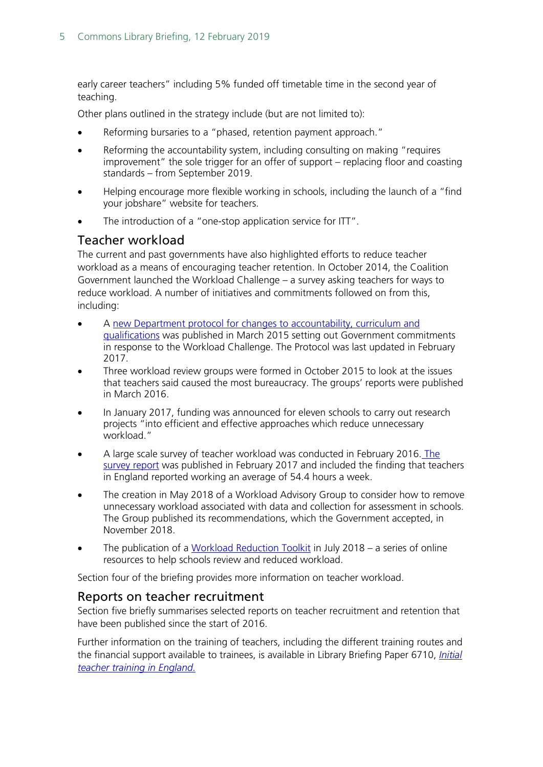early career teachers" including 5% funded off timetable time in the second year of teaching.

Other plans outlined in the strategy include (but are not limited to):

- Reforming bursaries to a "phased, retention payment approach."
- Reforming the accountability system, including consulting on making "requires improvement" the sole trigger for an offer of support – replacing floor and coasting standards – from September 2019.
- Helping encourage more flexible working in schools, including the launch of a "find your jobshare" website for teachers.
- The introduction of a "one-stop application service for ITT".

## Teacher workload

The current and past governments have also highlighted efforts to reduce teacher workload as a means of encouraging teacher retention. In October 2014, the Coalition Government launched the Workload Challenge – a survey asking teachers for ways to reduce workload. A number of initiatives and commitments followed on from this, including:

- A new Department protocol for changes to accountability, curriculum and qualifications was published in March 2015 setting out Government commitments in response to the Workload Challenge. The Protocol was last updated in February 2017.
- Three workload review groups were formed in October 2015 to look at the issues that teachers said caused the most bureaucracy. The groups' reports were published in March 2016.
- In January 2017, funding was announced for eleven schools to carry out research projects "into efficient and effective approaches which reduce unnecessary workload."
- A large scale survey of teacher workload was conducted in February 2016. The survey report was published in February 2017 and included the finding that teachers in England reported working an average of 54.4 hours a week.
- The creation in May 2018 of a Workload Advisory Group to consider how to remove unnecessary workload associated with data and collection for assessment in schools. The Group published its recommendations, which the Government accepted, in November 2018.
- The publication of a Workload Reduction Toolkit in July 2018 – a series of online resources to help schools review and reduced workload.

Section four of the briefing provides more information on teacher workload.

## Reports on teacher recruitment

Section five briefly summarises selected reports on teacher recruitment and retention that have been published since the start of 2016.

Further information on the training of teachers, including the different training routes and the financial support available to trainees, is available in Library Briefing Paper 6710, *Initial teacher training in England.*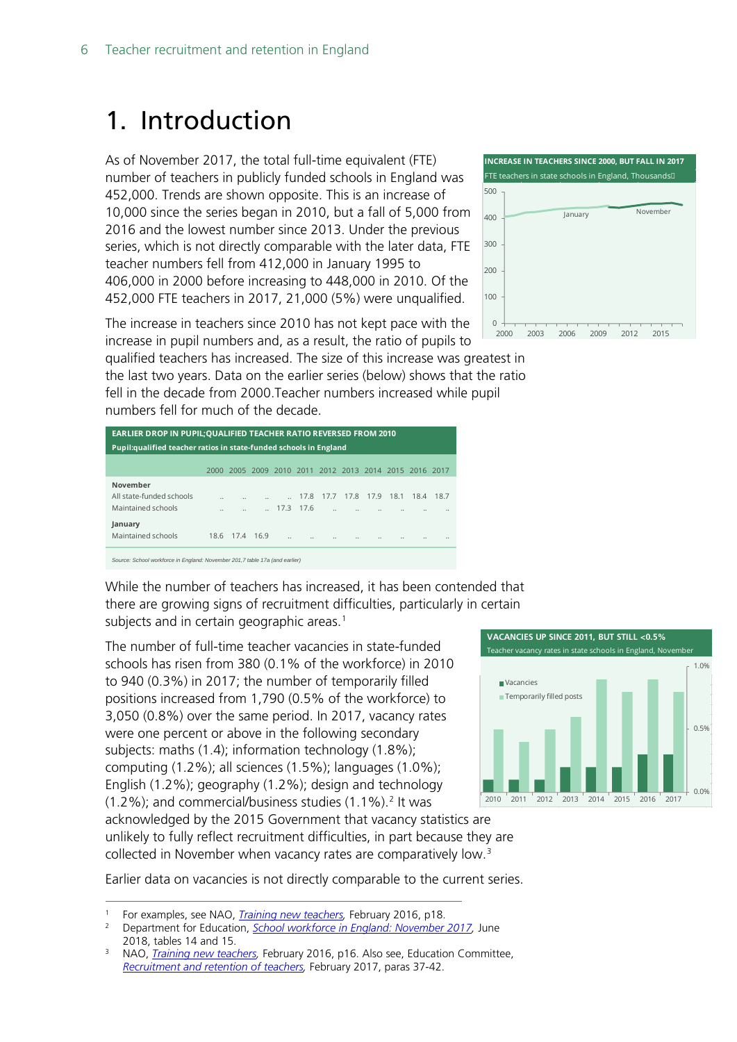# 1. Introduction

As of November 2017, the total full-time equivalent (FTE) number of teachers in publicly funded schools in England was 452,000. Trends are shown opposite. This is an increase of 10,000 since the series began in 2010, but a fall of 5,000 from 2016 and the lowest number since 2013. Under the previous series, which is not directly comparable with the later data, FTE teacher numbers fell from 412,000 in January 1995 to 406,000 in 2000 before increasing to 448,000 in 2010. Of the 452,000 FTE teachers in 2017, 21,000 (5%) were unqualified.

**INCREASE IN TEACHERS SINCE 2000, BUT FALL IN 2017**

FTE teachers in state schools in England, Thousands

The increase in teachers since 2010 has not kept pace with the increase in pupil numbers and, as a result, the ratio of pupils to qualified teachers has increased. The size of this increase was greatest in the last two years. Data on the earlier series (below) shows that the ratio fell in the decade from 2000. Teacher numbers increased while pupil numbers fell for much of the decade.

**EARLIER DROP IN PUPIL;QUALIFIED TEACHER RATIO REVERSED FROM 2010**

**Pupil:qualified teacher ratios in state-funded schools in England**

| | 2000 | 2005 | 2009 | 2010 | 2011 | 2012 | 2013 | 2014 | 2015 | 2016 | 2017 |
|---|---|---|---|---|---|---|---|---|---|---|---|
| **November** | | | | | | | | | | | |
| All state-funded schools | .. | .. | .. | .. | 17.8 | 17.7 | 17.8 | 17.9 | 18.1 | 18.4 | 18.7 |
| Maintained schools | .. | .. | .. | 17.3 | 17.6 | .. | .. | .. | .. | .. | .. |
| **January** | | | | | | | | | | | |
| Maintained schools | 18.6 | 17.4 | 16.9 | .. | .. | .. | .. | .. | .. | .. | .. |

*Source: School workforce in England: November 201,7 table 17a (and earlier)*

While the number of teachers has increased, it has been contended that there are growing signs of recruitment difficulties, particularly in certain subjects and in certain geographic areas.[1]

The number of full-time teacher vacancies in state-funded schools has risen from 380 (0.1% of the workforce) in 2010 to 940 (0.3%) in 2017; the number of temporarily filled positions increased from 1,790 (0.5% of the workforce) to 3,050 (0.8%) over the same period. In 2017, vacancy rates were one percent or above in the following secondary subjects: maths (1.4); information technology (1.8%); computing (1.2%); all sciences (1.5%); languages (1.0%); English (1.2%); geography (1.2%); design and technology (1.2%); and commercial/business studies (1.1%).[2] It was acknowledged by the 2015 Government that vacancy statistics are unlikely to fully reflect recruitment difficulties, in part because they are collected in November when vacancy rates are comparatively low.[3]

**VACANCIES UP SINCE 2011, BUT STILL <0.5%**

Teacher vacancy rates in state schools in England, November

Earlier data on vacancies is not directly comparable to the current series.

---

1. For examples, see NAO, *Training new teachers*, February 2016, p18.
2. Department for Education, *School workforce in England: November 2017*, June 2018, tables 14 and 15.
3. NAO, *Training new teachers*, February 2016, p16. Also see, Education Committee, *Recruitment and retention of teachers*, February 2017, paras 37-42.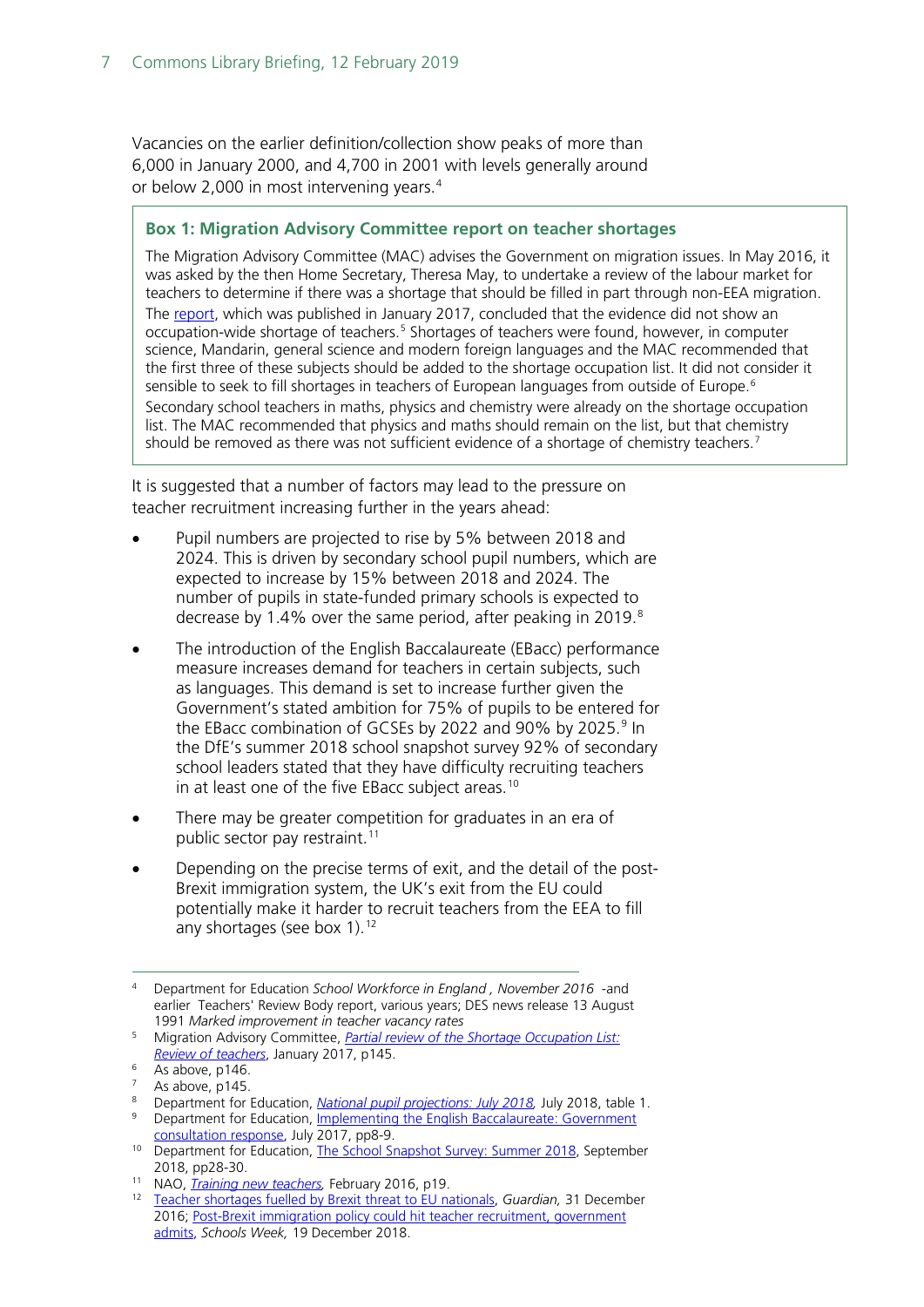Vacancies on the earlier definition/collection show peaks of more than 6,000 in January 2000, and 4,700 in 2001 with levels generally around or below 2,000 in most intervening years.[4]

> **Box 1: Migration Advisory Committee report on teacher shortages**
>
> The Migration Advisory Committee (MAC) advises the Government on migration issues. In May 2016, it was asked by the then Home Secretary, Theresa May, to undertake a review of the labour market for teachers to determine if there was a shortage that should be filled in part through non-EEA migration.
>
> The report, which was published in January 2017, concluded that the evidence did not show an occupation-wide shortage of teachers.[5] Shortages of teachers were found, however, in computer science, Mandarin, general science and modern foreign languages and the MAC recommended that the first three of these subjects should be added to the shortage occupation list. It did not consider it sensible to seek to fill shortages in teachers of European languages from outside of Europe.[6]
>
> Secondary school teachers in maths, physics and chemistry were already on the shortage occupation list. The MAC recommended that physics and maths should remain on the list, but that chemistry should be removed as there was not sufficient evidence of a shortage of chemistry teachers.[7]

It is suggested that a number of factors may lead to the pressure on teacher recruitment increasing further in the years ahead:

- Pupil numbers are projected to rise by 5% between 2018 and 2024. This is driven by secondary school pupil numbers, which are expected to increase by 15% between 2018 and 2024. The number of pupils in state-funded primary schools is expected to decrease by 1.4% over the same period, after peaking in 2019.[8]
- The introduction of the English Baccalaureate (EBacc) performance measure increases demand for teachers in certain subjects, such as languages. This demand is set to increase further given the Government's stated ambition for 75% of pupils to be entered for the EBacc combination of GCSEs by 2022 and 90% by 2025.[9] In the DfE's summer 2018 school snapshot survey 92% of secondary school leaders stated that they have difficulty recruiting teachers in at least one of the five EBacc subject areas.[10]
- There may be greater competition for graduates in an era of public sector pay restraint.[11]
- Depending on the precise terms of exit, and the detail of the post-Brexit immigration system, the UK's exit from the EU could potentially make it harder to recruit teachers from the EEA to fill any shortages (see box 1).[12]

---

[4] Department for Education *School Workforce in England , November 2016* -and earlier Teachers' Review Body report, various years; DES news release 13 August 1991 *Marked improvement in teacher vacancy rates*

[5] Migration Advisory Committee, *Partial review of the Shortage Occupation List: Review of teachers*, January 2017, p145.

[6] As above, p146.

[7] As above, p145.

[8] Department for Education, *National pupil projections: July 2018,* July 2018, table 1.

[9] Department for Education, Implementing the English Baccalaureate: Government consultation response, July 2017, pp8-9.

[10] Department for Education, The School Snapshot Survey: Summer 2018, September 2018, pp28-30.

[11] NAO, *Training new teachers,* February 2016, p19.

[12] Teacher shortages fuelled by Brexit threat to EU nationals, *Guardian,* 31 December 2016; Post-Brexit immigration policy could hit teacher recruitment, government admits, *Schools Week,* 19 December 2018.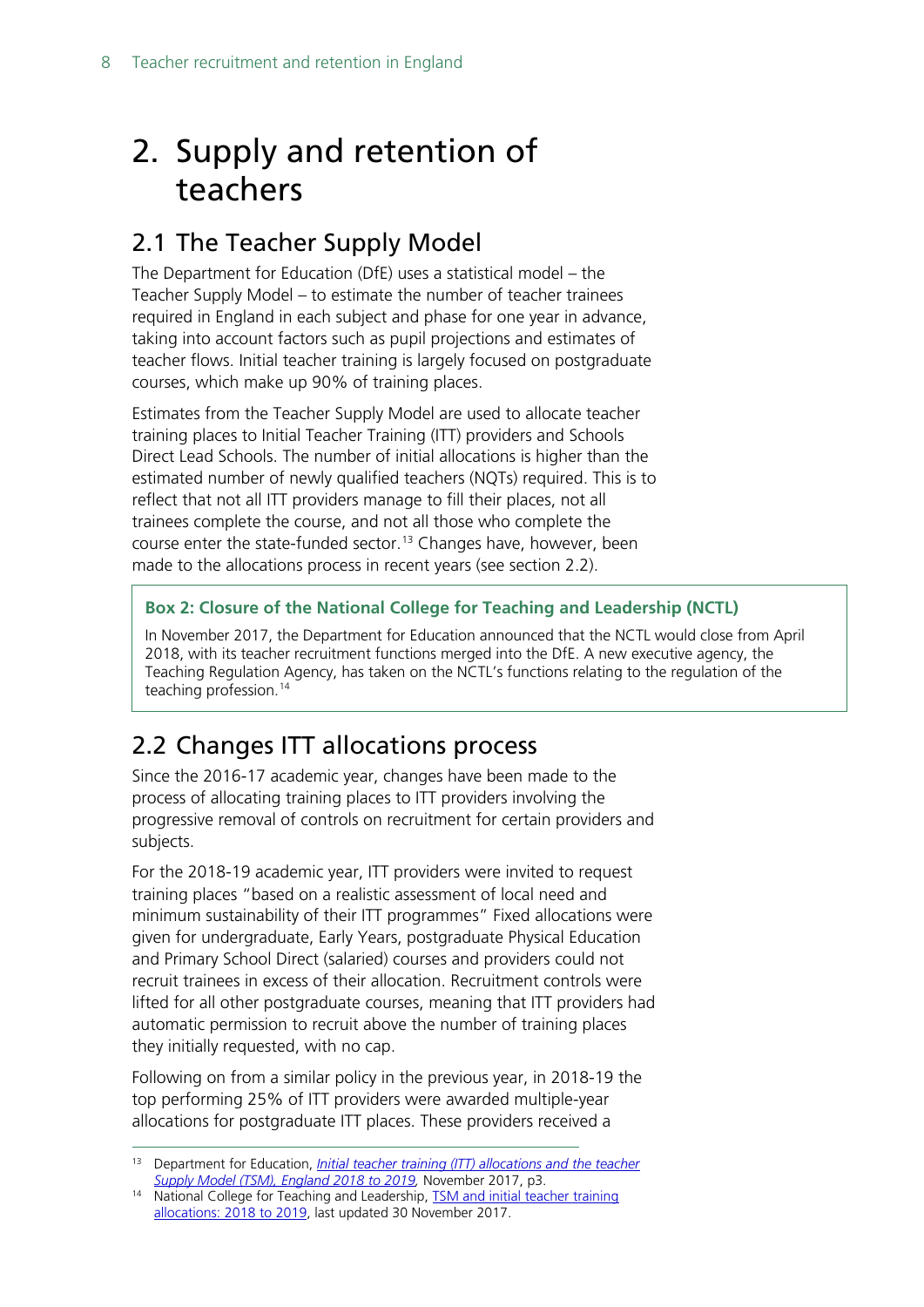# 2. Supply and retention of teachers

## 2.1 The Teacher Supply Model

The Department for Education (DfE) uses a statistical model – the Teacher Supply Model – to estimate the number of teacher trainees required in England in each subject and phase for one year in advance, taking into account factors such as pupil projections and estimates of teacher flows. Initial teacher training is largely focused on postgraduate courses, which make up 90% of training places.

Estimates from the Teacher Supply Model are used to allocate teacher training places to Initial Teacher Training (ITT) providers and Schools Direct Lead Schools. The number of initial allocations is higher than the estimated number of newly qualified teachers (NQTs) required. This is to reflect that not all ITT providers manage to fill their places, not all trainees complete the course, and not all those who complete the course enter the state-funded sector.[13] Changes have, however, been made to the allocations process in recent years (see section 2.2).

> **Box 2: Closure of the National College for Teaching and Leadership (NCTL)**
>
> In November 2017, the Department for Education announced that the NCTL would close from April 2018, with its teacher recruitment functions merged into the DfE. A new executive agency, the Teaching Regulation Agency, has taken on the NCTL's functions relating to the regulation of the teaching profession.[14]

## 2.2 Changes ITT allocations process

Since the 2016-17 academic year, changes have been made to the process of allocating training places to ITT providers involving the progressive removal of controls on recruitment for certain providers and subjects.

For the 2018-19 academic year, ITT providers were invited to request training places "based on a realistic assessment of local need and minimum sustainability of their ITT programmes" Fixed allocations were given for undergraduate, Early Years, postgraduate Physical Education and Primary School Direct (salaried) courses and providers could not recruit trainees in excess of their allocation. Recruitment controls were lifted for all other postgraduate courses, meaning that ITT providers had automatic permission to recruit above the number of training places they initially requested, with no cap.

Following on from a similar policy in the previous year, in 2018-19 the top performing 25% of ITT providers were awarded multiple-year allocations for postgraduate ITT places. These providers received a

---

[13] Department for Education, *Initial teacher training (ITT) allocations and the teacher Supply Model (TSM), England 2018 to 2019*, November 2017, p3.

[14] National College for Teaching and Leadership, TSM and initial teacher training allocations: 2018 to 2019, last updated 30 November 2017.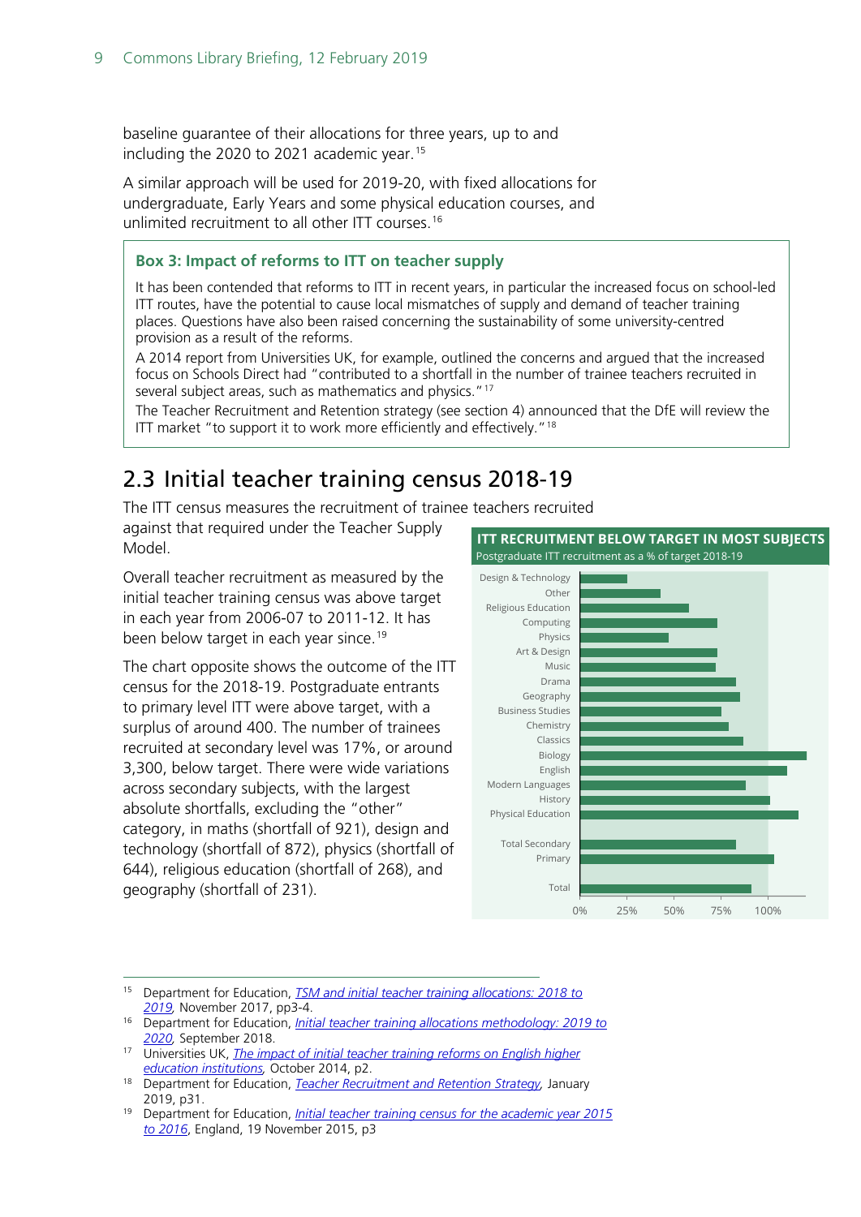baseline guarantee of their allocations for three years, up to and including the 2020 to 2021 academic year.[15]

A similar approach will be used for 2019-20, with fixed allocations for undergraduate, Early Years and some physical education courses, and unlimited recruitment to all other ITT courses.[16]

> **Box 3: Impact of reforms to ITT on teacher supply**
>
> It has been contended that reforms to ITT in recent years, in particular the increased focus on school-led ITT routes, have the potential to cause local mismatches of supply and demand of teacher training places. Questions have also been raised concerning the sustainability of some university-centred provision as a result of the reforms.
>
> A 2014 report from Universities UK, for example, outlined the concerns and argued that the increased focus on Schools Direct had "contributed to a shortfall in the number of trainee teachers recruited in several subject areas, such as mathematics and physics."[17]
>
> The Teacher Recruitment and Retention strategy (see section 4) announced that the DfE will review the ITT market "to support it to work more efficiently and effectively."[18]

## 2.3 Initial teacher training census 2018-19

The ITT census measures the recruitment of trainee teachers recruited against that required under the Teacher Supply Model.

Overall teacher recruitment as measured by the initial teacher training census was above target in each year from 2006-07 to 2011-12. It has been below target in each year since.[19]

The chart opposite shows the outcome of the ITT census for the 2018-19. Postgraduate entrants to primary level ITT were above target, with a surplus of around 400. The number of trainees recruited at secondary level was 17%, or around 3,300, below target. There were wide variations across secondary subjects, with the largest absolute shortfalls, excluding the "other" category, in maths (shortfall of 921), design and technology (shortfall of 872), physics (shortfall of 644), religious education (shortfall of 268), and geography (shortfall of 231).

**ITT RECRUITMENT BELOW TARGET IN MOST SUBJECTS**

Postgraduate ITT recruitment as a % of target 2018-19

Design & Technology; Other; Religious Education; Computing; Physics; Art & Design; Music; Drama; Geography; Business Studies; Chemistry; Classics; Biology; English; Modern Languages; History; Physical Education; Total Secondary; Primary; Total

0% 25% 50% 75% 100%

---

[15] Department for Education, *TSM and initial teacher training allocations: 2018 to 2019*, November 2017, pp3-4.

[16] Department for Education, *Initial teacher training allocations methodology: 2019 to 2020*, September 2018.

[17] Universities UK, *The impact of initial teacher training reforms on English higher education institutions*, October 2014, p2.

[18] Department for Education, *Teacher Recruitment and Retention Strategy*, January 2019, p31.

[19] Department for Education, *Initial teacher training census for the academic year 2015 to 2016*, England, 19 November 2015, p3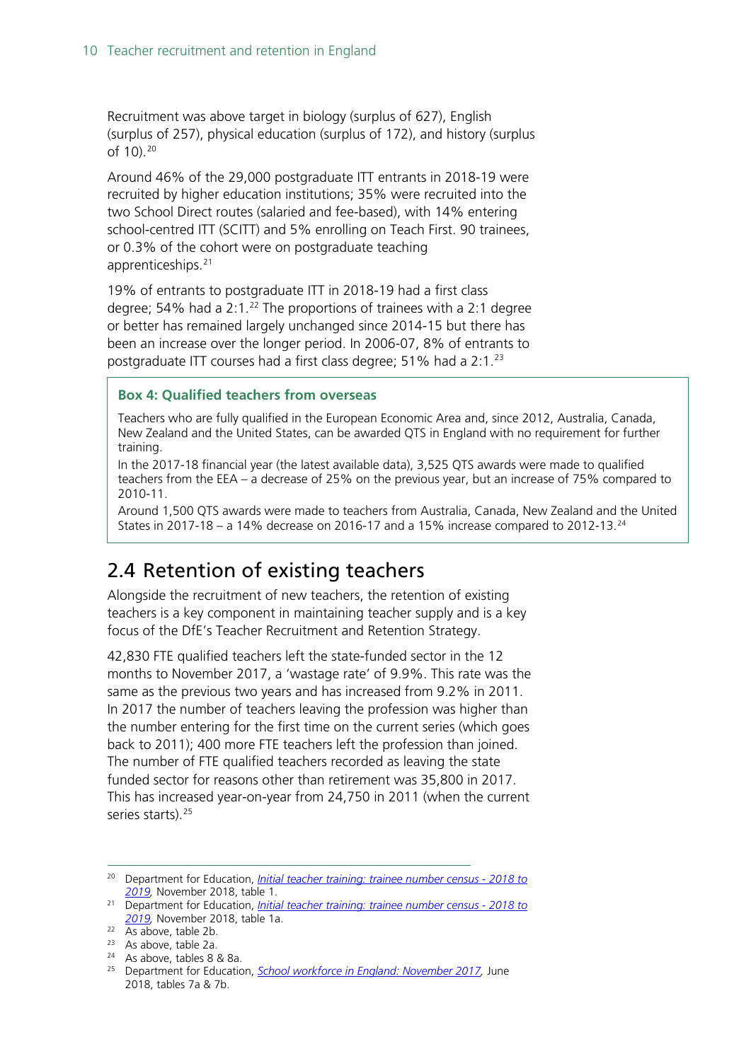Recruitment was above target in biology (surplus of 627), English (surplus of 257), physical education (surplus of 172), and history (surplus of 10).[20]

Around 46% of the 29,000 postgraduate ITT entrants in 2018-19 were recruited by higher education institutions; 35% were recruited into the two School Direct routes (salaried and fee-based), with 14% entering school-centred ITT (SCITT) and 5% enrolling on Teach First. 90 trainees, or 0.3% of the cohort were on postgraduate teaching apprenticeships.[21]

19% of entrants to postgraduate ITT in 2018-19 had a first class degree; 54% had a 2:1.[22] The proportions of trainees with a 2:1 degree or better has remained largely unchanged since 2014-15 but there has been an increase over the longer period. In 2006-07, 8% of entrants to postgraduate ITT courses had a first class degree; 51% had a 2:1.[23]

> **Box 4: Qualified teachers from overseas**
>
> Teachers who are fully qualified in the European Economic Area and, since 2012, Australia, Canada, New Zealand and the United States, can be awarded QTS in England with no requirement for further training.
>
> In the 2017-18 financial year (the latest available data), 3,525 QTS awards were made to qualified teachers from the EEA – a decrease of 25% on the previous year, but an increase of 75% compared to 2010-11.
>
> Around 1,500 QTS awards were made to teachers from Australia, Canada, New Zealand and the United States in 2017-18 – a 14% decrease on 2016-17 and a 15% increase compared to 2012-13.[24]

## 2.4 Retention of existing teachers

Alongside the recruitment of new teachers, the retention of existing teachers is a key component in maintaining teacher supply and is a key focus of the DfE's Teacher Recruitment and Retention Strategy.

42,830 FTE qualified teachers left the state-funded sector in the 12 months to November 2017, a 'wastage rate' of 9.9%. This rate was the same as the previous two years and has increased from 9.2% in 2011. In 2017 the number of teachers leaving the profession was higher than the number entering for the first time on the current series (which goes back to 2011); 400 more FTE teachers left the profession than joined. The number of FTE qualified teachers recorded as leaving the state funded sector for reasons other than retirement was 35,800 in 2017. This has increased year-on-year from 24,750 in 2011 (when the current series starts).[25]

---

[20] Department for Education, *Initial teacher training: trainee number census - 2018 to 2019*, November 2018, table 1.

[21] Department for Education, *Initial teacher training: trainee number census - 2018 to 2019*, November 2018, table 1a.

[22] As above, table 2b.

[23] As above, table 2a.

[24] As above, tables 8 & 8a.

[25] Department for Education, *School workforce in England: November 2017*, June 2018, tables 7a & 7b.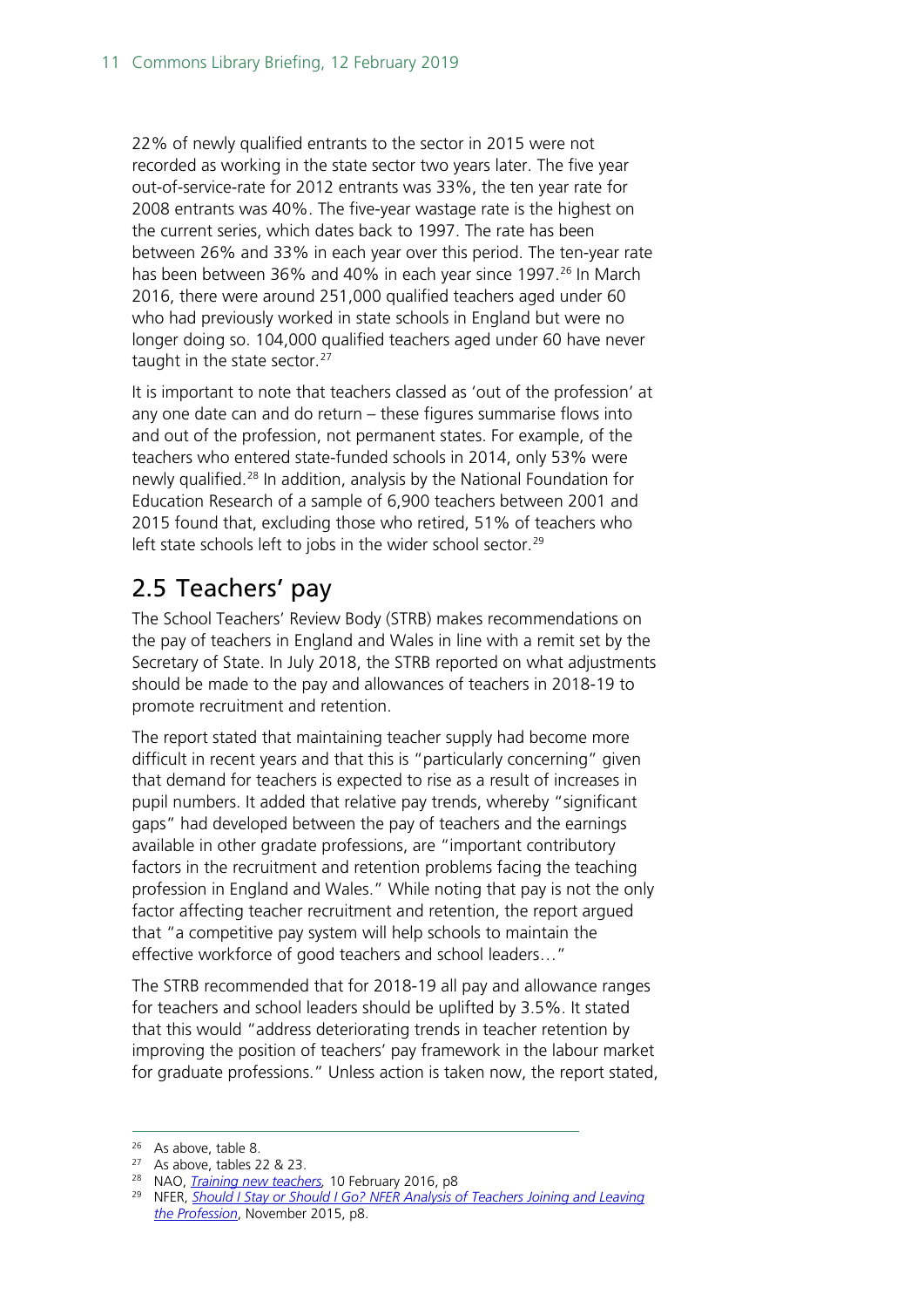22% of newly qualified entrants to the sector in 2015 were not recorded as working in the state sector two years later. The five year out-of-service-rate for 2012 entrants was 33%, the ten year rate for 2008 entrants was 40%. The five-year wastage rate is the highest on the current series, which dates back to 1997. The rate has been between 26% and 33% in each year over this period. The ten-year rate has been between 36% and 40% in each year since 1997.[26] In March 2016, there were around 251,000 qualified teachers aged under 60 who had previously worked in state schools in England but were no longer doing so. 104,000 qualified teachers aged under 60 have never taught in the state sector.[27]

It is important to note that teachers classed as 'out of the profession' at any one date can and do return – these figures summarise flows into and out of the profession, not permanent states. For example, of the teachers who entered state-funded schools in 2014, only 53% were newly qualified.[28] In addition, analysis by the National Foundation for Education Research of a sample of 6,900 teachers between 2001 and 2015 found that, excluding those who retired, 51% of teachers who left state schools left to jobs in the wider school sector.[29]

## 2.5 Teachers' pay

The School Teachers' Review Body (STRB) makes recommendations on the pay of teachers in England and Wales in line with a remit set by the Secretary of State. In July 2018, the STRB reported on what adjustments should be made to the pay and allowances of teachers in 2018-19 to promote recruitment and retention.

The report stated that maintaining teacher supply had become more difficult in recent years and that this is "particularly concerning" given that demand for teachers is expected to rise as a result of increases in pupil numbers. It added that relative pay trends, whereby "significant gaps" had developed between the pay of teachers and the earnings available in other gradate professions, are "important contributory factors in the recruitment and retention problems facing the teaching profession in England and Wales." While noting that pay is not the only factor affecting teacher recruitment and retention, the report argued that "a competitive pay system will help schools to maintain the effective workforce of good teachers and school leaders…"

The STRB recommended that for 2018-19 all pay and allowance ranges for teachers and school leaders should be uplifted by 3.5%. It stated that this would "address deteriorating trends in teacher retention by improving the position of teachers' pay framework in the labour market for graduate professions." Unless action is taken now, the report stated,

---

[26] As above, table 8.

[27] As above, tables 22 & 23.

[28] NAO, *Training new teachers*, 10 February 2016, p8

[29] NFER, *Should I Stay or Should I Go? NFER Analysis of Teachers Joining and Leaving the Profession*, November 2015, p8.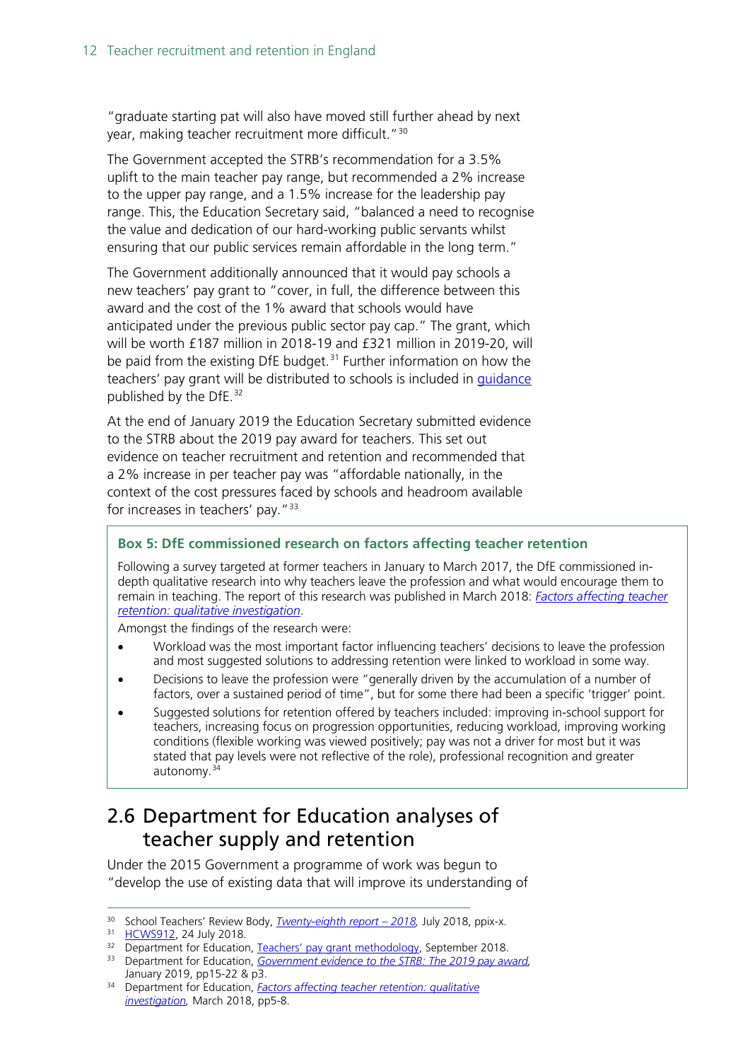"graduate starting pat will also have moved still further ahead by next year, making teacher recruitment more difficult."[30]

The Government accepted the STRB's recommendation for a 3.5% uplift to the main teacher pay range, but recommended a 2% increase to the upper pay range, and a 1.5% increase for the leadership pay range. This, the Education Secretary said, "balanced a need to recognise the value and dedication of our hard-working public servants whilst ensuring that our public services remain affordable in the long term."

The Government additionally announced that it would pay schools a new teachers' pay grant to "cover, in full, the difference between this award and the cost of the 1% award that schools would have anticipated under the previous public sector pay cap." The grant, which will be worth £187 million in 2018-19 and £321 million in 2019-20, will be paid from the existing DfE budget.[31] Further information on how the teachers' pay grant will be distributed to schools is included in guidance published by the DfE.[32]

At the end of January 2019 the Education Secretary submitted evidence to the STRB about the 2019 pay award for teachers. This set out evidence on teacher recruitment and retention and recommended that a 2% increase in per teacher pay was "affordable nationally, in the context of the cost pressures faced by schools and headroom available for increases in teachers' pay."[33]

> **Box 5: DfE commissioned research on factors affecting teacher retention**
>
> Following a survey targeted at former teachers in January to March 2017, the DfE commissioned in-depth qualitative research into why teachers leave the profession and what would encourage them to remain in teaching. The report of this research was published in March 2018: *Factors affecting teacher retention: qualitative investigation*.
>
> Amongst the findings of the research were:
>
> - Workload was the most important factor influencing teachers' decisions to leave the profession and most suggested solutions to addressing retention were linked to workload in some way.
> - Decisions to leave the profession were "generally driven by the accumulation of a number of factors, over a sustained period of time", but for some there had been a specific 'trigger' point.
> - Suggested solutions for retention offered by teachers included: improving in-school support for teachers, increasing focus on progression opportunities, reducing workload, improving working conditions (flexible working was viewed positively; pay was not a driver for most but it was stated that pay levels were not reflective of the role), professional recognition and greater autonomy.[34]

## 2.6 Department for Education analyses of teacher supply and retention

Under the 2015 Government a programme of work was begun to "develop the use of existing data that will improve its understanding of

---

[30] School Teachers' Review Body, *Twenty-eighth report – 2018*, July 2018, ppix-x.

[31] HCWS912, 24 July 2018.

[32] Department for Education, Teachers' pay grant methodology, September 2018.

[33] Department for Education, *Government evidence to the STRB: The 2019 pay award*, January 2019, pp15-22 & p3.

[34] Department for Education, *Factors affecting teacher retention: qualitative investigation*, March 2018, pp5-8.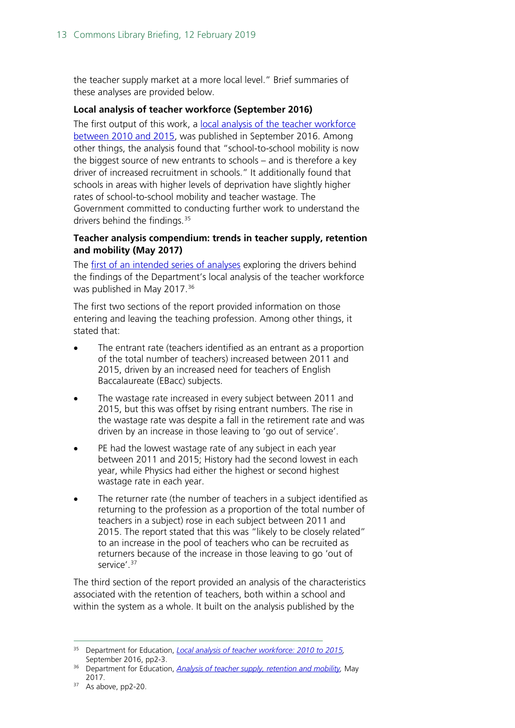the teacher supply market at a more local level." Brief summaries of these analyses are provided below.

**Local analysis of teacher workforce (September 2016)**

The first output of this work, a local analysis of the teacher workforce between 2010 and 2015, was published in September 2016. Among other things, the analysis found that "school-to-school mobility is now the biggest source of new entrants to schools – and is therefore a key driver of increased recruitment in schools." It additionally found that schools in areas with higher levels of deprivation have slightly higher rates of school-to-school mobility and teacher wastage. The Government committed to conducting further work to understand the drivers behind the findings.[35]

**Teacher analysis compendium: trends in teacher supply, retention and mobility (May 2017)**

The first of an intended series of analyses exploring the drivers behind the findings of the Department's local analysis of the teacher workforce was published in May 2017.[36]

The first two sections of the report provided information on those entering and leaving the teaching profession. Among other things, it stated that:

- The entrant rate (teachers identified as an entrant as a proportion of the total number of teachers) increased between 2011 and 2015, driven by an increased need for teachers of English Baccalaureate (EBacc) subjects.
- The wastage rate increased in every subject between 2011 and 2015, but this was offset by rising entrant numbers. The rise in the wastage rate was despite a fall in the retirement rate and was driven by an increase in those leaving to 'go out of service'.
- PE had the lowest wastage rate of any subject in each year between 2011 and 2015; History had the second lowest in each year, while Physics had either the highest or second highest wastage rate in each year.
- The returner rate (the number of teachers in a subject identified as returning to the profession as a proportion of the total number of teachers in a subject) rose in each subject between 2011 and 2015. The report stated that this was "likely to be closely related" to an increase in the pool of teachers who can be recruited as returners because of the increase in those leaving to go 'out of service'.[37]

The third section of the report provided an analysis of the characteristics associated with the retention of teachers, both within a school and within the system as a whole. It built on the analysis published by the

---

[35] Department for Education, *Local analysis of teacher workforce: 2010 to 2015*, September 2016, pp2-3.

[36] Department for Education, *Analysis of teacher supply, retention and mobility*, May 2017.

[37] As above, pp2-20.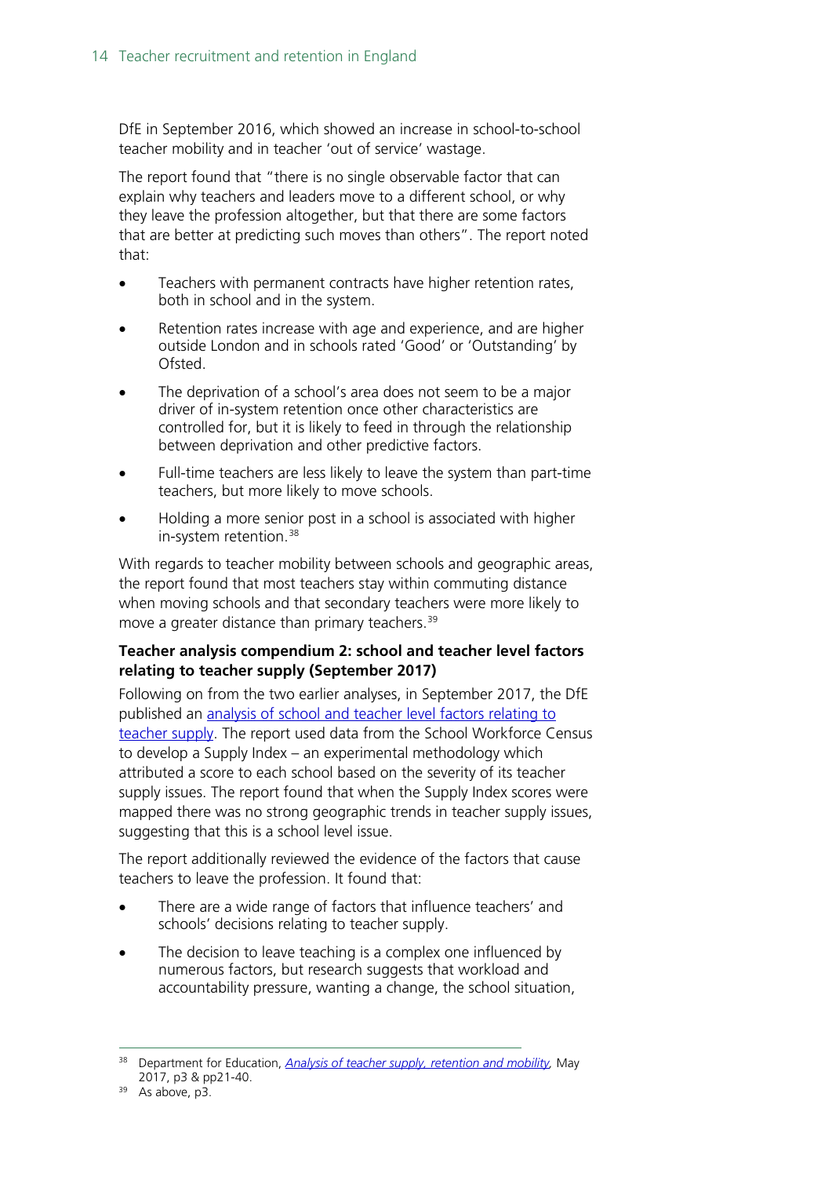DfE in September 2016, which showed an increase in school-to-school teacher mobility and in teacher 'out of service' wastage.

The report found that "there is no single observable factor that can explain why teachers and leaders move to a different school, or why they leave the profession altogether, but that there are some factors that are better at predicting such moves than others". The report noted that:

- Teachers with permanent contracts have higher retention rates, both in school and in the system.
- Retention rates increase with age and experience, and are higher outside London and in schools rated 'Good' or 'Outstanding' by Ofsted.
- The deprivation of a school's area does not seem to be a major driver of in-system retention once other characteristics are controlled for, but it is likely to feed in through the relationship between deprivation and other predictive factors.
- Full-time teachers are less likely to leave the system than part-time teachers, but more likely to move schools.
- Holding a more senior post in a school is associated with higher in-system retention.[38]

With regards to teacher mobility between schools and geographic areas, the report found that most teachers stay within commuting distance when moving schools and that secondary teachers were more likely to move a greater distance than primary teachers.[39]

**Teacher analysis compendium 2: school and teacher level factors relating to teacher supply (September 2017)**

Following on from the two earlier analyses, in September 2017, the DfE published an analysis of school and teacher level factors relating to teacher supply. The report used data from the School Workforce Census to develop a Supply Index – an experimental methodology which attributed a score to each school based on the severity of its teacher supply issues. The report found that when the Supply Index scores were mapped there was no strong geographic trends in teacher supply issues, suggesting that this is a school level issue.

The report additionally reviewed the evidence of the factors that cause teachers to leave the profession. It found that:

- There are a wide range of factors that influence teachers' and schools' decisions relating to teacher supply.
- The decision to leave teaching is a complex one influenced by numerous factors, but research suggests that workload and accountability pressure, wanting a change, the school situation,

[38] Department for Education, *Analysis of teacher supply, retention and mobility*, May 2017, p3 & pp21-40.

[39] As above, p3.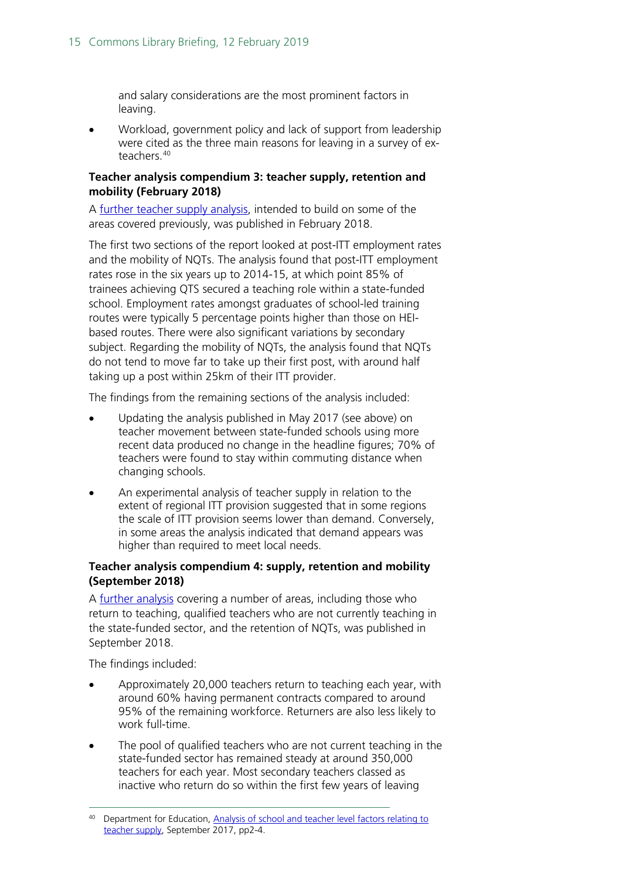and salary considerations are the most prominent factors in leaving.

- Workload, government policy and lack of support from leadership were cited as the three main reasons for leaving in a survey of ex-teachers.[40]

**Teacher analysis compendium 3: teacher supply, retention and mobility (February 2018)**

A further teacher supply analysis, intended to build on some of the areas covered previously, was published in February 2018.

The first two sections of the report looked at post-ITT employment rates and the mobility of NQTs. The analysis found that post-ITT employment rates rose in the six years up to 2014-15, at which point 85% of trainees achieving QTS secured a teaching role within a state-funded school. Employment rates amongst graduates of school-led training routes were typically 5 percentage points higher than those on HEI-based routes. There were also significant variations by secondary subject. Regarding the mobility of NQTs, the analysis found that NQTs do not tend to move far to take up their first post, with around half taking up a post within 25km of their ITT provider.

The findings from the remaining sections of the analysis included:

- Updating the analysis published in May 2017 (see above) on teacher movement between state-funded schools using more recent data produced no change in the headline figures; 70% of teachers were found to stay within commuting distance when changing schools.
- An experimental analysis of teacher supply in relation to the extent of regional ITT provision suggested that in some regions the scale of ITT provision seems lower than demand. Conversely, in some areas the analysis indicated that demand appears was higher than required to meet local needs.

**Teacher analysis compendium 4: supply, retention and mobility (September 2018)**

A further analysis covering a number of areas, including those who return to teaching, qualified teachers who are not currently teaching in the state-funded sector, and the retention of NQTs, was published in September 2018.

The findings included:

- Approximately 20,000 teachers return to teaching each year, with around 60% having permanent contracts compared to around 95% of the remaining workforce. Returners are also less likely to work full-time.
- The pool of qualified teachers who are not current teaching in the state-funded sector has remained steady at around 350,000 teachers for each year. Most secondary teachers classed as inactive who return do so within the first few years of leaving

[40] Department for Education, Analysis of school and teacher level factors relating to teacher supply, September 2017, pp2-4.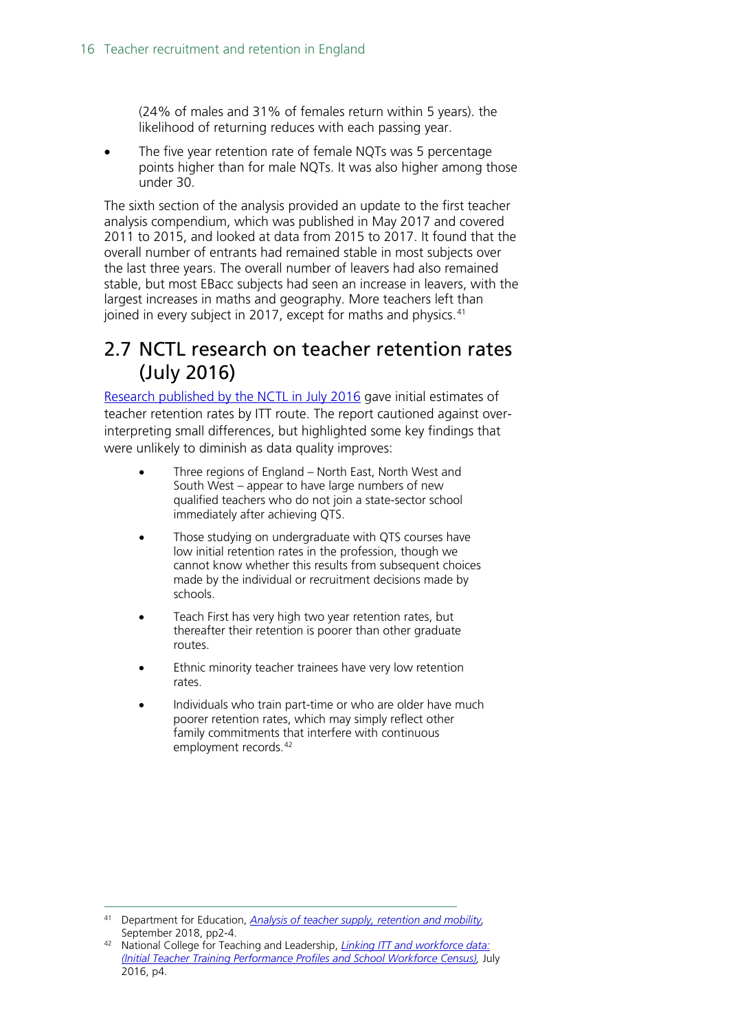(24% of males and 31% of females return within 5 years). the likelihood of returning reduces with each passing year.

- The five year retention rate of female NQTs was 5 percentage points higher than for male NQTs. It was also higher among those under 30.

The sixth section of the analysis provided an update to the first teacher analysis compendium, which was published in May 2017 and covered 2011 to 2015, and looked at data from 2015 to 2017. It found that the overall number of entrants had remained stable in most subjects over the last three years. The overall number of leavers had also remained stable, but most EBacc subjects had seen an increase in leavers, with the largest increases in maths and geography. More teachers left than joined in every subject in 2017, except for maths and physics.[41]

## 2.7 NCTL research on teacher retention rates (July 2016)

Research published by the NCTL in July 2016 gave initial estimates of teacher retention rates by ITT route. The report cautioned against over-interpreting small differences, but highlighted some key findings that were unlikely to diminish as data quality improves:

- Three regions of England – North East, North West and South West – appear to have large numbers of new qualified teachers who do not join a state-sector school immediately after achieving QTS.
- Those studying on undergraduate with QTS courses have low initial retention rates in the profession, though we cannot know whether this results from subsequent choices made by the individual or recruitment decisions made by schools.
- Teach First has very high two year retention rates, but thereafter their retention is poorer than other graduate routes.
- Ethnic minority teacher trainees have very low retention rates.
- Individuals who train part-time or who are older have much poorer retention rates, which may simply reflect other family commitments that interfere with continuous employment records.[42]

---

[41] Department for Education, *Analysis of teacher supply, retention and mobility*, September 2018, pp2-4.

[42] National College for Teaching and Leadership, *Linking ITT and workforce data: (Initial Teacher Training Performance Profiles and School Workforce Census)*, July 2016, p4.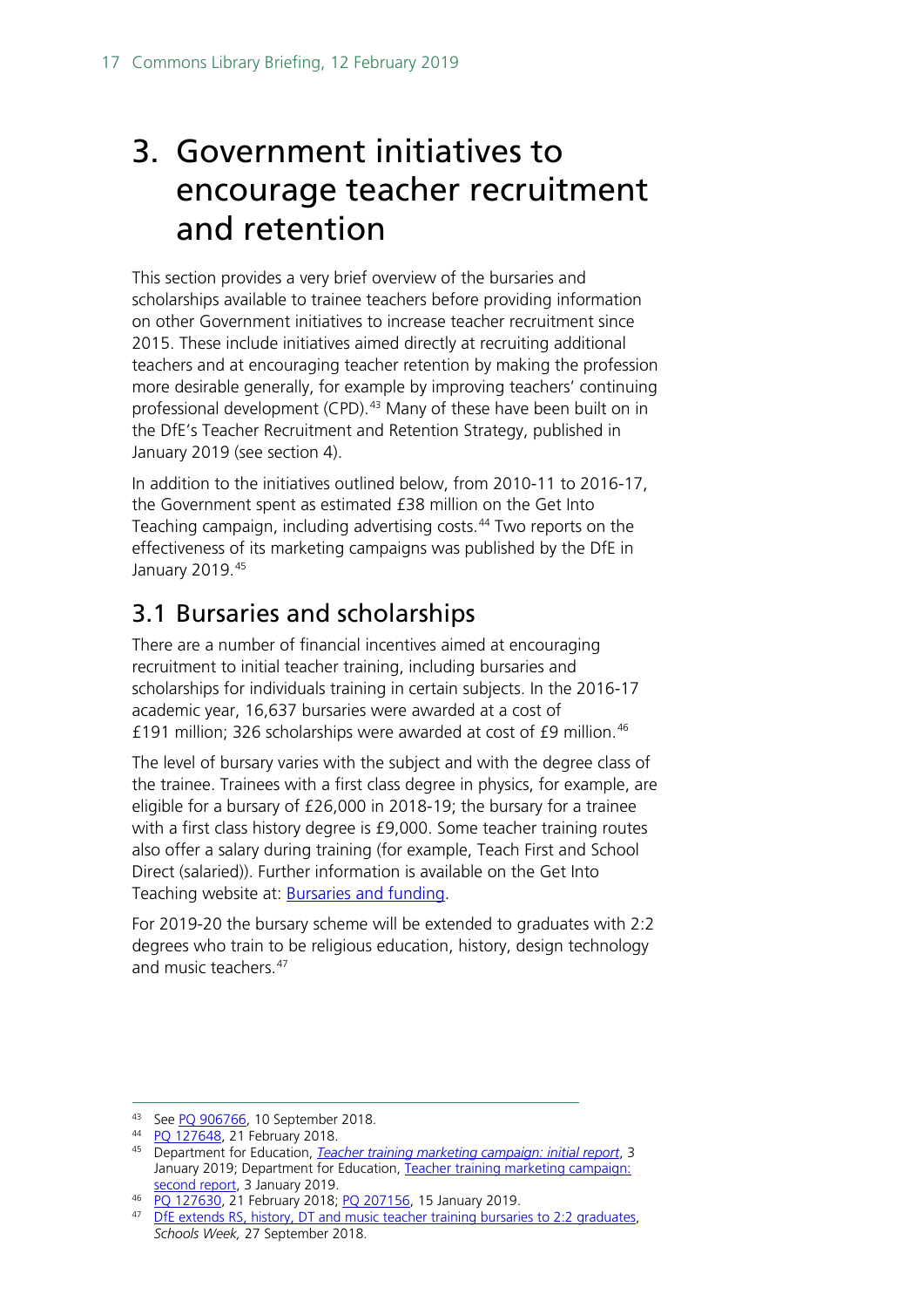# 3. Government initiatives to encourage teacher recruitment and retention

This section provides a very brief overview of the bursaries and scholarships available to trainee teachers before providing information on other Government initiatives to increase teacher recruitment since 2015. These include initiatives aimed directly at recruiting additional teachers and at encouraging teacher retention by making the profession more desirable generally, for example by improving teachers' continuing professional development (CPD).[43] Many of these have been built on in the DfE's Teacher Recruitment and Retention Strategy, published in January 2019 (see section 4).

In addition to the initiatives outlined below, from 2010-11 to 2016-17, the Government spent as estimated £38 million on the Get Into Teaching campaign, including advertising costs.[44] Two reports on the effectiveness of its marketing campaigns was published by the DfE in January 2019.[45]

## 3.1 Bursaries and scholarships

There are a number of financial incentives aimed at encouraging recruitment to initial teacher training, including bursaries and scholarships for individuals training in certain subjects. In the 2016-17 academic year, 16,637 bursaries were awarded at a cost of £191 million; 326 scholarships were awarded at cost of £9 million.[46]

The level of bursary varies with the subject and with the degree class of the trainee. Trainees with a first class degree in physics, for example, are eligible for a bursary of £26,000 in 2018-19; the bursary for a trainee with a first class history degree is £9,000. Some teacher training routes also offer a salary during training (for example, Teach First and School Direct (salaried)). Further information is available on the Get Into Teaching website at: Bursaries and funding.

For 2019-20 the bursary scheme will be extended to graduates with 2:2 degrees who train to be religious education, history, design technology and music teachers.[47]

---

[43] See PQ 906766, 10 September 2018.

[44] PQ 127648, 21 February 2018.

[45] Department for Education, *Teacher training marketing campaign: initial report*, 3 January 2019; Department for Education, Teacher training marketing campaign: second report, 3 January 2019.

[46] PQ 127630, 21 February 2018; PQ 207156, 15 January 2019.

[47] DfE extends RS, history, DT and music teacher training bursaries to 2:2 graduates, *Schools Week,* 27 September 2018.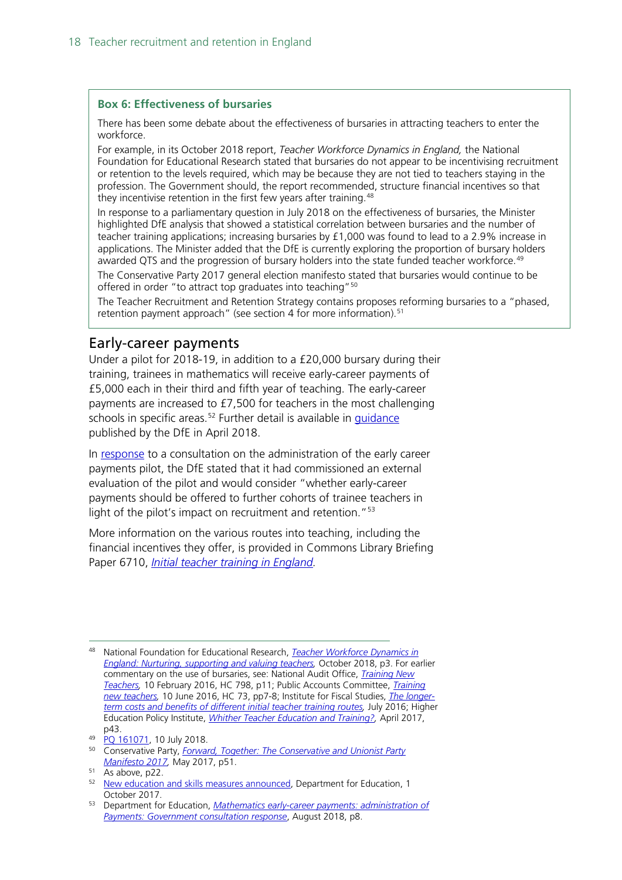**Box 6: Effectiveness of bursaries**

There has been some debate about the effectiveness of bursaries in attracting teachers to enter the workforce.

For example, in its October 2018 report, *Teacher Workforce Dynamics in England,* the National Foundation for Educational Research stated that bursaries do not appear to be incentivising recruitment or retention to the levels required, which may be because they are not tied to teachers staying in the profession. The Government should, the report recommended, structure financial incentives so that they incentivise retention in the first few years after training.[48]

In response to a parliamentary question in July 2018 on the effectiveness of bursaries, the Minister highlighted DfE analysis that showed a statistical correlation between bursaries and the number of teacher training applications; increasing bursaries by £1,000 was found to lead to a 2.9% increase in applications. The Minister added that the DfE is currently exploring the proportion of bursary holders awarded QTS and the progression of bursary holders into the state funded teacher workforce.[49]

The Conservative Party 2017 general election manifesto stated that bursaries would continue to be offered in order "to attract top graduates into teaching"[50]

The Teacher Recruitment and Retention Strategy contains proposes reforming bursaries to a "phased, retention payment approach" (see section 4 for more information).[51]

## Early-career payments

Under a pilot for 2018-19, in addition to a £20,000 bursary during their training, trainees in mathematics will receive early-career payments of £5,000 each in their third and fifth year of teaching. The early-career payments are increased to £7,500 for teachers in the most challenging schools in specific areas.[52] Further detail is available in guidance published by the DfE in April 2018.

In response to a consultation on the administration of the early career payments pilot, the DfE stated that it had commissioned an external evaluation of the pilot and would consider "whether early-career payments should be offered to further cohorts of trainee teachers in light of the pilot's impact on recruitment and retention."[53]

More information on the various routes into teaching, including the financial incentives they offer, is provided in Commons Library Briefing Paper 6710, *Initial teacher training in England.*

---

[48] National Foundation for Educational Research, *Teacher Workforce Dynamics in England: Nurturing, supporting and valuing teachers,* October 2018, p3. For earlier commentary on the use of bursaries, see: National Audit Office, *Training New Teachers,* 10 February 2016, HC 798, p11; Public Accounts Committee, *Training new teachers,* 10 June 2016, HC 73, pp7-8; Institute for Fiscal Studies, *The longer-term costs and benefits of different initial teacher training routes,* July 2016; Higher Education Policy Institute, *Whither Teacher Education and Training?,* April 2017, p43.

[49] PQ 161071, 10 July 2018.

[50] Conservative Party, *Forward, Together: The Conservative and Unionist Party Manifesto 2017,* May 2017, p51.

[51] As above, p22.

[52] New education and skills measures announced, Department for Education, 1 October 2017.

[53] Department for Education, *Mathematics early-career payments: administration of Payments: Government consultation response*, August 2018, p8.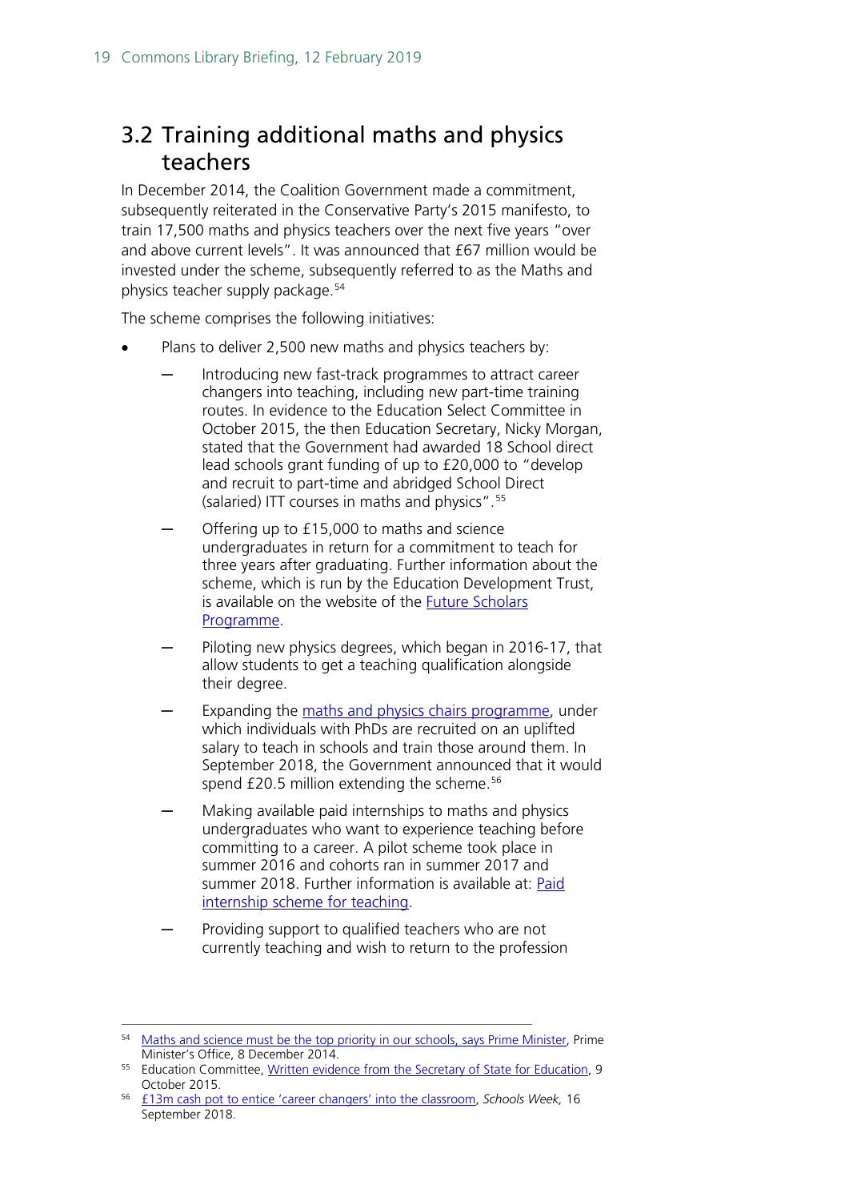## 3.2 Training additional maths and physics teachers

In December 2014, the Coalition Government made a commitment, subsequently reiterated in the Conservative Party's 2015 manifesto, to train 17,500 maths and physics teachers over the next five years "over and above current levels". It was announced that £67 million would be invested under the scheme, subsequently referred to as the Maths and physics teacher supply package.[54]

The scheme comprises the following initiatives:

- Plans to deliver 2,500 new maths and physics teachers by:
  - Introducing new fast-track programmes to attract career changers into teaching, including new part-time training routes. In evidence to the Education Select Committee in October 2015, the then Education Secretary, Nicky Morgan, stated that the Government had awarded 18 School direct lead schools grant funding of up to £20,000 to "develop and recruit to part-time and abridged School Direct (salaried) ITT courses in maths and physics".[55]
  - Offering up to £15,000 to maths and science undergraduates in return for a commitment to teach for three years after graduating. Further information about the scheme, which is run by the Education Development Trust, is available on the website of the Future Scholars Programme.
  - Piloting new physics degrees, which began in 2016-17, that allow students to get a teaching qualification alongside their degree.
  - Expanding the maths and physics chairs programme, under which individuals with PhDs are recruited on an uplifted salary to teach in schools and train those around them. In September 2018, the Government announced that it would spend £20.5 million extending the scheme.[56]
  - Making available paid internships to maths and physics undergraduates who want to experience teaching before committing to a career. A pilot scheme took place in summer 2016 and cohorts ran in summer 2017 and summer 2018. Further information is available at: Paid internship scheme for teaching.
  - Providing support to qualified teachers who are not currently teaching and wish to return to the profession

---

[54] Maths and science must be the top priority in our schools, says Prime Minister, Prime Minister's Office, 8 December 2014.

[55] Education Committee, Written evidence from the Secretary of State for Education, 9 October 2015.

[56] £13m cash pot to entice 'career changers' into the classroom, *Schools Week*, 16 September 2018.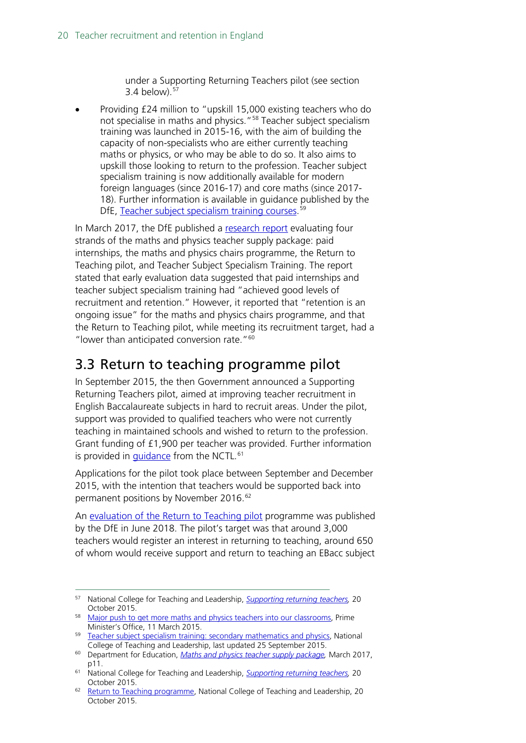under a Supporting Returning Teachers pilot (see section 3.4 below).[57]

- Providing £24 million to "upskill 15,000 existing teachers who do not specialise in maths and physics."[58] Teacher subject specialism training was launched in 2015-16, with the aim of building the capacity of non-specialists who are either currently teaching maths or physics, or who may be able to do so. It also aims to upskill those looking to return to the profession. Teacher subject specialism training is now additionally available for modern foreign languages (since 2016-17) and core maths (since 2017-18). Further information is available in guidance published by the DfE, Teacher subject specialism training courses.[59]

In March 2017, the DfE published a research report evaluating four strands of the maths and physics teacher supply package: paid internships, the maths and physics chairs programme, the Return to Teaching pilot, and Teacher Subject Specialism Training. The report stated that early evaluation data suggested that paid internships and teacher subject specialism training had "achieved good levels of recruitment and retention." However, it reported that "retention is an ongoing issue" for the maths and physics chairs programme, and that the Return to Teaching pilot, while meeting its recruitment target, had a "lower than anticipated conversion rate."[60]

## 3.3 Return to teaching programme pilot

In September 2015, the then Government announced a Supporting Returning Teachers pilot, aimed at improving teacher recruitment in English Baccalaureate subjects in hard to recruit areas. Under the pilot, support was provided to qualified teachers who were not currently teaching in maintained schools and wished to return to the profession. Grant funding of £1,900 per teacher was provided. Further information is provided in guidance from the NCTL.[61]

Applications for the pilot took place between September and December 2015, with the intention that teachers would be supported back into permanent positions by November 2016.[62]

An evaluation of the Return to Teaching pilot programme was published by the DfE in June 2018. The pilot's target was that around 3,000 teachers would register an interest in returning to teaching, around 650 of whom would receive support and return to teaching an EBacc subject

---

[57] National College for Teaching and Leadership, *Supporting returning teachers*, 20 October 2015.

[58] Major push to get more maths and physics teachers into our classrooms, Prime Minister's Office, 11 March 2015.

[59] Teacher subject specialism training: secondary mathematics and physics, National College of Teaching and Leadership, last updated 25 September 2015.

[60] Department for Education, *Maths and physics teacher supply package*, March 2017, p11.

[61] National College for Teaching and Leadership, *Supporting returning teachers*, 20 October 2015.

[62] Return to Teaching programme, National College of Teaching and Leadership, 20 October 2015.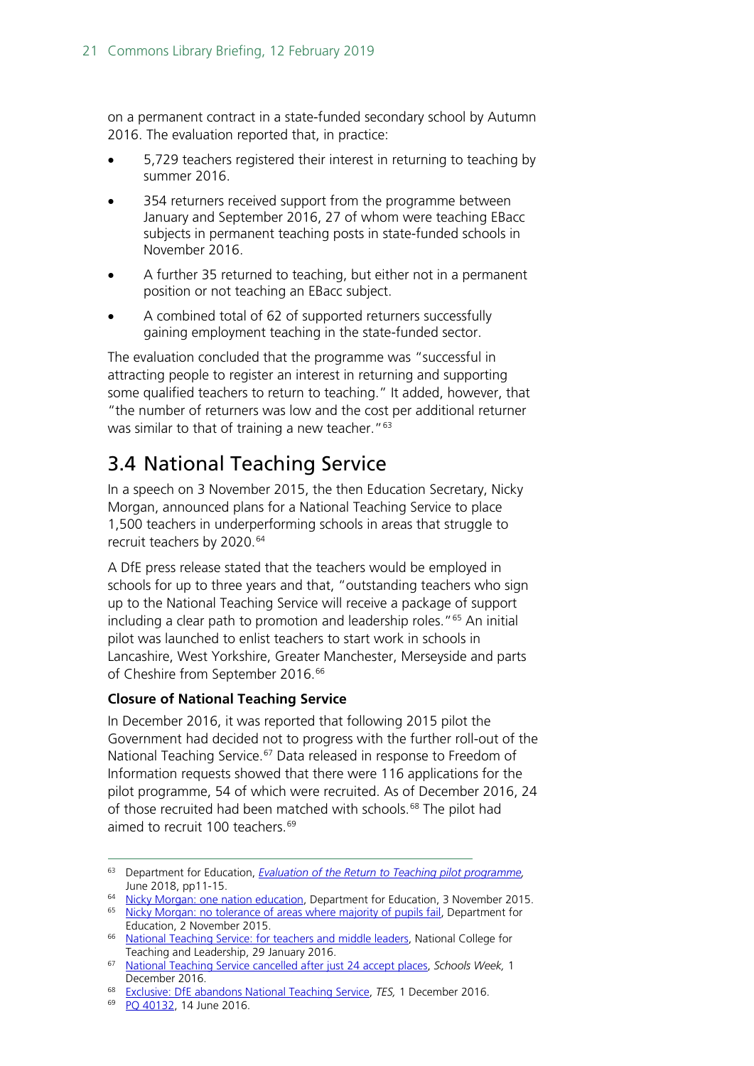on a permanent contract in a state-funded secondary school by Autumn 2016. The evaluation reported that, in practice:

- 5,729 teachers registered their interest in returning to teaching by summer 2016.
- 354 returners received support from the programme between January and September 2016, 27 of whom were teaching EBacc subjects in permanent teaching posts in state-funded schools in November 2016.
- A further 35 returned to teaching, but either not in a permanent position or not teaching an EBacc subject.
- A combined total of 62 of supported returners successfully gaining employment teaching in the state-funded sector.

The evaluation concluded that the programme was "successful in attracting people to register an interest in returning and supporting some qualified teachers to return to teaching." It added, however, that "the number of returners was low and the cost per additional returner was similar to that of training a new teacher."[63]

## 3.4 National Teaching Service

In a speech on 3 November 2015, the then Education Secretary, Nicky Morgan, announced plans for a National Teaching Service to place 1,500 teachers in underperforming schools in areas that struggle to recruit teachers by 2020.[64]

A DfE press release stated that the teachers would be employed in schools for up to three years and that, "outstanding teachers who sign up to the National Teaching Service will receive a package of support including a clear path to promotion and leadership roles."[65] An initial pilot was launched to enlist teachers to start work in schools in Lancashire, West Yorkshire, Greater Manchester, Merseyside and parts of Cheshire from September 2016.[66]

### Closure of National Teaching Service

In December 2016, it was reported that following 2015 pilot the Government had decided not to progress with the further roll-out of the National Teaching Service.[67] Data released in response to Freedom of Information requests showed that there were 116 applications for the pilot programme, 54 of which were recruited. As of December 2016, 24 of those recruited had been matched with schools.[68] The pilot had aimed to recruit 100 teachers.[69]

---

[63] Department for Education, *Evaluation of the Return to Teaching pilot programme,* June 2018, pp11-15.

[64] Nicky Morgan: one nation education, Department for Education, 3 November 2015.

[65] Nicky Morgan: no tolerance of areas where majority of pupils fail, Department for Education, 2 November 2015.

[66] National Teaching Service: for teachers and middle leaders, National College for Teaching and Leadership, 29 January 2016.

[67] National Teaching Service cancelled after just 24 accept places, *Schools Week,* 1 December 2016.

[68] Exclusive: DfE abandons National Teaching Service, *TES,* 1 December 2016.

[69] PQ 40132, 14 June 2016.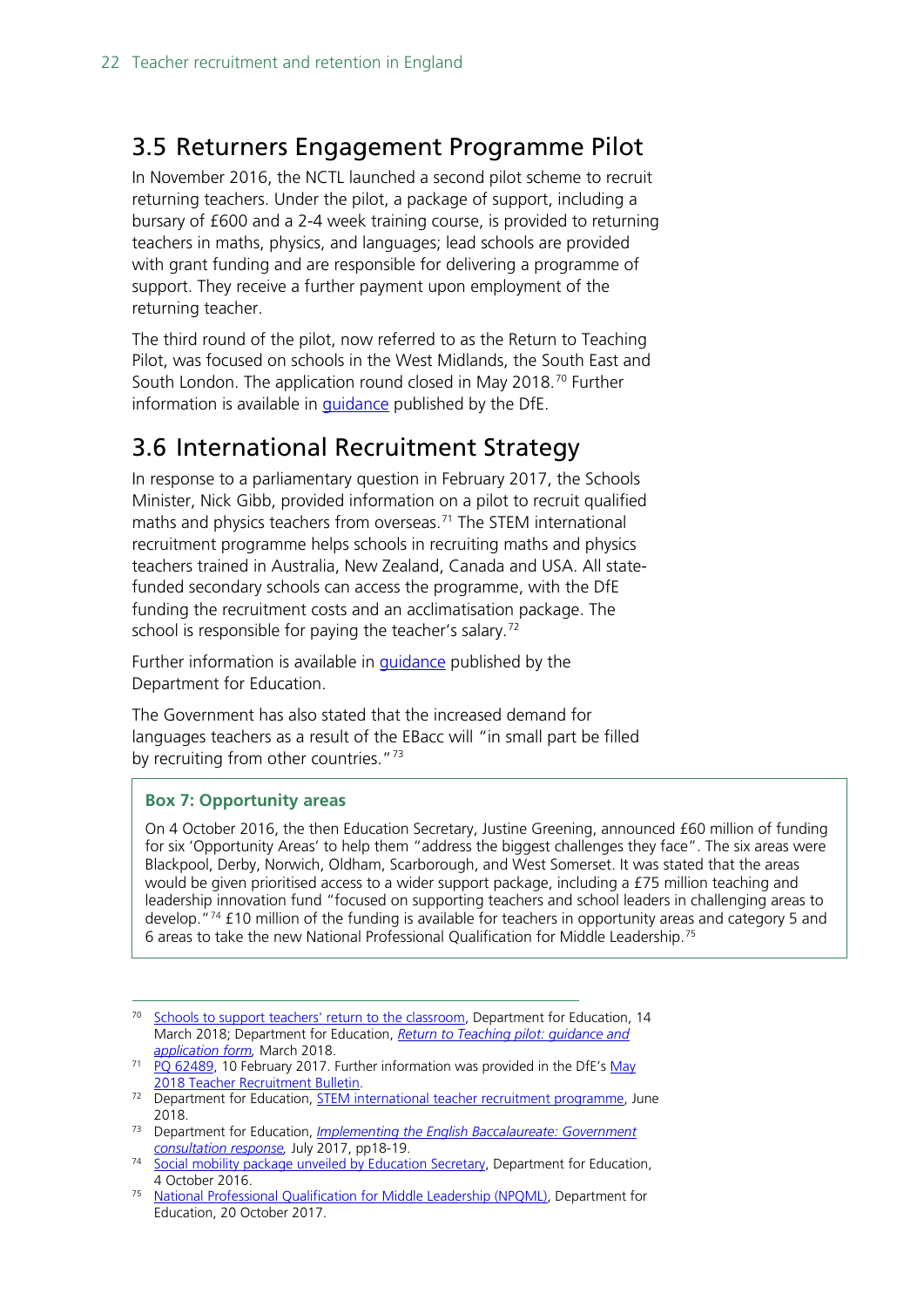## 3.5 Returners Engagement Programme Pilot

In November 2016, the NCTL launched a second pilot scheme to recruit returning teachers. Under the pilot, a package of support, including a bursary of £600 and a 2-4 week training course, is provided to returning teachers in maths, physics, and languages; lead schools are provided with grant funding and are responsible for delivering a programme of support. They receive a further payment upon employment of the returning teacher.

The third round of the pilot, now referred to as the Return to Teaching Pilot, was focused on schools in the West Midlands, the South East and South London. The application round closed in May 2018.[70] Further information is available in guidance published by the DfE.

## 3.6 International Recruitment Strategy

In response to a parliamentary question in February 2017, the Schools Minister, Nick Gibb, provided information on a pilot to recruit qualified maths and physics teachers from overseas.[71] The STEM international recruitment programme helps schools in recruiting maths and physics teachers trained in Australia, New Zealand, Canada and USA. All state-funded secondary schools can access the programme, with the DfE funding the recruitment costs and an acclimatisation package. The school is responsible for paying the teacher's salary.[72]

Further information is available in guidance published by the Department for Education.

The Government has also stated that the increased demand for languages teachers as a result of the EBacc will "in small part be filled by recruiting from other countries."[73]

> **Box 7: Opportunity areas**
>
> On 4 October 2016, the then Education Secretary, Justine Greening, announced £60 million of funding for six 'Opportunity Areas' to help them "address the biggest challenges they face". The six areas were Blackpool, Derby, Norwich, Oldham, Scarborough, and West Somerset. It was stated that the areas would be given prioritised access to a wider support package, including a £75 million teaching and leadership innovation fund "focused on supporting teachers and school leaders in challenging areas to develop."[74] £10 million of the funding is available for teachers in opportunity areas and category 5 and 6 areas to take the new National Professional Qualification for Middle Leadership.[75]

---

[70] Schools to support teachers' return to the classroom, Department for Education, 14 March 2018; Department for Education, *Return to Teaching pilot: guidance and application form,* March 2018.

[71] PQ 62489, 10 February 2017. Further information was provided in the DfE's May 2018 Teacher Recruitment Bulletin.

[72] Department for Education, STEM international teacher recruitment programme, June 2018.

[73] Department for Education, *Implementing the English Baccalaureate: Government consultation response,* July 2017, pp18-19.

[74] Social mobility package unveiled by Education Secretary, Department for Education, 4 October 2016.

[75] National Professional Qualification for Middle Leadership (NPQML), Department for Education, 20 October 2017.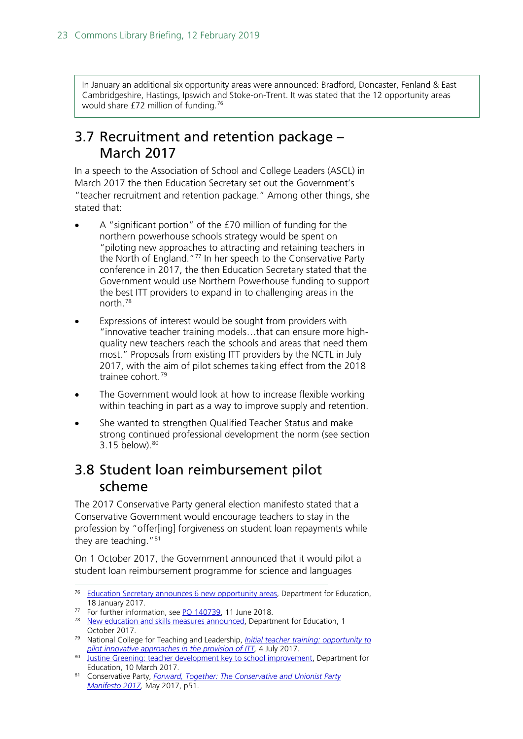In January an additional six opportunity areas were announced: Bradford, Doncaster, Fenland & East Cambridgeshire, Hastings, Ipswich and Stoke-on-Trent. It was stated that the 12 opportunity areas would share £72 million of funding.[76]

## 3.7 Recruitment and retention package – March 2017

In a speech to the Association of School and College Leaders (ASCL) in March 2017 the then Education Secretary set out the Government's "teacher recruitment and retention package." Among other things, she stated that:

- A "significant portion" of the £70 million of funding for the northern powerhouse schools strategy would be spent on "piloting new approaches to attracting and retaining teachers in the North of England."[77] In her speech to the Conservative Party conference in 2017, the then Education Secretary stated that the Government would use Northern Powerhouse funding to support the best ITT providers to expand in to challenging areas in the north.[78]
- Expressions of interest would be sought from providers with "innovative teacher training models…that can ensure more high-quality new teachers reach the schools and areas that need them most." Proposals from existing ITT providers by the NCTL in July 2017, with the aim of pilot schemes taking effect from the 2018 trainee cohort.[79]
- The Government would look at how to increase flexible working within teaching in part as a way to improve supply and retention.
- She wanted to strengthen Qualified Teacher Status and make strong continued professional development the norm (see section 3.15 below).[80]

## 3.8 Student loan reimbursement pilot scheme

The 2017 Conservative Party general election manifesto stated that a Conservative Government would encourage teachers to stay in the profession by "offer[ing] forgiveness on student loan repayments while they are teaching."[81]

On 1 October 2017, the Government announced that it would pilot a student loan reimbursement programme for science and languages

---

[76] Education Secretary announces 6 new opportunity areas, Department for Education, 18 January 2017.

[77] For further information, see PQ 140739, 11 June 2018.

[78] New education and skills measures announced, Department for Education, 1 October 2017.

[79] National College for Teaching and Leadership, *Initial teacher training: opportunity to pilot innovative approaches in the provision of ITT*, 4 July 2017.

[80] Justine Greening: teacher development key to school improvement, Department for Education, 10 March 2017.

[81] Conservative Party, *Forward, Together: The Conservative and Unionist Party Manifesto 2017*, May 2017, p51.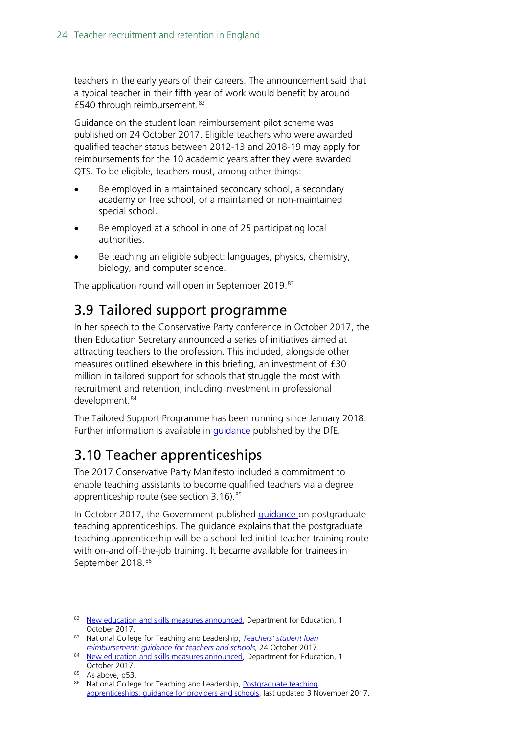teachers in the early years of their careers. The announcement said that a typical teacher in their fifth year of work would benefit by around £540 through reimbursement.[82]

Guidance on the student loan reimbursement pilot scheme was published on 24 October 2017. Eligible teachers who were awarded qualified teacher status between 2012-13 and 2018-19 may apply for reimbursements for the 10 academic years after they were awarded QTS. To be eligible, teachers must, among other things:

- Be employed in a maintained secondary school, a secondary academy or free school, or a maintained or non-maintained special school.
- Be employed at a school in one of 25 participating local authorities.
- Be teaching an eligible subject: languages, physics, chemistry, biology, and computer science.

The application round will open in September 2019.[83]

## 3.9 Tailored support programme

In her speech to the Conservative Party conference in October 2017, the then Education Secretary announced a series of initiatives aimed at attracting teachers to the profession. This included, alongside other measures outlined elsewhere in this briefing, an investment of £30 million in tailored support for schools that struggle the most with recruitment and retention, including investment in professional development.[84]

The Tailored Support Programme has been running since January 2018. Further information is available in guidance published by the DfE.

## 3.10 Teacher apprenticeships

The 2017 Conservative Party Manifesto included a commitment to enable teaching assistants to become qualified teachers via a degree apprenticeship route (see section 3.16).[85]

In October 2017, the Government published guidance on postgraduate teaching apprenticeships. The guidance explains that the postgraduate teaching apprenticeship will be a school-led initial teacher training route with on-and off-the-job training. It became available for trainees in September 2018.[86]

---

[82] New education and skills measures announced, Department for Education, 1 October 2017.

[83] National College for Teaching and Leadership, *Teachers' student loan reimbursement: guidance for teachers and schools,* 24 October 2017.

[84] New education and skills measures announced, Department for Education, 1 October 2017.

[85] As above, p53.

[86] National College for Teaching and Leadership, Postgraduate teaching apprenticeships: guidance for providers and schools, last updated 3 November 2017.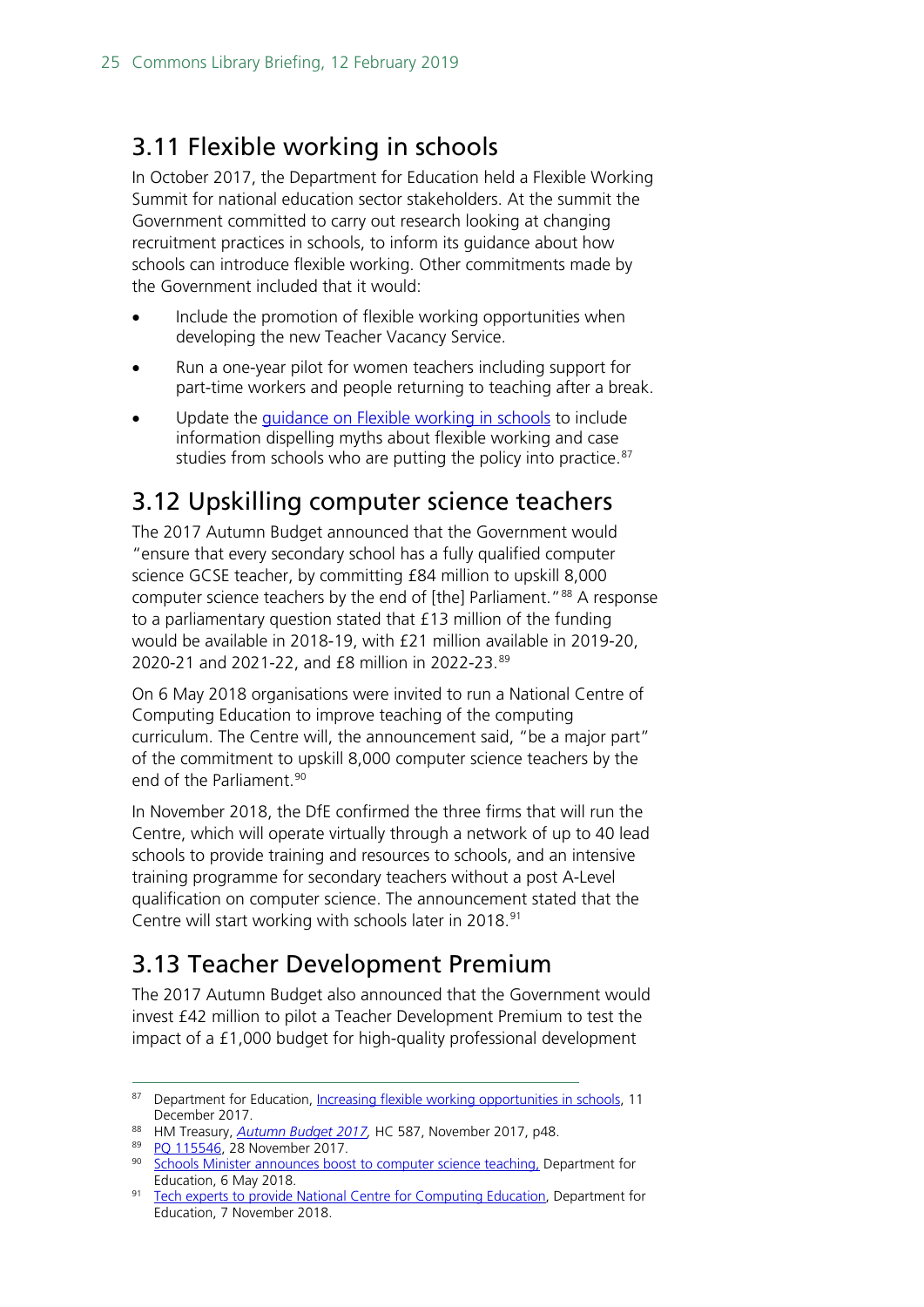## 3.11 Flexible working in schools

In October 2017, the Department for Education held a Flexible Working Summit for national education sector stakeholders. At the summit the Government committed to carry out research looking at changing recruitment practices in schools, to inform its guidance about how schools can introduce flexible working. Other commitments made by the Government included that it would:

- Include the promotion of flexible working opportunities when developing the new Teacher Vacancy Service.
- Run a one-year pilot for women teachers including support for part-time workers and people returning to teaching after a break.
- Update the guidance on Flexible working in schools to include information dispelling myths about flexible working and case studies from schools who are putting the policy into practice.[87]

## 3.12 Upskilling computer science teachers

The 2017 Autumn Budget announced that the Government would "ensure that every secondary school has a fully qualified computer science GCSE teacher, by committing £84 million to upskill 8,000 computer science teachers by the end of [the] Parliament."[88] A response to a parliamentary question stated that £13 million of the funding would be available in 2018-19, with £21 million available in 2019-20, 2020-21 and 2021-22, and £8 million in 2022-23.[89]

On 6 May 2018 organisations were invited to run a National Centre of Computing Education to improve teaching of the computing curriculum. The Centre will, the announcement said, "be a major part" of the commitment to upskill 8,000 computer science teachers by the end of the Parliament.[90]

In November 2018, the DfE confirmed the three firms that will run the Centre, which will operate virtually through a network of up to 40 lead schools to provide training and resources to schools, and an intensive training programme for secondary teachers without a post A-Level qualification on computer science. The announcement stated that the Centre will start working with schools later in 2018.[91]

## 3.13 Teacher Development Premium

The 2017 Autumn Budget also announced that the Government would invest £42 million to pilot a Teacher Development Premium to test the impact of a £1,000 budget for high-quality professional development

---

87 Department for Education, Increasing flexible working opportunities in schools, 11 December 2017.

88 HM Treasury, *Autumn Budget 2017*, HC 587, November 2017, p48.

89 PQ 115546, 28 November 2017.

90 Schools Minister announces boost to computer science teaching, Department for Education, 6 May 2018.

91 Tech experts to provide National Centre for Computing Education, Department for Education, 7 November 2018.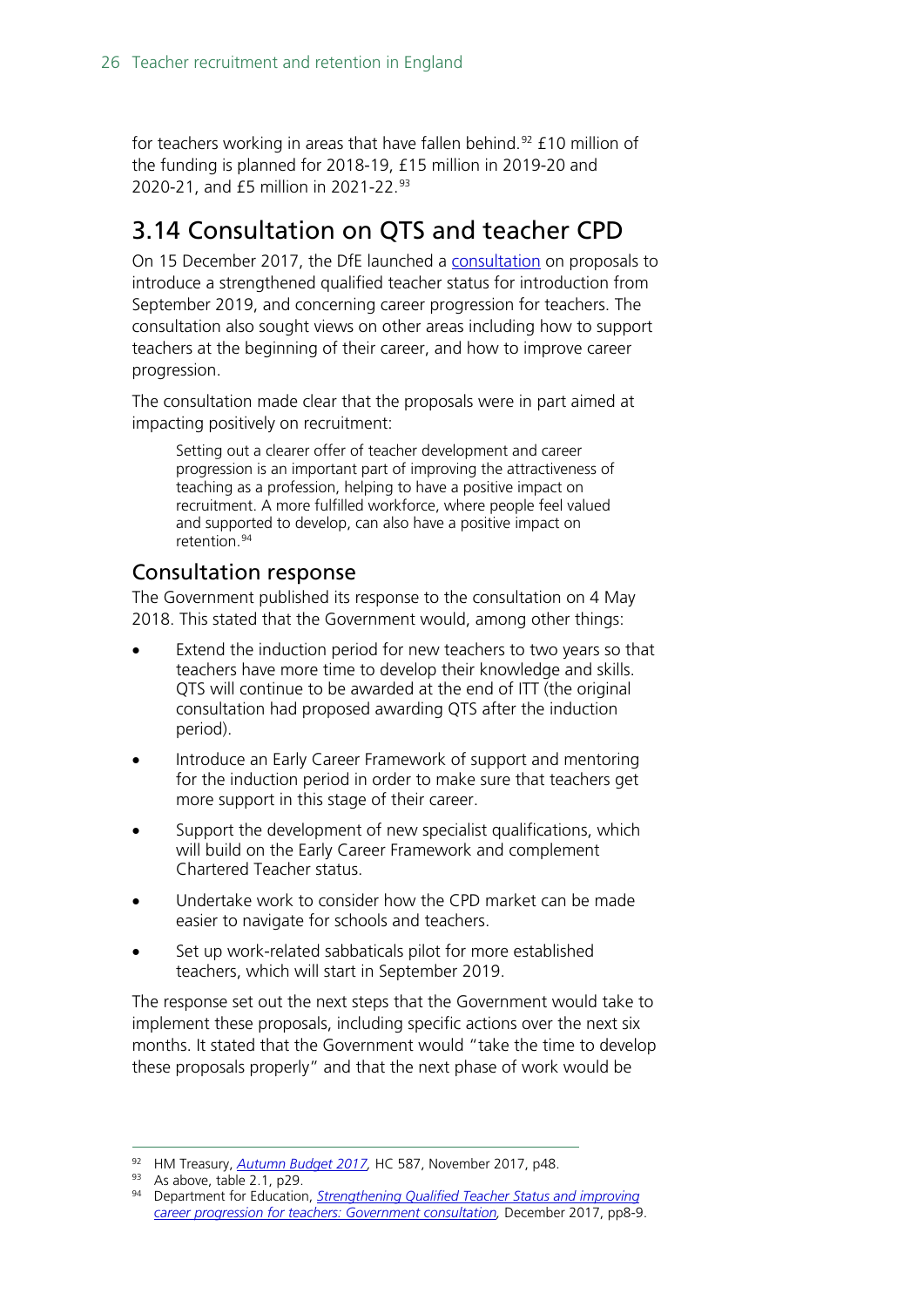for teachers working in areas that have fallen behind.[92] £10 million of the funding is planned for 2018-19, £15 million in 2019-20 and 2020-21, and £5 million in 2021-22.[93]

## 3.14 Consultation on QTS and teacher CPD

On 15 December 2017, the DfE launched a consultation on proposals to introduce a strengthened qualified teacher status for introduction from September 2019, and concerning career progression for teachers. The consultation also sought views on other areas including how to support teachers at the beginning of their career, and how to improve career progression.

The consultation made clear that the proposals were in part aimed at impacting positively on recruitment:

> Setting out a clearer offer of teacher development and career progression is an important part of improving the attractiveness of teaching as a profession, helping to have a positive impact on recruitment. A more fulfilled workforce, where people feel valued and supported to develop, can also have a positive impact on retention.[94]

### Consultation response

The Government published its response to the consultation on 4 May 2018. This stated that the Government would, among other things:

- Extend the induction period for new teachers to two years so that teachers have more time to develop their knowledge and skills. QTS will continue to be awarded at the end of ITT (the original consultation had proposed awarding QTS after the induction period).
- Introduce an Early Career Framework of support and mentoring for the induction period in order to make sure that teachers get more support in this stage of their career.
- Support the development of new specialist qualifications, which will build on the Early Career Framework and complement Chartered Teacher status.
- Undertake work to consider how the CPD market can be made easier to navigate for schools and teachers.
- Set up work-related sabbaticals pilot for more established teachers, which will start in September 2019.

The response set out the next steps that the Government would take to implement these proposals, including specific actions over the next six months. It stated that the Government would "take the time to develop these proposals properly" and that the next phase of work would be

---

[92] HM Treasury, *Autumn Budget 2017*, HC 587, November 2017, p48.

[93] As above, table 2.1, p29.

[94] Department for Education, *Strengthening Qualified Teacher Status and improving career progression for teachers: Government consultation*, December 2017, pp8-9.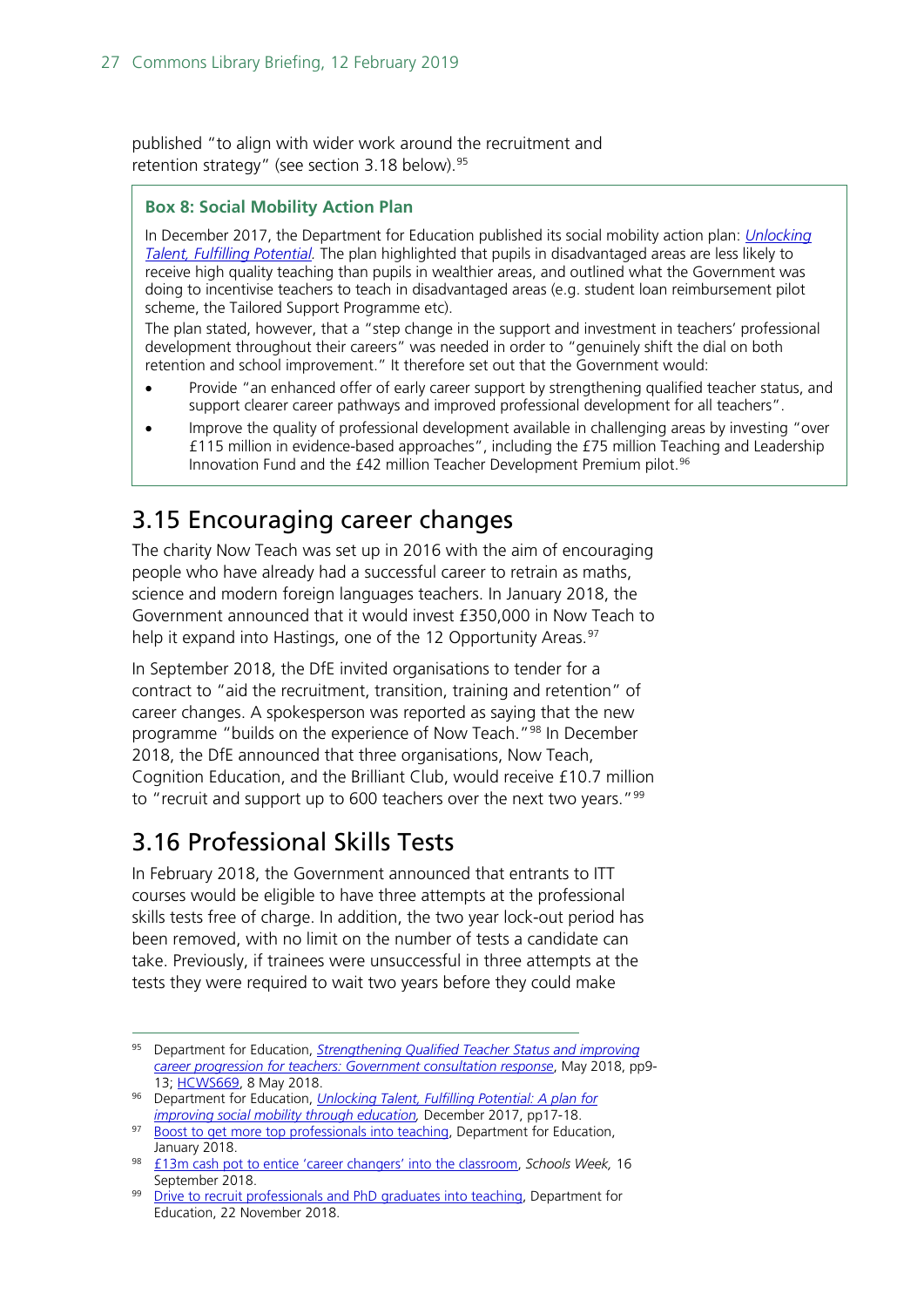published "to align with wider work around the recruitment and retention strategy" (see section 3.18 below).[95]

> **Box 8: Social Mobility Action Plan**
>
> In December 2017, the Department for Education published its social mobility action plan: *Unlocking Talent, Fulfilling Potential.* The plan highlighted that pupils in disadvantaged areas are less likely to receive high quality teaching than pupils in wealthier areas, and outlined what the Government was doing to incentivise teachers to teach in disadvantaged areas (e.g. student loan reimbursement pilot scheme, the Tailored Support Programme etc).
>
> The plan stated, however, that a "step change in the support and investment in teachers' professional development throughout their careers" was needed in order to "genuinely shift the dial on both retention and school improvement." It therefore set out that the Government would:
>
> - Provide "an enhanced offer of early career support by strengthening qualified teacher status, and support clearer career pathways and improved professional development for all teachers".
> - Improve the quality of professional development available in challenging areas by investing "over £115 million in evidence-based approaches", including the £75 million Teaching and Leadership Innovation Fund and the £42 million Teacher Development Premium pilot.[96]

## 3.15 Encouraging career changes

The charity Now Teach was set up in 2016 with the aim of encouraging people who have already had a successful career to retrain as maths, science and modern foreign languages teachers. In January 2018, the Government announced that it would invest £350,000 in Now Teach to help it expand into Hastings, one of the 12 Opportunity Areas.[97]

In September 2018, the DfE invited organisations to tender for a contract to "aid the recruitment, transition, training and retention" of career changes. A spokesperson was reported as saying that the new programme "builds on the experience of Now Teach."[98] In December 2018, the DfE announced that three organisations, Now Teach, Cognition Education, and the Brilliant Club, would receive £10.7 million to "recruit and support up to 600 teachers over the next two years."[99]

## 3.16 Professional Skills Tests

In February 2018, the Government announced that entrants to ITT courses would be eligible to have three attempts at the professional skills tests free of charge. In addition, the two year lock-out period has been removed, with no limit on the number of tests a candidate can take. Previously, if trainees were unsuccessful in three attempts at the tests they were required to wait two years before they could make

---

[95] Department for Education, *Strengthening Qualified Teacher Status and improving career progression for teachers: Government consultation response*, May 2018, pp9-13; HCWS669, 8 May 2018.

[96] Department for Education, *Unlocking Talent, Fulfilling Potential: A plan for improving social mobility through education,* December 2017, pp17-18.

[97] Boost to get more top professionals into teaching, Department for Education, January 2018.

[98] £13m cash pot to entice 'career changers' into the classroom, *Schools Week,* 16 September 2018.

[99] Drive to recruit professionals and PhD graduates into teaching, Department for Education, 22 November 2018.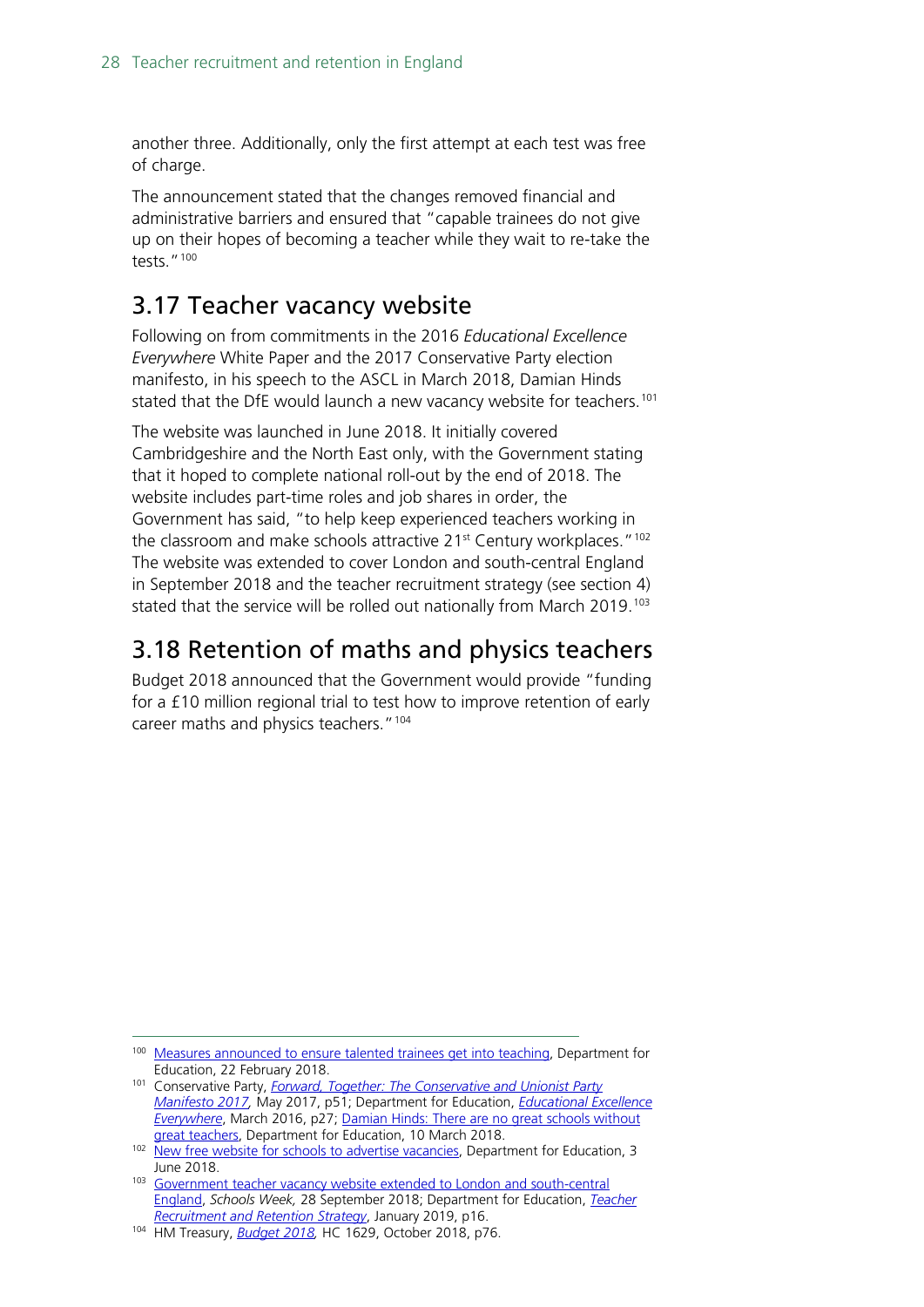another three. Additionally, only the first attempt at each test was free of charge.

The announcement stated that the changes removed financial and administrative barriers and ensured that "capable trainees do not give up on their hopes of becoming a teacher while they wait to re-take the tests."[100]

## 3.17 Teacher vacancy website

Following on from commitments in the 2016 *Educational Excellence Everywhere* White Paper and the 2017 Conservative Party election manifesto, in his speech to the ASCL in March 2018, Damian Hinds stated that the DfE would launch a new vacancy website for teachers.[101]

The website was launched in June 2018. It initially covered Cambridgeshire and the North East only, with the Government stating that it hoped to complete national roll-out by the end of 2018. The website includes part-time roles and job shares in order, the Government has said, "to help keep experienced teachers working in the classroom and make schools attractive 21st Century workplaces."[102] The website was extended to cover London and south-central England in September 2018 and the teacher recruitment strategy (see section 4) stated that the service will be rolled out nationally from March 2019.[103]

## 3.18 Retention of maths and physics teachers

Budget 2018 announced that the Government would provide "funding for a £10 million regional trial to test how to improve retention of early career maths and physics teachers."[104]

---

[100] Measures announced to ensure talented trainees get into teaching, Department for Education, 22 February 2018.

[101] Conservative Party, *Forward, Together: The Conservative and Unionist Party Manifesto 2017,* May 2017, p51; Department for Education, *Educational Excellence Everywhere*, March 2016, p27; Damian Hinds: There are no great schools without great teachers, Department for Education, 10 March 2018.

[102] New free website for schools to advertise vacancies, Department for Education, 3 June 2018.

[103] Government teacher vacancy website extended to London and south-central England, *Schools Week,* 28 September 2018; Department for Education, *Teacher Recruitment and Retention Strategy*, January 2019, p16.

[104] HM Treasury, *Budget 2018,* HC 1629, October 2018, p76.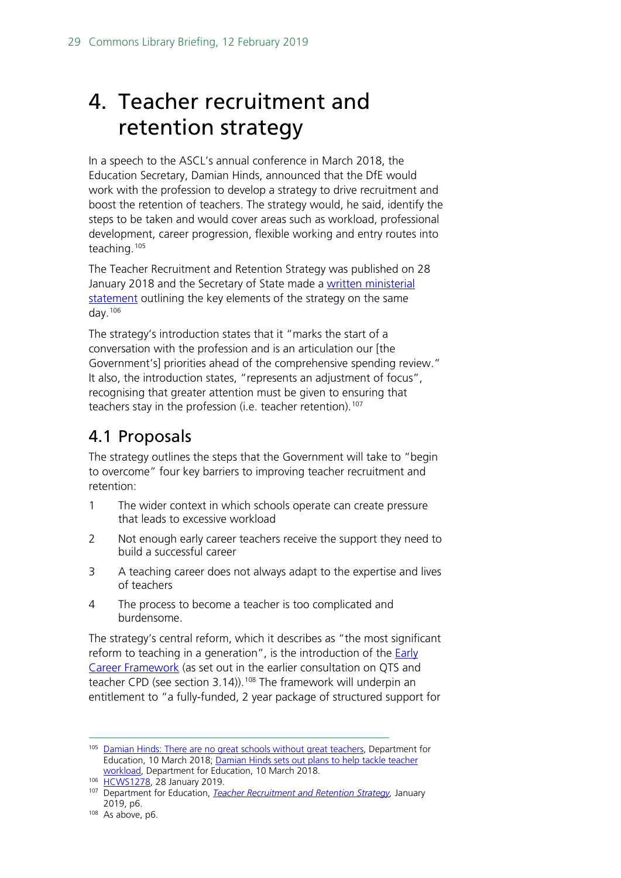# 4. Teacher recruitment and retention strategy

In a speech to the ASCL's annual conference in March 2018, the Education Secretary, Damian Hinds, announced that the DfE would work with the profession to develop a strategy to drive recruitment and boost the retention of teachers. The strategy would, he said, identify the steps to be taken and would cover areas such as workload, professional development, career progression, flexible working and entry routes into teaching.[105]

The Teacher Recruitment and Retention Strategy was published on 28 January 2018 and the Secretary of State made a written ministerial statement outlining the key elements of the strategy on the same day.[106]

The strategy's introduction states that it "marks the start of a conversation with the profession and is an articulation our [the Government's] priorities ahead of the comprehensive spending review." It also, the introduction states, "represents an adjustment of focus", recognising that greater attention must be given to ensuring that teachers stay in the profession (i.e. teacher retention).[107]

## 4.1 Proposals

The strategy outlines the steps that the Government will take to "begin to overcome" four key barriers to improving teacher recruitment and retention:

1. The wider context in which schools operate can create pressure that leads to excessive workload
2. Not enough early career teachers receive the support they need to build a successful career
3. A teaching career does not always adapt to the expertise and lives of teachers
4. The process to become a teacher is too complicated and burdensome.

The strategy's central reform, which it describes as "the most significant reform to teaching in a generation", is the introduction of the Early Career Framework (as set out in the earlier consultation on QTS and teacher CPD (see section 3.14)).[108] The framework will underpin an entitlement to "a fully-funded, 2 year package of structured support for

---

[105] Damian Hinds: There are no great schools without great teachers, Department for Education, 10 March 2018; Damian Hinds sets out plans to help tackle teacher workload, Department for Education, 10 March 2018.

[106] HCWS1278, 28 January 2019.

[107] Department for Education, *Teacher Recruitment and Retention Strategy*, January 2019, p6.

[108] As above, p6.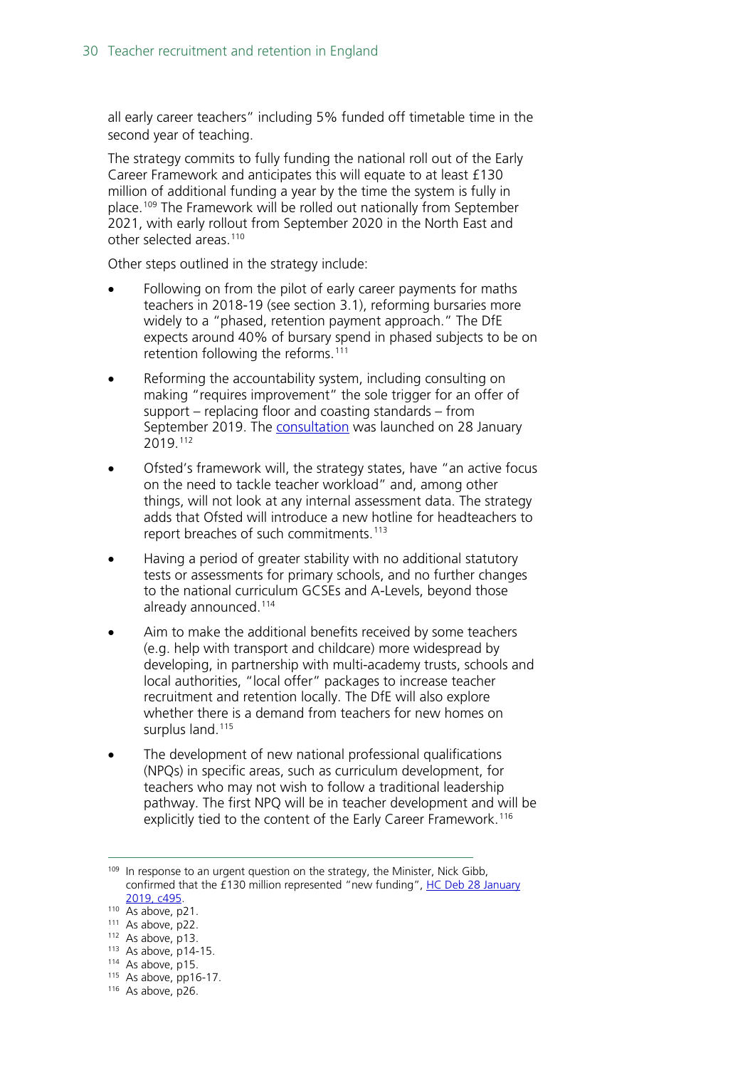all early career teachers" including 5% funded off timetable time in the second year of teaching.

The strategy commits to fully funding the national roll out of the Early Career Framework and anticipates this will equate to at least £130 million of additional funding a year by the time the system is fully in place.[109] The Framework will be rolled out nationally from September 2021, with early rollout from September 2020 in the North East and other selected areas.[110]

Other steps outlined in the strategy include:

- Following on from the pilot of early career payments for maths teachers in 2018-19 (see section 3.1), reforming bursaries more widely to a "phased, retention payment approach." The DfE expects around 40% of bursary spend in phased subjects to be on retention following the reforms.[111]
- Reforming the accountability system, including consulting on making "requires improvement" the sole trigger for an offer of support – replacing floor and coasting standards – from September 2019. The [consultation](#) was launched on 28 January 2019.[112]
- Ofsted's framework will, the strategy states, have "an active focus on the need to tackle teacher workload" and, among other things, will not look at any internal assessment data. The strategy adds that Ofsted will introduce a new hotline for headteachers to report breaches of such commitments.[113]
- Having a period of greater stability with no additional statutory tests or assessments for primary schools, and no further changes to the national curriculum GCSEs and A-Levels, beyond those already announced.[114]
- Aim to make the additional benefits received by some teachers (e.g. help with transport and childcare) more widespread by developing, in partnership with multi-academy trusts, schools and local authorities, "local offer" packages to increase teacher recruitment and retention locally. The DfE will also explore whether there is a demand from teachers for new homes on surplus land.[115]
- The development of new national professional qualifications (NPQs) in specific areas, such as curriculum development, for teachers who may not wish to follow a traditional leadership pathway. The first NPQ will be in teacher development and will be explicitly tied to the content of the Early Career Framework.[116]

---

[109] In response to an urgent question on the strategy, the Minister, Nick Gibb, confirmed that the £130 million represented "new funding", [HC Deb 28 January 2019, c495](#).

[110] As above, p21.

[111] As above, p22.

[112] As above, p13.

[113] As above, p14-15.

[114] As above, p15.

[115] As above, pp16-17.

[116] As above, p26.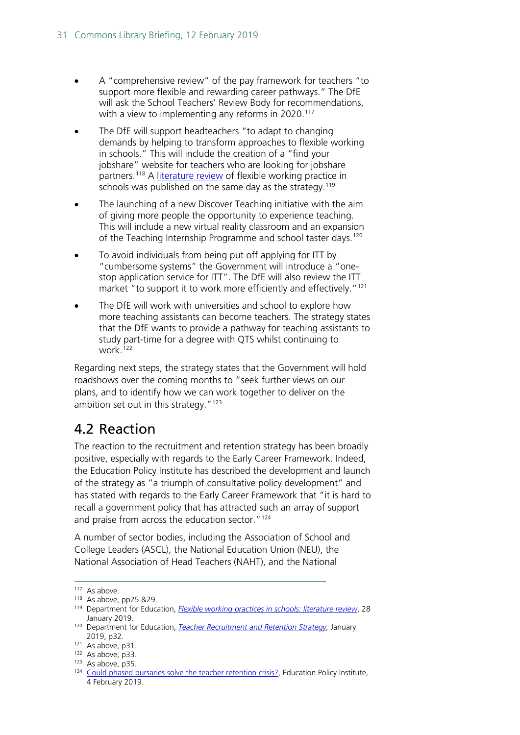- A "comprehensive review" of the pay framework for teachers "to support more flexible and rewarding career pathways." The DfE will ask the School Teachers' Review Body for recommendations, with a view to implementing any reforms in 2020.[117]
- The DfE will support headteachers "to adapt to changing demands by helping to transform approaches to flexible working in schools." This will include the creation of a "find your jobshare" website for teachers who are looking for jobshare partners.[118] A literature review of flexible working practice in schools was published on the same day as the strategy.[119]
- The launching of a new Discover Teaching initiative with the aim of giving more people the opportunity to experience teaching. This will include a new virtual reality classroom and an expansion of the Teaching Internship Programme and school taster days.[120]
- To avoid individuals from being put off applying for ITT by "cumbersome systems" the Government will introduce a "one-stop application service for ITT". The DfE will also review the ITT market "to support it to work more efficiently and effectively."[121]
- The DfE will work with universities and school to explore how more teaching assistants can become teachers. The strategy states that the DfE wants to provide a pathway for teaching assistants to study part-time for a degree with QTS whilst continuing to work.[122]

Regarding next steps, the strategy states that the Government will hold roadshows over the coming months to "seek further views on our plans, and to identify how we can work together to deliver on the ambition set out in this strategy."[123]

## 4.2 Reaction

The reaction to the recruitment and retention strategy has been broadly positive, especially with regards to the Early Career Framework. Indeed, the Education Policy Institute has described the development and launch of the strategy as "a triumph of consultative policy development" and has stated with regards to the Early Career Framework that "it is hard to recall a government policy that has attracted such an array of support and praise from across the education sector."[124]

A number of sector bodies, including the Association of School and College Leaders (ASCL), the National Education Union (NEU), the National Association of Head Teachers (NAHT), and the National

---

[117] As above.

[118] As above, pp25 &29.

[119] Department for Education, *Flexible working practices in schools: literature review*, 28 January 2019.

[120] Department for Education, *Teacher Recruitment and Retention Strategy*, January 2019, p32.

[121] As above, p31.

[122] As above, p33.

[123] As above, p35.

[124] Could phased bursaries solve the teacher retention crisis?, Education Policy Institute, 4 February 2019.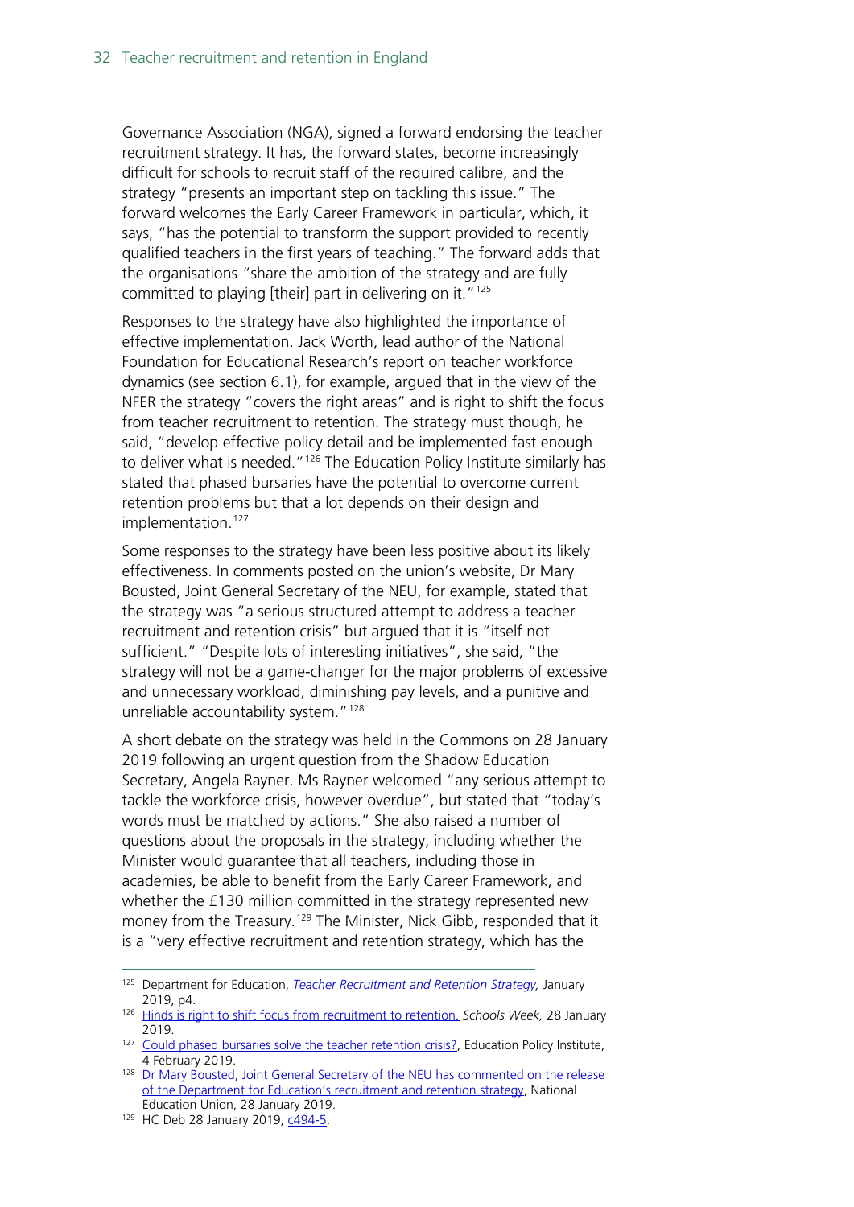Governance Association (NGA), signed a forward endorsing the teacher recruitment strategy. It has, the forward states, become increasingly difficult for schools to recruit staff of the required calibre, and the strategy "presents an important step on tackling this issue." The forward welcomes the Early Career Framework in particular, which, it says, "has the potential to transform the support provided to recently qualified teachers in the first years of teaching." The forward adds that the organisations "share the ambition of the strategy and are fully committed to playing [their] part in delivering on it."[125]

Responses to the strategy have also highlighted the importance of effective implementation. Jack Worth, lead author of the National Foundation for Educational Research's report on teacher workforce dynamics (see section 6.1), for example, argued that in the view of the NFER the strategy "covers the right areas" and is right to shift the focus from teacher recruitment to retention. The strategy must though, he said, "develop effective policy detail and be implemented fast enough to deliver what is needed."[126] The Education Policy Institute similarly has stated that phased bursaries have the potential to overcome current retention problems but that a lot depends on their design and implementation.[127]

Some responses to the strategy have been less positive about its likely effectiveness. In comments posted on the union's website, Dr Mary Bousted, Joint General Secretary of the NEU, for example, stated that the strategy was "a serious structured attempt to address a teacher recruitment and retention crisis" but argued that it is "itself not sufficient." "Despite lots of interesting initiatives", she said, "the strategy will not be a game-changer for the major problems of excessive and unnecessary workload, diminishing pay levels, and a punitive and unreliable accountability system."[128]

A short debate on the strategy was held in the Commons on 28 January 2019 following an urgent question from the Shadow Education Secretary, Angela Rayner. Ms Rayner welcomed "any serious attempt to tackle the workforce crisis, however overdue", but stated that "today's words must be matched by actions." She also raised a number of questions about the proposals in the strategy, including whether the Minister would guarantee that all teachers, including those in academies, be able to benefit from the Early Career Framework, and whether the £130 million committed in the strategy represented new money from the Treasury.[129] The Minister, Nick Gibb, responded that it is a "very effective recruitment and retention strategy, which has the

---

[125] Department for Education, *Teacher Recruitment and Retention Strategy,* January 2019, p4.

[126] Hinds is right to shift focus from recruitment to retention, *Schools Week,* 28 January 2019.

[127] Could phased bursaries solve the teacher retention crisis?, Education Policy Institute, 4 February 2019.

[128] Dr Mary Bousted, Joint General Secretary of the NEU has commented on the release of the Department for Education's recruitment and retention strategy, National Education Union, 28 January 2019.

[129] HC Deb 28 January 2019, c494-5.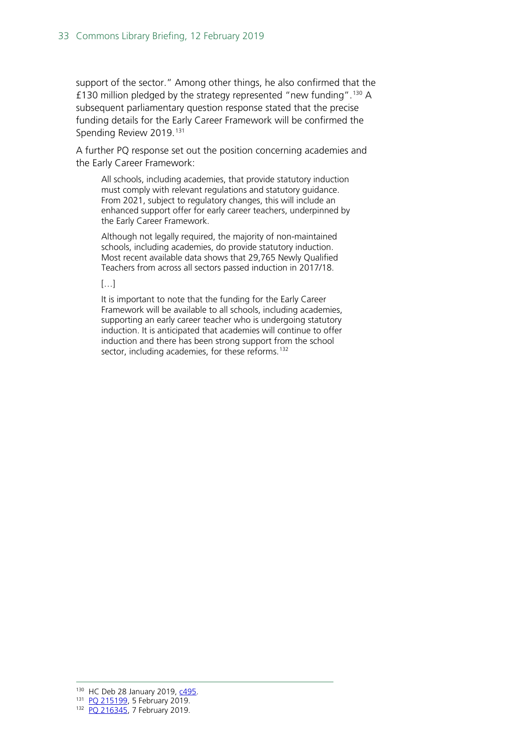support of the sector." Among other things, he also confirmed that the £130 million pledged by the strategy represented "new funding".[130] A subsequent parliamentary question response stated that the precise funding details for the Early Career Framework will be confirmed the Spending Review 2019.[131]

A further PQ response set out the position concerning academies and the Early Career Framework:

> All schools, including academies, that provide statutory induction must comply with relevant regulations and statutory guidance. From 2021, subject to regulatory changes, this will include an enhanced support offer for early career teachers, underpinned by the Early Career Framework.
>
> Although not legally required, the majority of non-maintained schools, including academies, do provide statutory induction. Most recent available data shows that 29,765 Newly Qualified Teachers from across all sectors passed induction in 2017/18.
>
> […]
>
> It is important to note that the funding for the Early Career Framework will be available to all schools, including academies, supporting an early career teacher who is undergoing statutory induction. It is anticipated that academies will continue to offer induction and there has been strong support from the school sector, including academies, for these reforms.[132]

---

[130] HC Deb 28 January 2019, c495.

[131] PQ 215199, 5 February 2019.

[132] PQ 216345, 7 February 2019.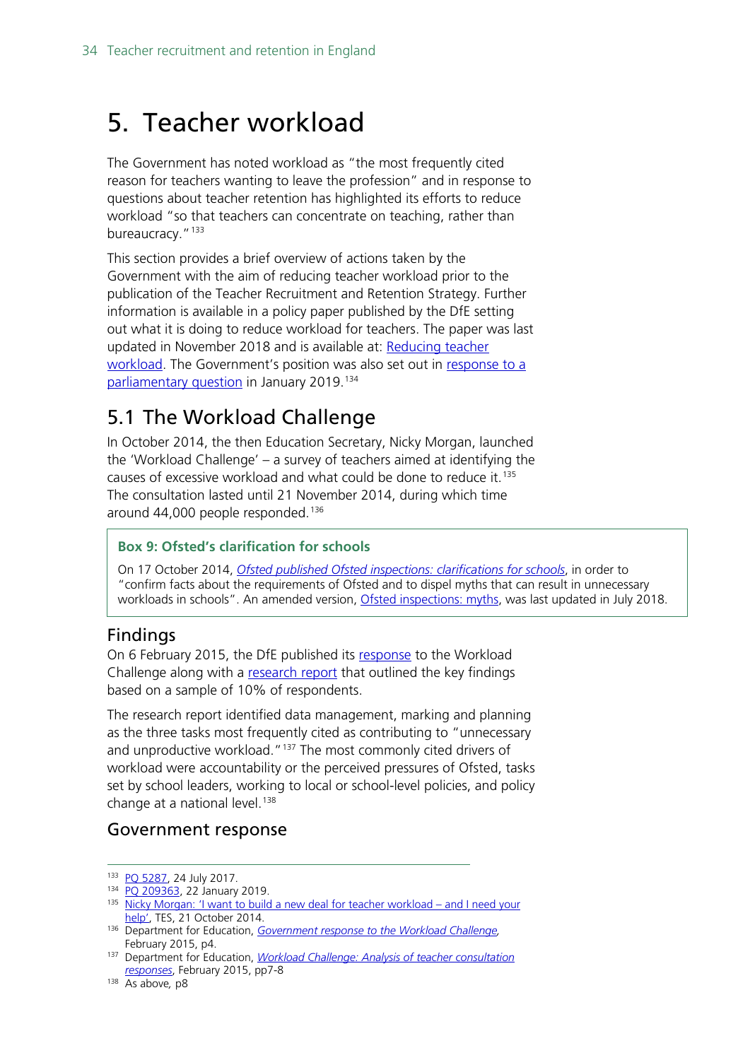# 5. Teacher workload

The Government has noted workload as "the most frequently cited reason for teachers wanting to leave the profession" and in response to questions about teacher retention has highlighted its efforts to reduce workload "so that teachers can concentrate on teaching, rather than bureaucracy."[133]

This section provides a brief overview of actions taken by the Government with the aim of reducing teacher workload prior to the publication of the Teacher Recruitment and Retention Strategy. Further information is available in a policy paper published by the DfE setting out what it is doing to reduce workload for teachers. The paper was last updated in November 2018 and is available at: Reducing teacher workload. The Government's position was also set out in response to a parliamentary question in January 2019.[134]

## 5.1 The Workload Challenge

In October 2014, the then Education Secretary, Nicky Morgan, launched the 'Workload Challenge' – a survey of teachers aimed at identifying the causes of excessive workload and what could be done to reduce it.[135] The consultation lasted until 21 November 2014, during which time around 44,000 people responded.[136]

> **Box 9: Ofsted's clarification for schools**
>
> On 17 October 2014, *Ofsted published Ofsted inspections: clarifications for schools*, in order to "confirm facts about the requirements of Ofsted and to dispel myths that can result in unnecessary workloads in schools". An amended version, Ofsted inspections: myths, was last updated in July 2018.

### Findings

On 6 February 2015, the DfE published its response to the Workload Challenge along with a research report that outlined the key findings based on a sample of 10% of respondents.

The research report identified data management, marking and planning as the three tasks most frequently cited as contributing to "unnecessary and unproductive workload."[137] The most commonly cited drivers of workload were accountability or the perceived pressures of Ofsted, tasks set by school leaders, working to local or school-level policies, and policy change at a national level.[138]

### Government response

---

[133] PQ 5287, 24 July 2017.

[134] PQ 209363, 22 January 2019.

[135] Nicky Morgan: 'I want to build a new deal for teacher workload – and I need your help', TES, 21 October 2014.

[136] Department for Education, *Government response to the Workload Challenge,* February 2015, p4.

[137] Department for Education, *Workload Challenge: Analysis of teacher consultation responses*, February 2015, pp7-8

[138] As above, p8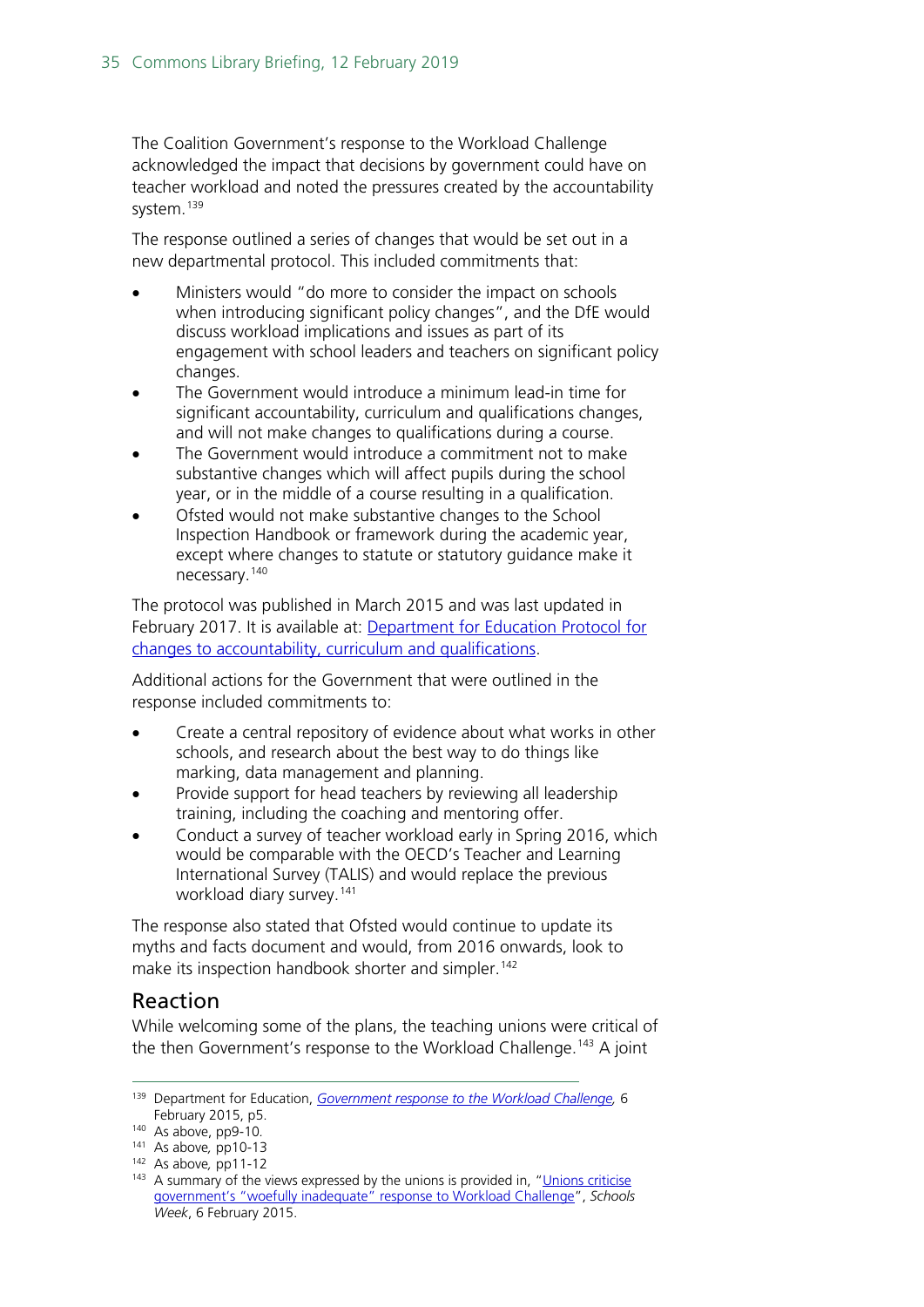The Coalition Government's response to the Workload Challenge acknowledged the impact that decisions by government could have on teacher workload and noted the pressures created by the accountability system.[139]

The response outlined a series of changes that would be set out in a new departmental protocol. This included commitments that:

- Ministers would "do more to consider the impact on schools when introducing significant policy changes", and the DfE would discuss workload implications and issues as part of its engagement with school leaders and teachers on significant policy changes.
- The Government would introduce a minimum lead-in time for significant accountability, curriculum and qualifications changes, and will not make changes to qualifications during a course.
- The Government would introduce a commitment not to make substantive changes which will affect pupils during the school year, or in the middle of a course resulting in a qualification.
- Ofsted would not make substantive changes to the School Inspection Handbook or framework during the academic year, except where changes to statute or statutory guidance make it necessary.[140]

The protocol was published in March 2015 and was last updated in February 2017. It is available at: [Department for Education Protocol for changes to accountability, curriculum and qualifications](#).

Additional actions for the Government that were outlined in the response included commitments to:

- Create a central repository of evidence about what works in other schools, and research about the best way to do things like marking, data management and planning.
- Provide support for head teachers by reviewing all leadership training, including the coaching and mentoring offer.
- Conduct a survey of teacher workload early in Spring 2016, which would be comparable with the OECD's Teacher and Learning International Survey (TALIS) and would replace the previous workload diary survey.[141]

The response also stated that Ofsted would continue to update its myths and facts document and would, from 2016 onwards, look to make its inspection handbook shorter and simpler.[142]

## Reaction

While welcoming some of the plans, the teaching unions were critical of the then Government's response to the Workload Challenge.[143] A joint

---

[139] Department for Education, *[Government response to the Workload Challenge](#)*, 6 February 2015, p5.

[140] As above, pp9-10.

[141] As above, pp10-13

[142] As above, pp11-12

[143] A summary of the views expressed by the unions is provided in, "[Unions criticise government's "woefully inadequate" response to Workload Challenge](#)", *Schools Week*, 6 February 2015.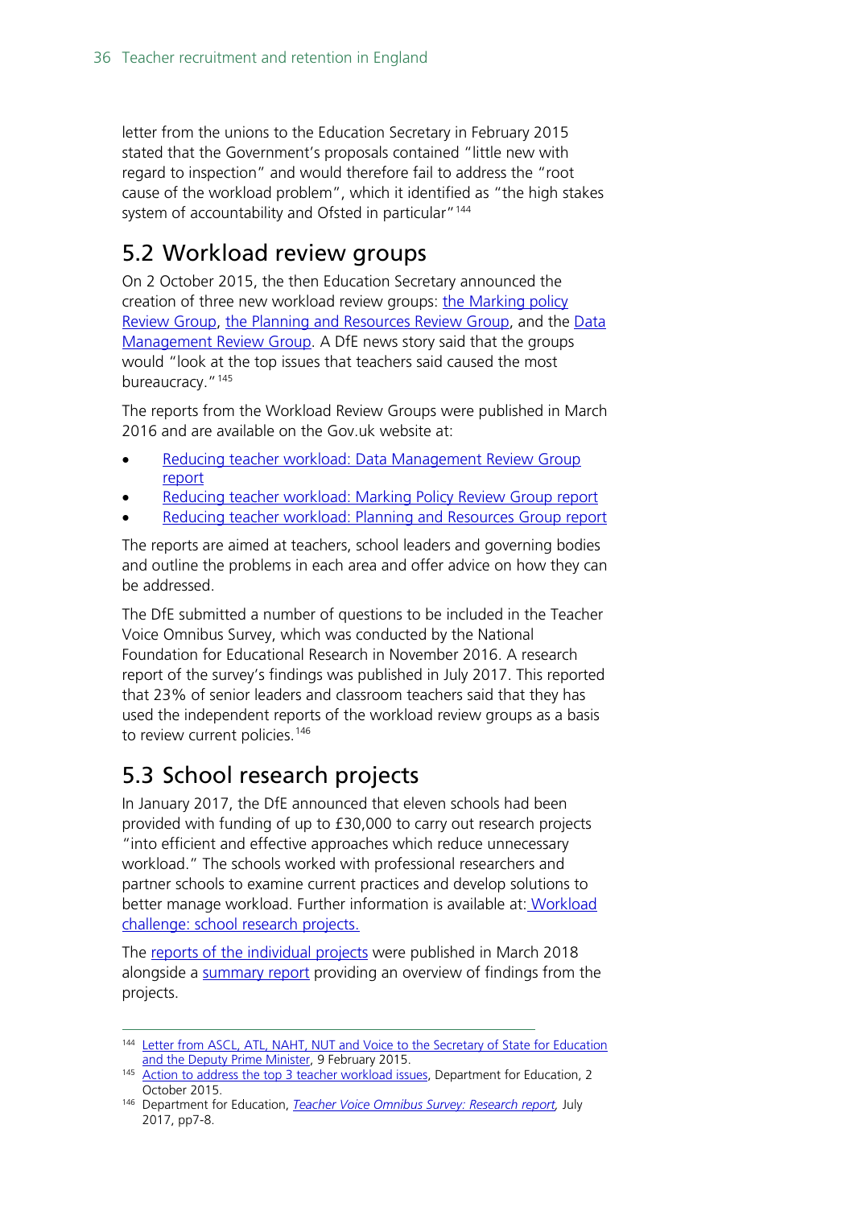letter from the unions to the Education Secretary in February 2015 stated that the Government's proposals contained "little new with regard to inspection" and would therefore fail to address the "root cause of the workload problem", which it identified as "the high stakes system of accountability and Ofsted in particular"[144]

## 5.2 Workload review groups

On 2 October 2015, the then Education Secretary announced the creation of three new workload review groups: the Marking policy Review Group, the Planning and Resources Review Group, and the Data Management Review Group. A DfE news story said that the groups would "look at the top issues that teachers said caused the most bureaucracy."[145]

The reports from the Workload Review Groups were published in March 2016 and are available on the Gov.uk website at:

- Reducing teacher workload: Data Management Review Group report
- Reducing teacher workload: Marking Policy Review Group report
- Reducing teacher workload: Planning and Resources Group report

The reports are aimed at teachers, school leaders and governing bodies and outline the problems in each area and offer advice on how they can be addressed.

The DfE submitted a number of questions to be included in the Teacher Voice Omnibus Survey, which was conducted by the National Foundation for Educational Research in November 2016. A research report of the survey's findings was published in July 2017. This reported that 23% of senior leaders and classroom teachers said that they has used the independent reports of the workload review groups as a basis to review current policies.[146]

## 5.3 School research projects

In January 2017, the DfE announced that eleven schools had been provided with funding of up to £30,000 to carry out research projects "into efficient and effective approaches which reduce unnecessary workload." The schools worked with professional researchers and partner schools to examine current practices and develop solutions to better manage workload. Further information is available at: Workload challenge: school research projects.

The reports of the individual projects were published in March 2018 alongside a summary report providing an overview of findings from the projects.

---

[144] Letter from ASCL, ATL, NAHT, NUT and Voice to the Secretary of State for Education and the Deputy Prime Minister, 9 February 2015.

[145] Action to address the top 3 teacher workload issues, Department for Education, 2 October 2015.

[146] Department for Education, *Teacher Voice Omnibus Survey: Research report*, July 2017, pp7-8.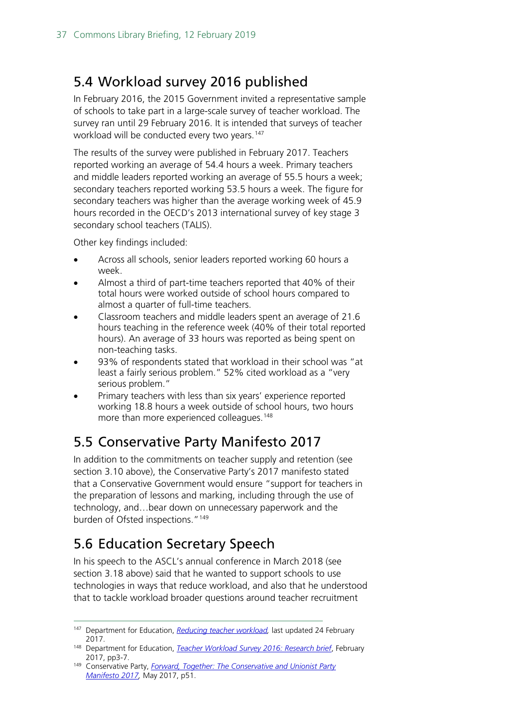## 5.4 Workload survey 2016 published

In February 2016, the 2015 Government invited a representative sample of schools to take part in a large-scale survey of teacher workload. The survey ran until 29 February 2016. It is intended that surveys of teacher workload will be conducted every two years.[147]

The results of the survey were published in February 2017. Teachers reported working an average of 54.4 hours a week. Primary teachers and middle leaders reported working an average of 55.5 hours a week; secondary teachers reported working 53.5 hours a week. The figure for secondary teachers was higher than the average working week of 45.9 hours recorded in the OECD's 2013 international survey of key stage 3 secondary school teachers (TALIS).

Other key findings included:

- Across all schools, senior leaders reported working 60 hours a week.
- Almost a third of part-time teachers reported that 40% of their total hours were worked outside of school hours compared to almost a quarter of full-time teachers.
- Classroom teachers and middle leaders spent an average of 21.6 hours teaching in the reference week (40% of their total reported hours). An average of 33 hours was reported as being spent on non-teaching tasks.
- 93% of respondents stated that workload in their school was "at least a fairly serious problem." 52% cited workload as a "very serious problem."
- Primary teachers with less than six years' experience reported working 18.8 hours a week outside of school hours, two hours more than more experienced colleagues.[148]

## 5.5 Conservative Party Manifesto 2017

In addition to the commitments on teacher supply and retention (see section 3.10 above), the Conservative Party's 2017 manifesto stated that a Conservative Government would ensure "support for teachers in the preparation of lessons and marking, including through the use of technology, and…bear down on unnecessary paperwork and the burden of Ofsted inspections."[149]

## 5.6 Education Secretary Speech

In his speech to the ASCL's annual conference in March 2018 (see section 3.18 above) said that he wanted to support schools to use technologies in ways that reduce workload, and also that he understood that to tackle workload broader questions around teacher recruitment

---

[147] Department for Education, *Reducing teacher workload*, last updated 24 February 2017.

[148] Department for Education, *Teacher Workload Survey 2016: Research brief*, February 2017, pp3-7.

[149] Conservative Party, *Forward, Together: The Conservative and Unionist Party Manifesto 2017*, May 2017, p51.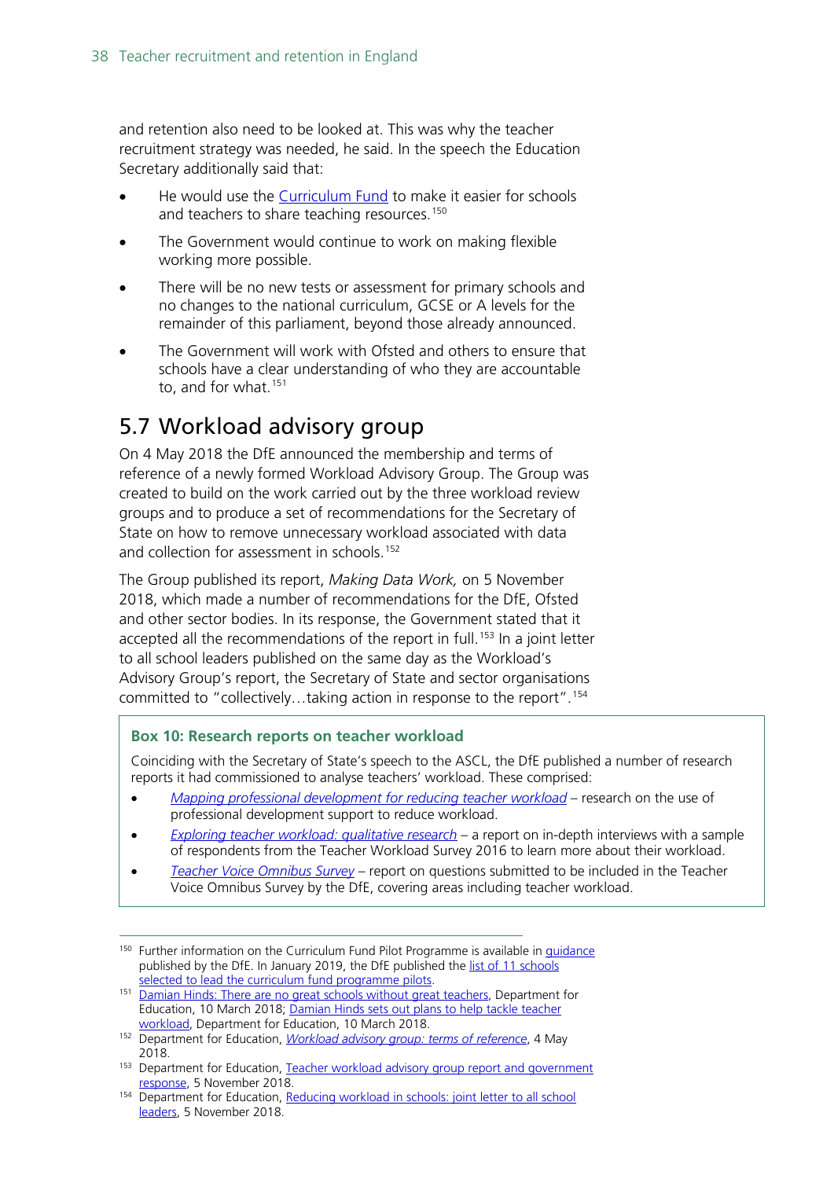and retention also need to be looked at. This was why the teacher recruitment strategy was needed, he said. In the speech the Education Secretary additionally said that:

- He would use the Curriculum Fund to make it easier for schools and teachers to share teaching resources.[150]
- The Government would continue to work on making flexible working more possible.
- There will be no new tests or assessment for primary schools and no changes to the national curriculum, GCSE or A levels for the remainder of this parliament, beyond those already announced.
- The Government will work with Ofsted and others to ensure that schools have a clear understanding of who they are accountable to, and for what.[151]

## 5.7 Workload advisory group

On 4 May 2018 the DfE announced the membership and terms of reference of a newly formed Workload Advisory Group. The Group was created to build on the work carried out by the three workload review groups and to produce a set of recommendations for the Secretary of State on how to remove unnecessary workload associated with data and collection for assessment in schools.[152]

The Group published its report, *Making Data Work,* on 5 November 2018, which made a number of recommendations for the DfE, Ofsted and other sector bodies. In its response, the Government stated that it accepted all the recommendations of the report in full.[153] In a joint letter to all school leaders published on the same day as the Workload's Advisory Group's report, the Secretary of State and sector organisations committed to "collectively…taking action in response to the report".[154]

> **Box 10: Research reports on teacher workload**
>
> Coinciding with the Secretary of State's speech to the ASCL, the DfE published a number of research reports it had commissioned to analyse teachers' workload. These comprised:
>
> - *Mapping professional development for reducing teacher workload* – research on the use of professional development support to reduce workload.
> - *Exploring teacher workload: qualitative research* – a report on in-depth interviews with a sample of respondents from the Teacher Workload Survey 2016 to learn more about their workload.
> - *Teacher Voice Omnibus Survey* – report on questions submitted to be included in the Teacher Voice Omnibus Survey by the DfE, covering areas including teacher workload.

---

[150] Further information on the Curriculum Fund Pilot Programme is available in guidance published by the DfE. In January 2019, the DfE published the list of 11 schools selected to lead the curriculum fund programme pilots.

[151] Damian Hinds: There are no great schools without great teachers, Department for Education, 10 March 2018; Damian Hinds sets out plans to help tackle teacher workload, Department for Education, 10 March 2018.

[152] Department for Education, *Workload advisory group: terms of reference*, 4 May 2018.

[153] Department for Education, Teacher workload advisory group report and government response, 5 November 2018.

[154] Department for Education, Reducing workload in schools: joint letter to all school leaders, 5 November 2018.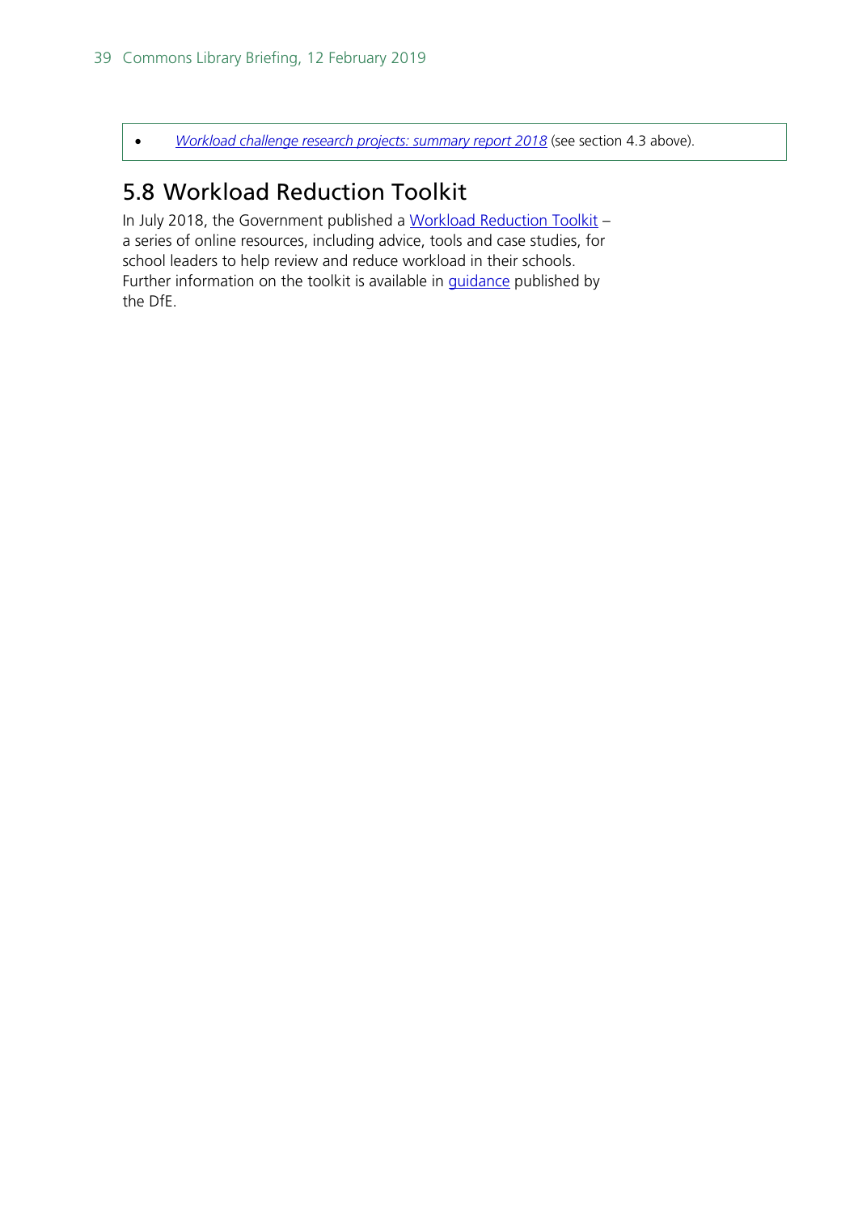- *Workload challenge research projects: summary report 2018* (see section 4.3 above).

## 5.8 Workload Reduction Toolkit

In July 2018, the Government published a Workload Reduction Toolkit – a series of online resources, including advice, tools and case studies, for school leaders to help review and reduce workload in their schools. Further information on the toolkit is available in guidance published by the DfE.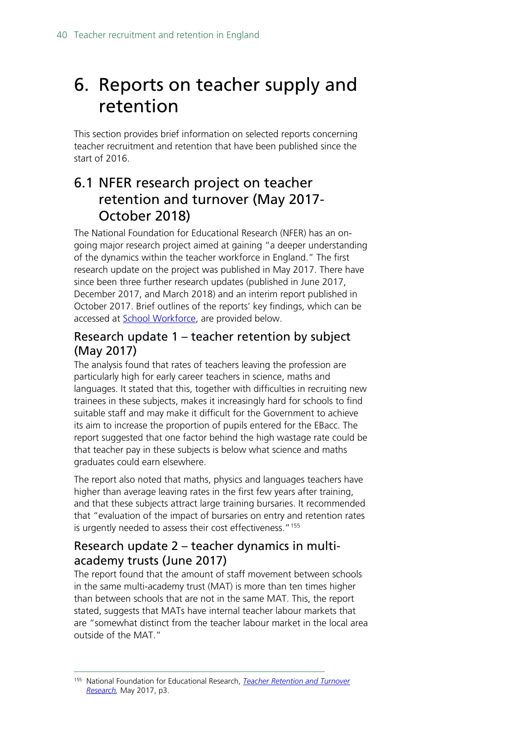# 6. Reports on teacher supply and retention

This section provides brief information on selected reports concerning teacher recruitment and retention that have been published since the start of 2016.

## 6.1 NFER research project on teacher retention and turnover (May 2017-October 2018)

The National Foundation for Educational Research (NFER) has an on-going major research project aimed at gaining "a deeper understanding of the dynamics within the teacher workforce in England." The first research update on the project was published in May 2017. There have since been three further research updates (published in June 2017, December 2017, and March 2018) and an interim report published in October 2017. Brief outlines of the reports' key findings, which can be accessed at [School Workforce](), are provided below.

### Research update 1 – teacher retention by subject (May 2017)

The analysis found that rates of teachers leaving the profession are particularly high for early career teachers in science, maths and languages. It stated that this, together with difficulties in recruiting new trainees in these subjects, makes it increasingly hard for schools to find suitable staff and may make it difficult for the Government to achieve its aim to increase the proportion of pupils entered for the EBacc. The report suggested that one factor behind the high wastage rate could be that teacher pay in these subjects is below what science and maths graduates could earn elsewhere.

The report also noted that maths, physics and languages teachers have higher than average leaving rates in the first few years after training, and that these subjects attract large training bursaries. It recommended that "evaluation of the impact of bursaries on entry and retention rates is urgently needed to assess their cost effectiveness."[155]

### Research update 2 – teacher dynamics in multi-academy trusts (June 2017)

The report found that the amount of staff movement between schools in the same multi-academy trust (MAT) is more than ten times higher than between schools that are not in the same MAT. This, the report stated, suggests that MATs have internal teacher labour markets that are "somewhat distinct from the teacher labour market in the local area outside of the MAT."

---

[155] National Foundation for Educational Research, *Teacher Retention and Turnover Research*, May 2017, p3.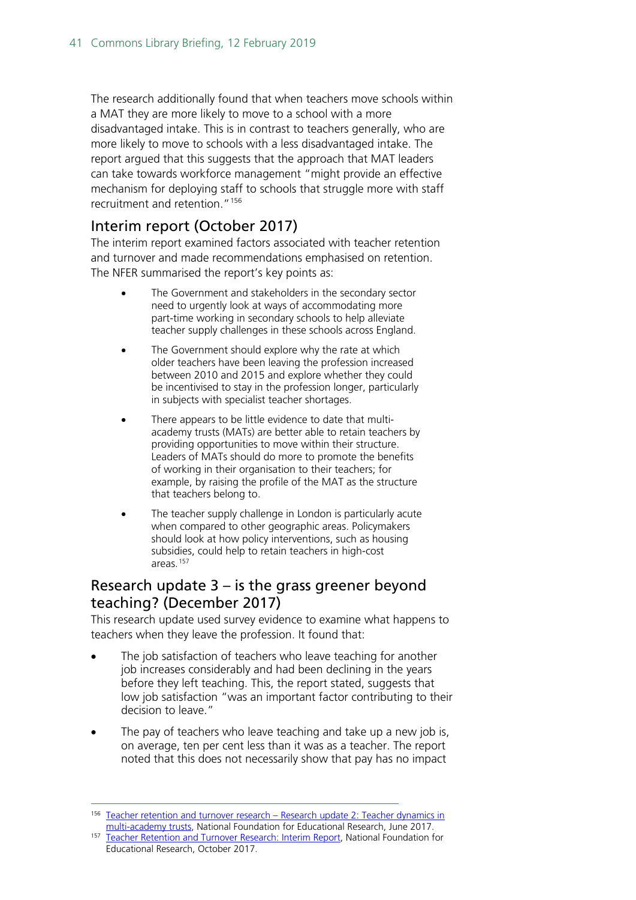The research additionally found that when teachers move schools within a MAT they are more likely to move to a school with a more disadvantaged intake. This is in contrast to teachers generally, who are more likely to move to schools with a less disadvantaged intake. The report argued that this suggests that the approach that MAT leaders can take towards workforce management "might provide an effective mechanism for deploying staff to schools that struggle more with staff recruitment and retention."[156]

## Interim report (October 2017)

The interim report examined factors associated with teacher retention and turnover and made recommendations emphasised on retention. The NFER summarised the report's key points as:

> - The Government and stakeholders in the secondary sector need to urgently look at ways of accommodating more part-time working in secondary schools to help alleviate teacher supply challenges in these schools across England.
> - The Government should explore why the rate at which older teachers have been leaving the profession increased between 2010 and 2015 and explore whether they could be incentivised to stay in the profession longer, particularly in subjects with specialist teacher shortages.
> - There appears to be little evidence to date that multi-academy trusts (MATs) are better able to retain teachers by providing opportunities to move within their structure. Leaders of MATs should do more to promote the benefits of working in their organisation to their teachers; for example, by raising the profile of the MAT as the structure that teachers belong to.
> - The teacher supply challenge in London is particularly acute when compared to other geographic areas. Policymakers should look at how policy interventions, such as housing subsidies, could help to retain teachers in high-cost areas.[157]

## Research update 3 – is the grass greener beyond teaching? (December 2017)

This research update used survey evidence to examine what happens to teachers when they leave the profession. It found that:

- The job satisfaction of teachers who leave teaching for another job increases considerably and had been declining in the years before they left teaching. This, the report stated, suggests that low job satisfaction "was an important factor contributing to their decision to leave."
- The pay of teachers who leave teaching and take up a new job is, on average, ten per cent less than it was as a teacher. The report noted that this does not necessarily show that pay has no impact

---

[156] Teacher retention and turnover research – Research update 2: Teacher dynamics in multi-academy trusts, National Foundation for Educational Research, June 2017.

[157] Teacher Retention and Turnover Research: Interim Report, National Foundation for Educational Research, October 2017.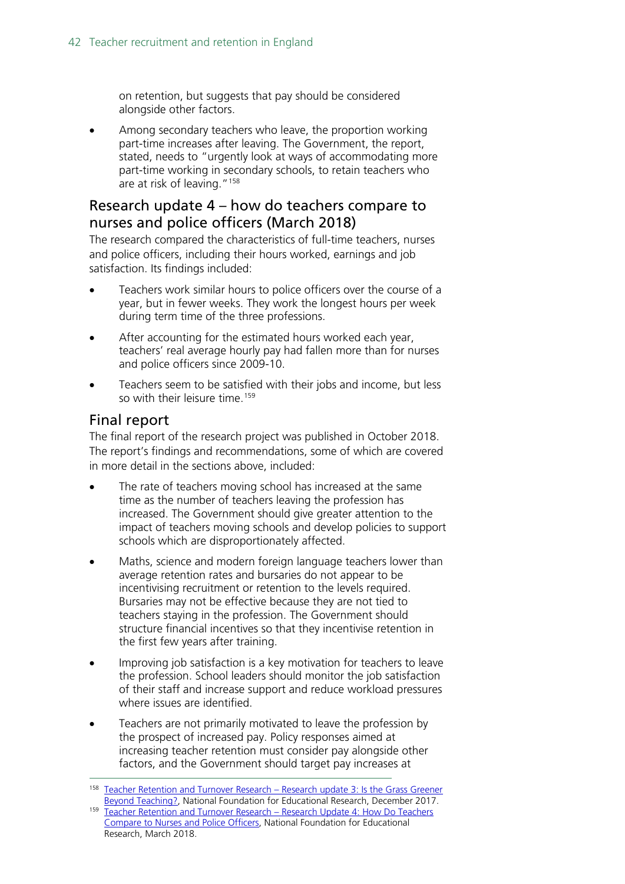on retention, but suggests that pay should be considered alongside other factors.

- Among secondary teachers who leave, the proportion working part-time increases after leaving. The Government, the report, stated, needs to "urgently look at ways of accommodating more part-time working in secondary schools, to retain teachers who are at risk of leaving."[158]

## Research update 4 – how do teachers compare to nurses and police officers (March 2018)

The research compared the characteristics of full-time teachers, nurses and police officers, including their hours worked, earnings and job satisfaction. Its findings included:

- Teachers work similar hours to police officers over the course of a year, but in fewer weeks. They work the longest hours per week during term time of the three professions.
- After accounting for the estimated hours worked each year, teachers' real average hourly pay had fallen more than for nurses and police officers since 2009-10.
- Teachers seem to be satisfied with their jobs and income, but less so with their leisure time.[159]

## Final report

The final report of the research project was published in October 2018. The report's findings and recommendations, some of which are covered in more detail in the sections above, included:

- The rate of teachers moving school has increased at the same time as the number of teachers leaving the profession has increased. The Government should give greater attention to the impact of teachers moving schools and develop policies to support schools which are disproportionately affected.
- Maths, science and modern foreign language teachers lower than average retention rates and bursaries do not appear to be incentivising recruitment or retention to the levels required. Bursaries may not be effective because they are not tied to teachers staying in the profession. The Government should structure financial incentives so that they incentivise retention in the first few years after training.
- Improving job satisfaction is a key motivation for teachers to leave the profession. School leaders should monitor the job satisfaction of their staff and increase support and reduce workload pressures where issues are identified.
- Teachers are not primarily motivated to leave the profession by the prospect of increased pay. Policy responses aimed at increasing teacher retention must consider pay alongside other factors, and the Government should target pay increases at

---

[158] Teacher Retention and Turnover Research – Research update 3: Is the Grass Greener Beyond Teaching?, National Foundation for Educational Research, December 2017.

[159] Teacher Retention and Turnover Research – Research Update 4: How Do Teachers Compare to Nurses and Police Officers, National Foundation for Educational Research, March 2018.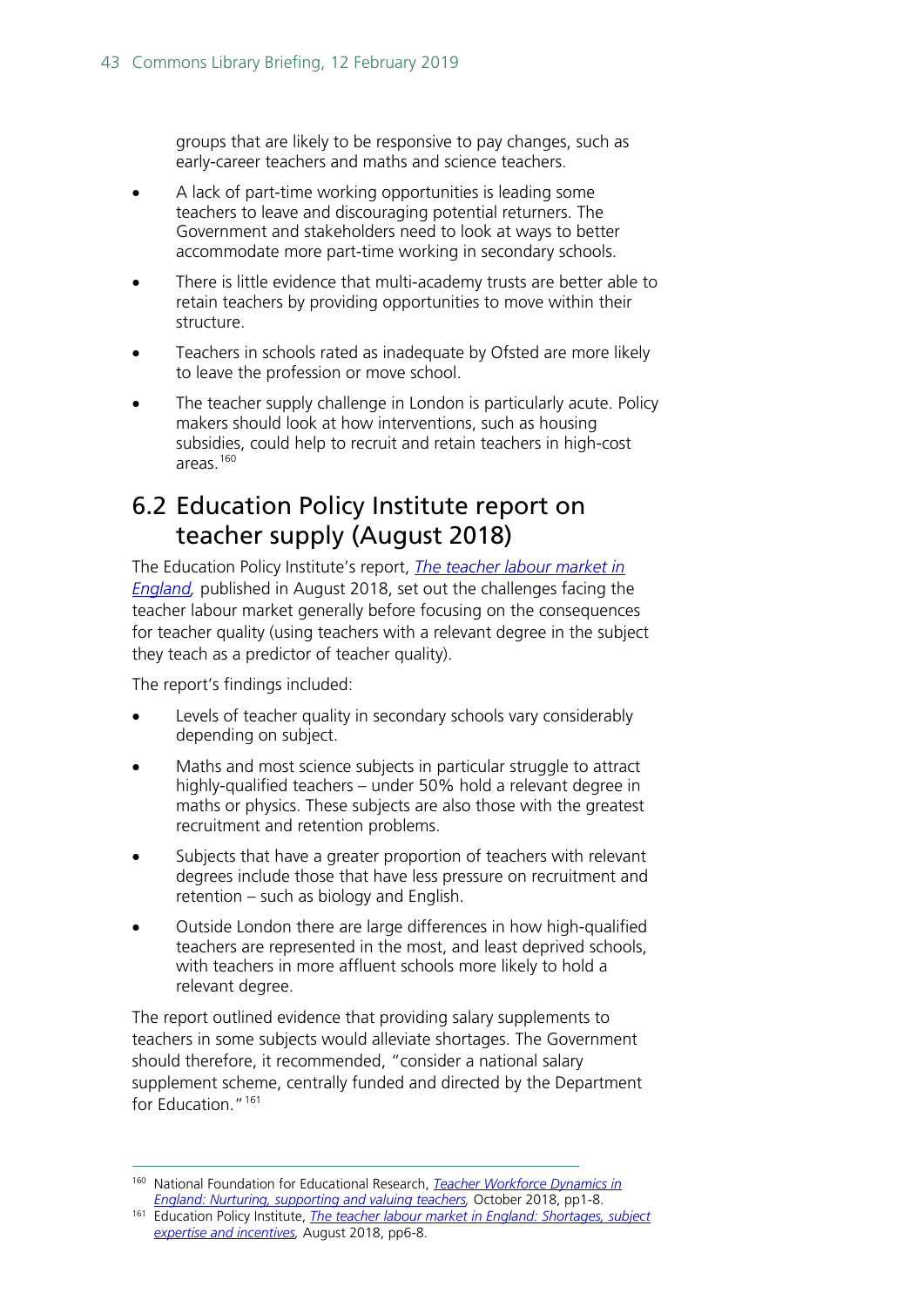groups that are likely to be responsive to pay changes, such as early-career teachers and maths and science teachers.

- A lack of part-time working opportunities is leading some teachers to leave and discouraging potential returners. The Government and stakeholders need to look at ways to better accommodate more part-time working in secondary schools.
- There is little evidence that multi-academy trusts are better able to retain teachers by providing opportunities to move within their structure.
- Teachers in schools rated as inadequate by Ofsted are more likely to leave the profession or move school.
- The teacher supply challenge in London is particularly acute. Policy makers should look at how interventions, such as housing subsidies, could help to recruit and retain teachers in high-cost areas.[160]

## 6.2 Education Policy Institute report on teacher supply (August 2018)

The Education Policy Institute's report, *The teacher labour market in England*, published in August 2018, set out the challenges facing the teacher labour market generally before focusing on the consequences for teacher quality (using teachers with a relevant degree in the subject they teach as a predictor of teacher quality).

The report's findings included:

- Levels of teacher quality in secondary schools vary considerably depending on subject.
- Maths and most science subjects in particular struggle to attract highly-qualified teachers – under 50% hold a relevant degree in maths or physics. These subjects are also those with the greatest recruitment and retention problems.
- Subjects that have a greater proportion of teachers with relevant degrees include those that have less pressure on recruitment and retention – such as biology and English.
- Outside London there are large differences in how high-qualified teachers are represented in the most, and least deprived schools, with teachers in more affluent schools more likely to hold a relevant degree.

The report outlined evidence that providing salary supplements to teachers in some subjects would alleviate shortages. The Government should therefore, it recommended, "consider a national salary supplement scheme, centrally funded and directed by the Department for Education."[161]

---

[160] National Foundation for Educational Research, *Teacher Workforce Dynamics in England: Nurturing, supporting and valuing teachers*, October 2018, pp1-8.

[161] Education Policy Institute, *The teacher labour market in England: Shortages, subject expertise and incentives*, August 2018, pp6-8.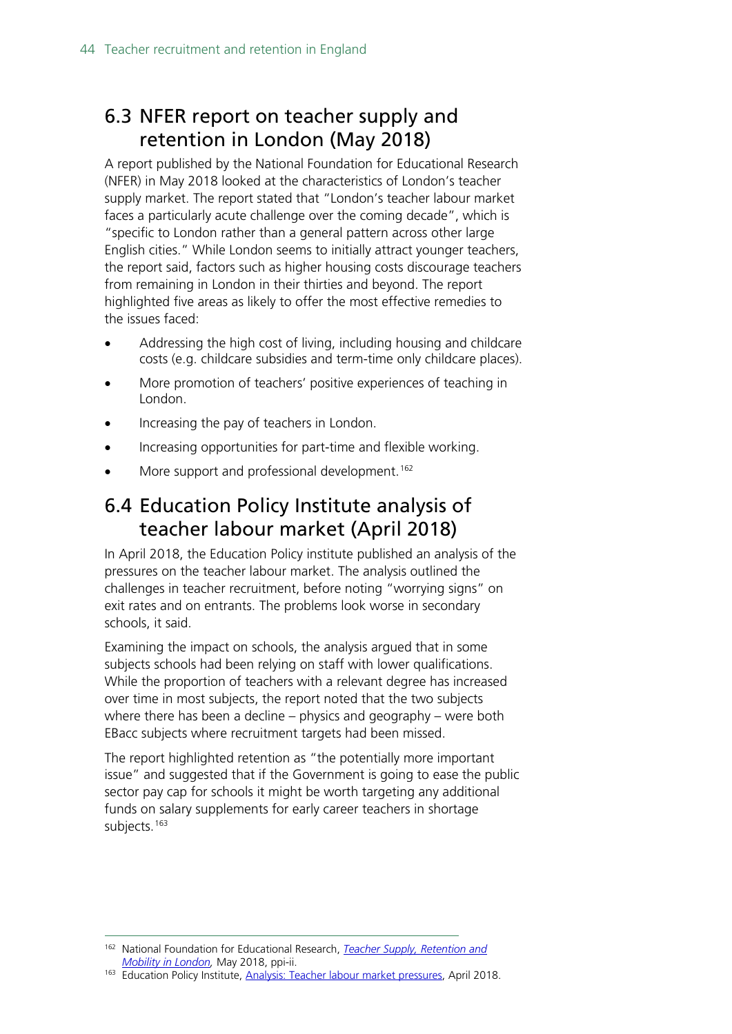## 6.3 NFER report on teacher supply and retention in London (May 2018)

A report published by the National Foundation for Educational Research (NFER) in May 2018 looked at the characteristics of London's teacher supply market. The report stated that "London's teacher labour market faces a particularly acute challenge over the coming decade", which is "specific to London rather than a general pattern across other large English cities." While London seems to initially attract younger teachers, the report said, factors such as higher housing costs discourage teachers from remaining in London in their thirties and beyond. The report highlighted five areas as likely to offer the most effective remedies to the issues faced:

- Addressing the high cost of living, including housing and childcare costs (e.g. childcare subsidies and term-time only childcare places).
- More promotion of teachers' positive experiences of teaching in London.
- Increasing the pay of teachers in London.
- Increasing opportunities for part-time and flexible working.
- More support and professional development.[162]

## 6.4 Education Policy Institute analysis of teacher labour market (April 2018)

In April 2018, the Education Policy institute published an analysis of the pressures on the teacher labour market. The analysis outlined the challenges in teacher recruitment, before noting "worrying signs" on exit rates and on entrants. The problems look worse in secondary schools, it said.

Examining the impact on schools, the analysis argued that in some subjects schools had been relying on staff with lower qualifications. While the proportion of teachers with a relevant degree has increased over time in most subjects, the report noted that the two subjects where there has been a decline – physics and geography – were both EBacc subjects where recruitment targets had been missed.

The report highlighted retention as "the potentially more important issue" and suggested that if the Government is going to ease the public sector pay cap for schools it might be worth targeting any additional funds on salary supplements for early career teachers in shortage subjects.[163]

---

[162] National Foundation for Educational Research, *Teacher Supply, Retention and Mobility in London*, May 2018, ppi-ii.

[163] Education Policy Institute, Analysis: Teacher labour market pressures, April 2018.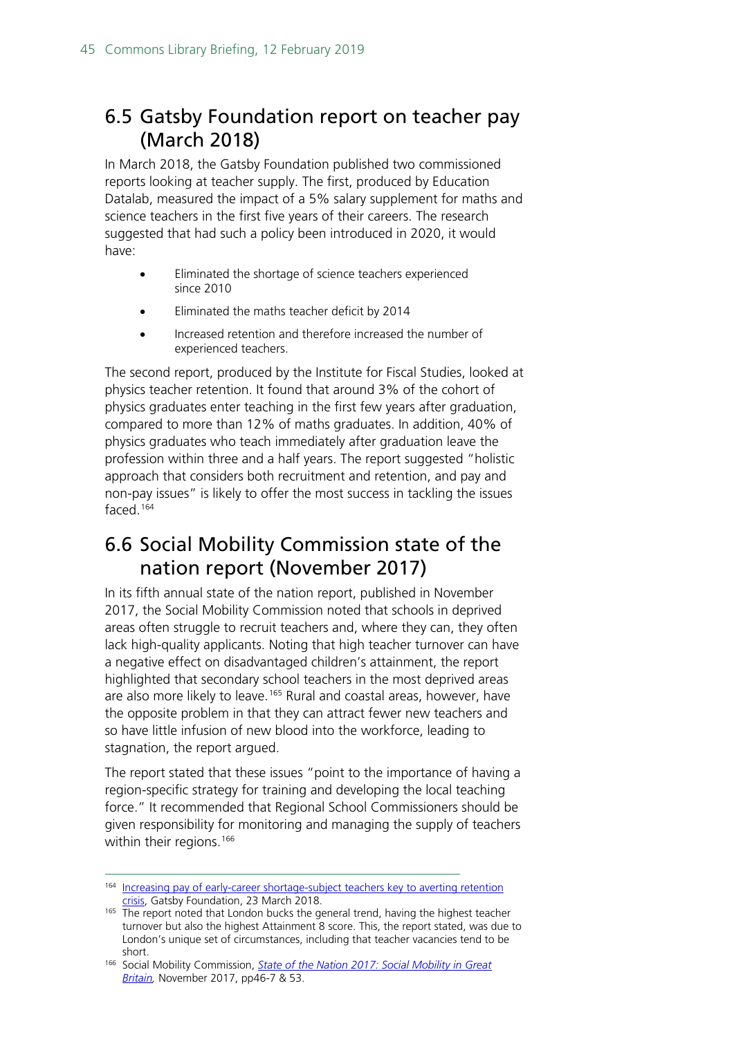## 6.5 Gatsby Foundation report on teacher pay (March 2018)

In March 2018, the Gatsby Foundation published two commissioned reports looking at teacher supply. The first, produced by Education Datalab, measured the impact of a 5% salary supplement for maths and science teachers in the first five years of their careers. The research suggested that had such a policy been introduced in 2020, it would have:

- Eliminated the shortage of science teachers experienced since 2010
- Eliminated the maths teacher deficit by 2014
- Increased retention and therefore increased the number of experienced teachers.

The second report, produced by the Institute for Fiscal Studies, looked at physics teacher retention. It found that around 3% of the cohort of physics graduates enter teaching in the first few years after graduation, compared to more than 12% of maths graduates. In addition, 40% of physics graduates who teach immediately after graduation leave the profession within three and a half years. The report suggested "holistic approach that considers both recruitment and retention, and pay and non-pay issues" is likely to offer the most success in tackling the issues faced.[164]

## 6.6 Social Mobility Commission state of the nation report (November 2017)

In its fifth annual state of the nation report, published in November 2017, the Social Mobility Commission noted that schools in deprived areas often struggle to recruit teachers and, where they can, they often lack high-quality applicants. Noting that high teacher turnover can have a negative effect on disadvantaged children's attainment, the report highlighted that secondary school teachers in the most deprived areas are also more likely to leave.[165] Rural and coastal areas, however, have the opposite problem in that they can attract fewer new teachers and so have little infusion of new blood into the workforce, leading to stagnation, the report argued.

The report stated that these issues "point to the importance of having a region-specific strategy for training and developing the local teaching force." It recommended that Regional School Commissioners should be given responsibility for monitoring and managing the supply of teachers within their regions.[166]

---

[164] Increasing pay of early-career shortage-subject teachers key to averting retention crisis, Gatsby Foundation, 23 March 2018.

[165] The report noted that London bucks the general trend, having the highest teacher turnover but also the highest Attainment 8 score. This, the report stated, was due to London's unique set of circumstances, including that teacher vacancies tend to be short.

[166] Social Mobility Commission, *State of the Nation 2017: Social Mobility in Great Britain*, November 2017, pp46-7 & 53.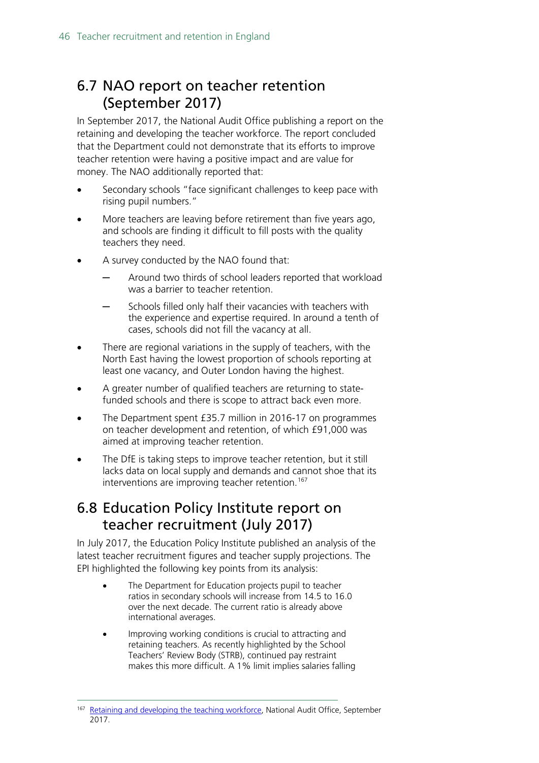## 6.7 NAO report on teacher retention (September 2017)

In September 2017, the National Audit Office publishing a report on the retaining and developing the teacher workforce. The report concluded that the Department could not demonstrate that its efforts to improve teacher retention were having a positive impact and are value for money. The NAO additionally reported that:

- Secondary schools "face significant challenges to keep pace with rising pupil numbers."
- More teachers are leaving before retirement than five years ago, and schools are finding it difficult to fill posts with the quality teachers they need.
- A survey conducted by the NAO found that:
  - Around two thirds of school leaders reported that workload was a barrier to teacher retention.
  - Schools filled only half their vacancies with teachers with the experience and expertise required. In around a tenth of cases, schools did not fill the vacancy at all.
- There are regional variations in the supply of teachers, with the North East having the lowest proportion of schools reporting at least one vacancy, and Outer London having the highest.
- A greater number of qualified teachers are returning to state-funded schools and there is scope to attract back even more.
- The Department spent £35.7 million in 2016-17 on programmes on teacher development and retention, of which £91,000 was aimed at improving teacher retention.
- The DfE is taking steps to improve teacher retention, but it still lacks data on local supply and demands and cannot shoe that its interventions are improving teacher retention.[167]

## 6.8 Education Policy Institute report on teacher recruitment (July 2017)

In July 2017, the Education Policy Institute published an analysis of the latest teacher recruitment figures and teacher supply projections. The EPI highlighted the following key points from its analysis:

- The Department for Education projects pupil to teacher ratios in secondary schools will increase from 14.5 to 16.0 over the next decade. The current ratio is already above international averages.
- Improving working conditions is crucial to attracting and retaining teachers. As recently highlighted by the School Teachers' Review Body (STRB), continued pay restraint makes this more difficult. A 1% limit implies salaries falling

[167] Retaining and developing the teaching workforce, National Audit Office, September 2017.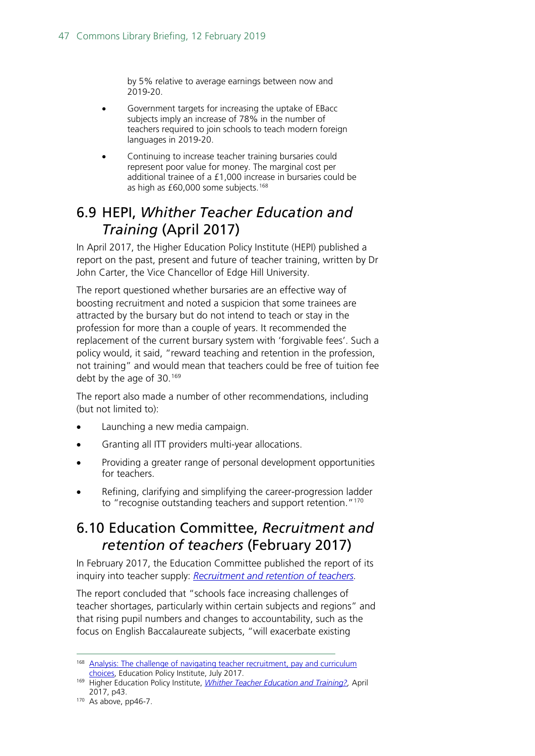by 5% relative to average earnings between now and 2019-20.

- Government targets for increasing the uptake of EBacc subjects imply an increase of 78% in the number of teachers required to join schools to teach modern foreign languages in 2019-20.
- Continuing to increase teacher training bursaries could represent poor value for money. The marginal cost per additional trainee of a £1,000 increase in bursaries could be as high as £60,000 some subjects.[168]

## 6.9 HEPI, *Whither Teacher Education and Training* (April 2017)

In April 2017, the Higher Education Policy Institute (HEPI) published a report on the past, present and future of teacher training, written by Dr John Carter, the Vice Chancellor of Edge Hill University.

The report questioned whether bursaries are an effective way of boosting recruitment and noted a suspicion that some trainees are attracted by the bursary but do not intend to teach or stay in the profession for more than a couple of years. It recommended the replacement of the current bursary system with 'forgivable fees'. Such a policy would, it said, "reward teaching and retention in the profession, not training" and would mean that teachers could be free of tuition fee debt by the age of 30.[169]

The report also made a number of other recommendations, including (but not limited to):

- Launching a new media campaign.
- Granting all ITT providers multi-year allocations.
- Providing a greater range of personal development opportunities for teachers.
- Refining, clarifying and simplifying the career-progression ladder to "recognise outstanding teachers and support retention."[170]

## 6.10 Education Committee, *Recruitment and retention of teachers* (February 2017)

In February 2017, the Education Committee published the report of its inquiry into teacher supply: *Recruitment and retention of teachers.*

The report concluded that "schools face increasing challenges of teacher shortages, particularly within certain subjects and regions" and that rising pupil numbers and changes to accountability, such as the focus on English Baccalaureate subjects, "will exacerbate existing

---

168 Analysis: The challenge of navigating teacher recruitment, pay and curriculum choices, Education Policy Institute, July 2017.

169 Higher Education Policy Institute, *Whither Teacher Education and Training?,* April 2017, p43.

170 As above, pp46-7.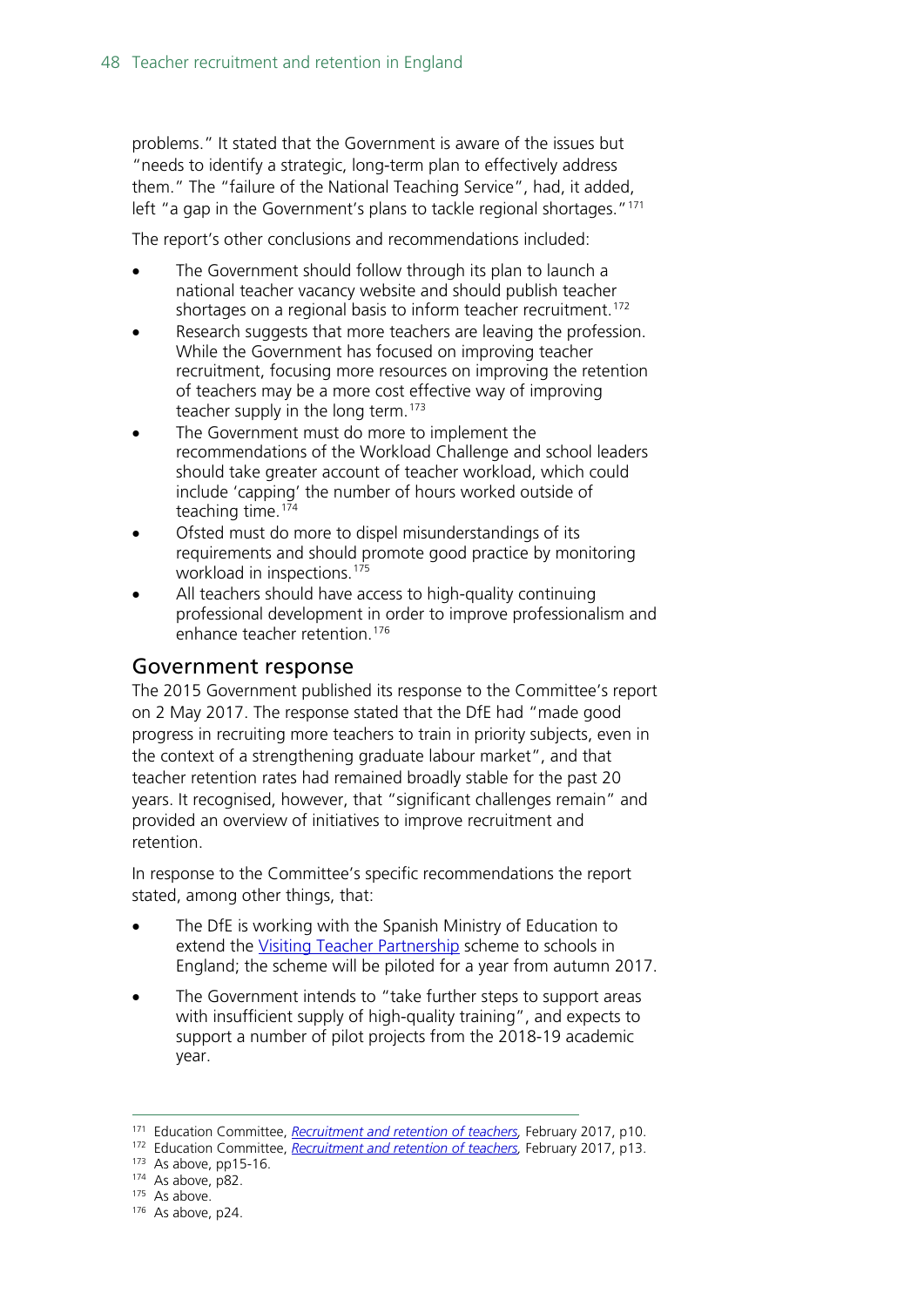problems." It stated that the Government is aware of the issues but "needs to identify a strategic, long-term plan to effectively address them." The "failure of the National Teaching Service", had, it added, left "a gap in the Government's plans to tackle regional shortages."[171]

The report's other conclusions and recommendations included:

- The Government should follow through its plan to launch a national teacher vacancy website and should publish teacher shortages on a regional basis to inform teacher recruitment.[172]
- Research suggests that more teachers are leaving the profession. While the Government has focused on improving teacher recruitment, focusing more resources on improving the retention of teachers may be a more cost effective way of improving teacher supply in the long term.[173]
- The Government must do more to implement the recommendations of the Workload Challenge and school leaders should take greater account of teacher workload, which could include 'capping' the number of hours worked outside of teaching time.[174]
- Ofsted must do more to dispel misunderstandings of its requirements and should promote good practice by monitoring workload in inspections.[175]
- All teachers should have access to high-quality continuing professional development in order to improve professionalism and enhance teacher retention.[176]

## Government response

The 2015 Government published its response to the Committee's report on 2 May 2017. The response stated that the DfE had "made good progress in recruiting more teachers to train in priority subjects, even in the context of a strengthening graduate labour market", and that teacher retention rates had remained broadly stable for the past 20 years. It recognised, however, that "significant challenges remain" and provided an overview of initiatives to improve recruitment and retention.

In response to the Committee's specific recommendations the report stated, among other things, that:

- The DfE is working with the Spanish Ministry of Education to extend the Visiting Teacher Partnership scheme to schools in England; the scheme will be piloted for a year from autumn 2017.
- The Government intends to "take further steps to support areas with insufficient supply of high-quality training", and expects to support a number of pilot projects from the 2018-19 academic year.

---

[171] Education Committee, *Recruitment and retention of teachers*, February 2017, p10.
[172] Education Committee, *Recruitment and retention of teachers*, February 2017, p13.
[173] As above, pp15-16.
[174] As above, p82.
[175] As above.
[176] As above, p24.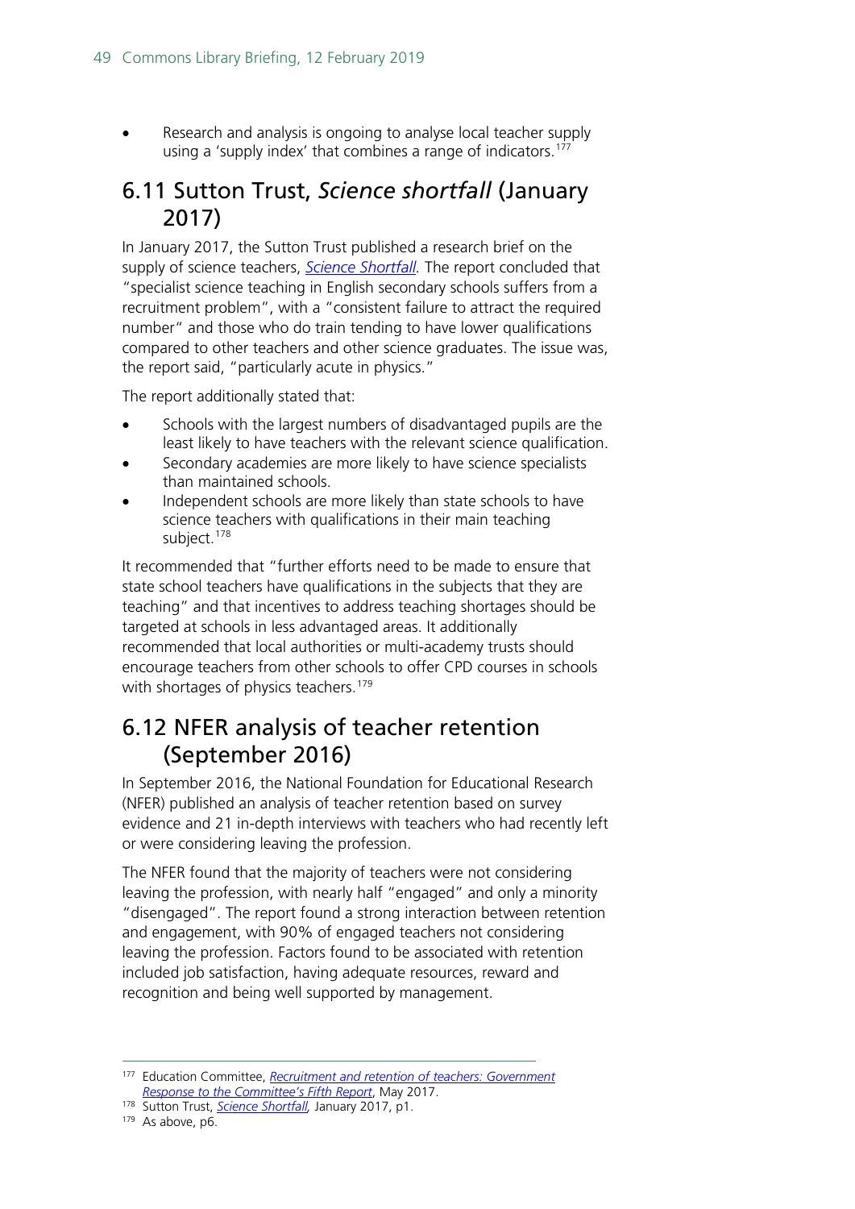- Research and analysis is ongoing to analyse local teacher supply using a 'supply index' that combines a range of indicators.[177]

## 6.11 Sutton Trust, *Science shortfall* (January 2017)

In January 2017, the Sutton Trust published a research brief on the supply of science teachers, *Science Shortfall*. The report concluded that "specialist science teaching in English secondary schools suffers from a recruitment problem", with a "consistent failure to attract the required number" and those who do train tending to have lower qualifications compared to other teachers and other science graduates. The issue was, the report said, "particularly acute in physics."

The report additionally stated that:

- Schools with the largest numbers of disadvantaged pupils are the least likely to have teachers with the relevant science qualification.
- Secondary academies are more likely to have science specialists than maintained schools.
- Independent schools are more likely than state schools to have science teachers with qualifications in their main teaching subject.[178]

It recommended that "further efforts need to be made to ensure that state school teachers have qualifications in the subjects that they are teaching" and that incentives to address teaching shortages should be targeted at schools in less advantaged areas. It additionally recommended that local authorities or multi-academy trusts should encourage teachers from other schools to offer CPD courses in schools with shortages of physics teachers.[179]

## 6.12 NFER analysis of teacher retention (September 2016)

In September 2016, the National Foundation for Educational Research (NFER) published an analysis of teacher retention based on survey evidence and 21 in-depth interviews with teachers who had recently left or were considering leaving the profession.

The NFER found that the majority of teachers were not considering leaving the profession, with nearly half "engaged" and only a minority "disengaged". The report found a strong interaction between retention and engagement, with 90% of engaged teachers not considering leaving the profession. Factors found to be associated with retention included job satisfaction, having adequate resources, reward and recognition and being well supported by management.

---

[177] Education Committee, *Recruitment and retention of teachers: Government Response to the Committee's Fifth Report*, May 2017.

[178] Sutton Trust, *Science Shortfall*, January 2017, p1.

[179] As above, p6.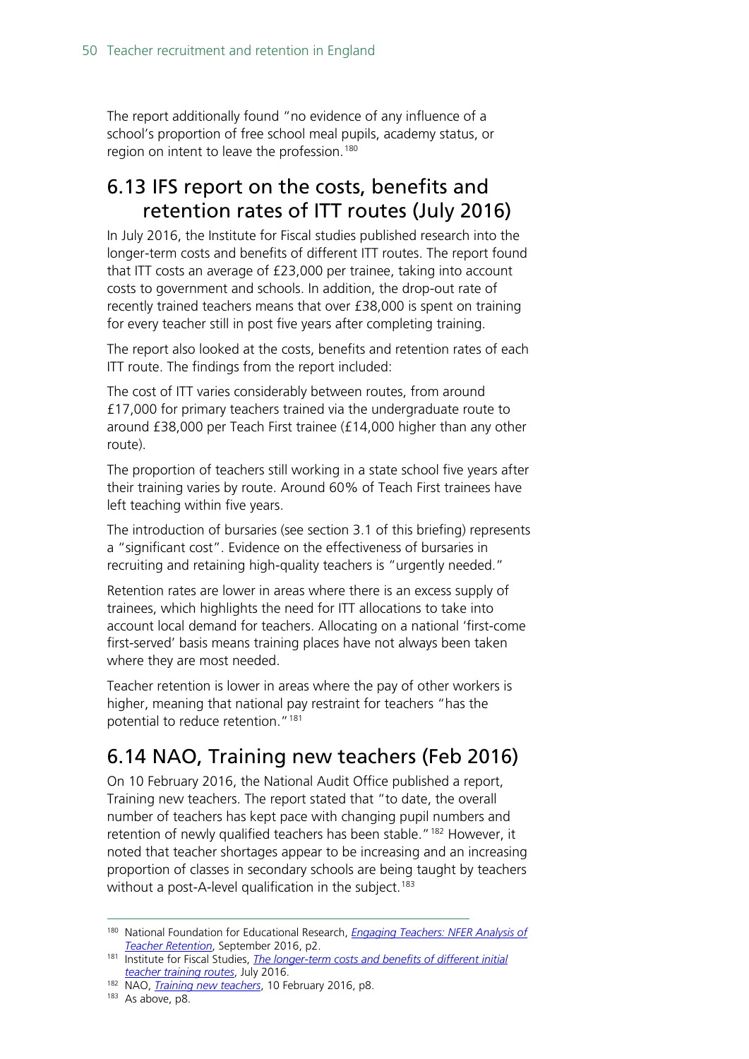The report additionally found "no evidence of any influence of a school's proportion of free school meal pupils, academy status, or region on intent to leave the profession.[180]

## 6.13 IFS report on the costs, benefits and retention rates of ITT routes (July 2016)

In July 2016, the Institute for Fiscal studies published research into the longer-term costs and benefits of different ITT routes. The report found that ITT costs an average of £23,000 per trainee, taking into account costs to government and schools. In addition, the drop-out rate of recently trained teachers means that over £38,000 is spent on training for every teacher still in post five years after completing training.

The report also looked at the costs, benefits and retention rates of each ITT route. The findings from the report included:

The cost of ITT varies considerably between routes, from around £17,000 for primary teachers trained via the undergraduate route to around £38,000 per Teach First trainee (£14,000 higher than any other route).

The proportion of teachers still working in a state school five years after their training varies by route. Around 60% of Teach First trainees have left teaching within five years.

The introduction of bursaries (see section 3.1 of this briefing) represents a "significant cost". Evidence on the effectiveness of bursaries in recruiting and retaining high-quality teachers is "urgently needed."

Retention rates are lower in areas where there is an excess supply of trainees, which highlights the need for ITT allocations to take into account local demand for teachers. Allocating on a national 'first-come first-served' basis means training places have not always been taken where they are most needed.

Teacher retention is lower in areas where the pay of other workers is higher, meaning that national pay restraint for teachers "has the potential to reduce retention."[181]

## 6.14 NAO, Training new teachers (Feb 2016)

On 10 February 2016, the National Audit Office published a report, Training new teachers. The report stated that "to date, the overall number of teachers has kept pace with changing pupil numbers and retention of newly qualified teachers has been stable."[182] However, it noted that teacher shortages appear to be increasing and an increasing proportion of classes in secondary schools are being taught by teachers without a post-A-level qualification in the subject.[183]

---

[180] National Foundation for Educational Research, *Engaging Teachers: NFER Analysis of Teacher Retention*, September 2016, p2.

[181] Institute for Fiscal Studies, *The longer-term costs and benefits of different initial teacher training routes*, July 2016.

[182] NAO, *Training new teachers*, 10 February 2016, p8.

[183] As above, p8.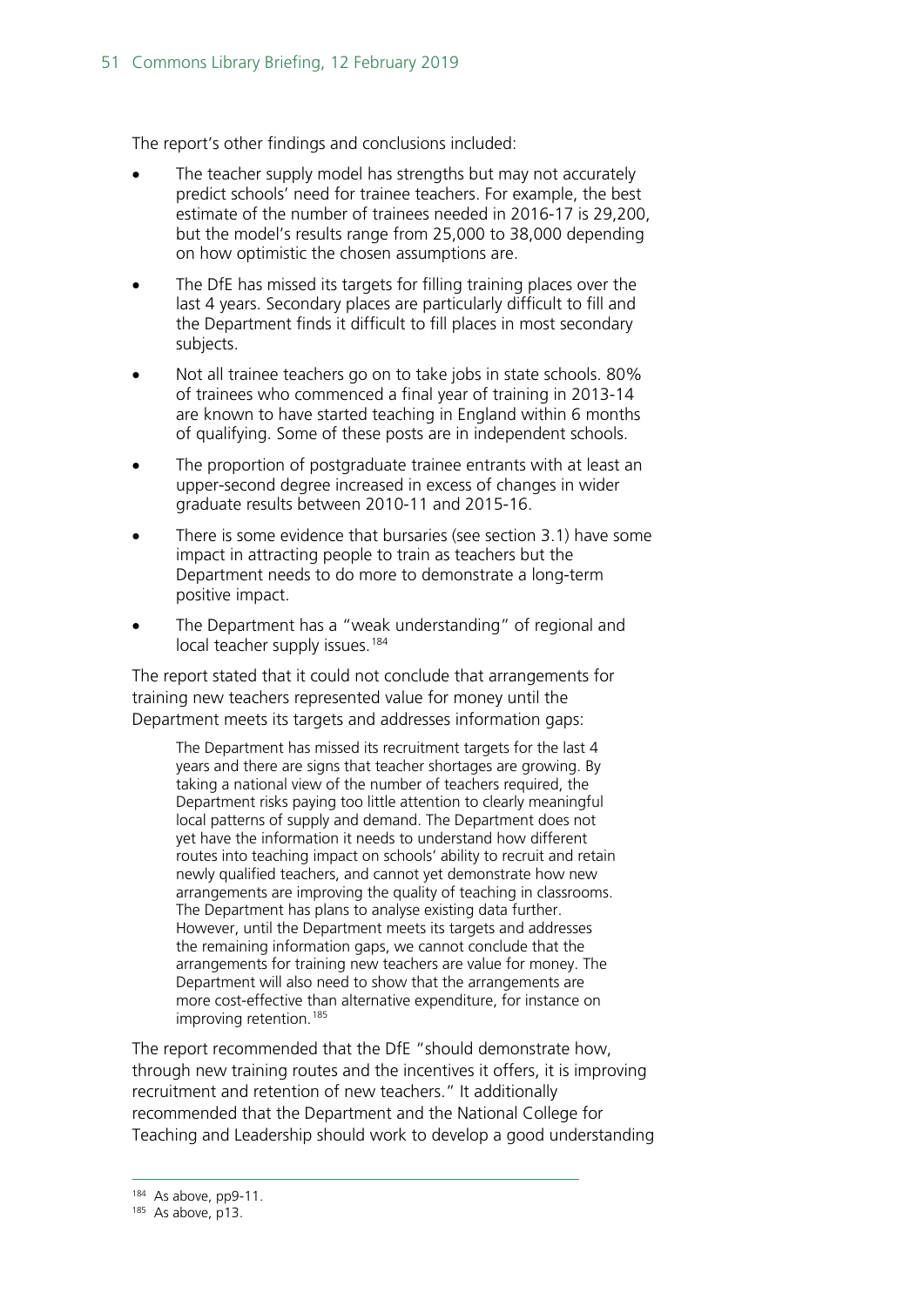The report's other findings and conclusions included:

- The teacher supply model has strengths but may not accurately predict schools' need for trainee teachers. For example, the best estimate of the number of trainees needed in 2016-17 is 29,200, but the model's results range from 25,000 to 38,000 depending on how optimistic the chosen assumptions are.
- The DfE has missed its targets for filling training places over the last 4 years. Secondary places are particularly difficult to fill and the Department finds it difficult to fill places in most secondary subjects.
- Not all trainee teachers go on to take jobs in state schools. 80% of trainees who commenced a final year of training in 2013-14 are known to have started teaching in England within 6 months of qualifying. Some of these posts are in independent schools.
- The proportion of postgraduate trainee entrants with at least an upper-second degree increased in excess of changes in wider graduate results between 2010-11 and 2015-16.
- There is some evidence that bursaries (see section 3.1) have some impact in attracting people to train as teachers but the Department needs to do more to demonstrate a long-term positive impact.
- The Department has a "weak understanding" of regional and local teacher supply issues.[184]

The report stated that it could not conclude that arrangements for training new teachers represented value for money until the Department meets its targets and addresses information gaps:

> The Department has missed its recruitment targets for the last 4 years and there are signs that teacher shortages are growing. By taking a national view of the number of teachers required, the Department risks paying too little attention to clearly meaningful local patterns of supply and demand. The Department does not yet have the information it needs to understand how different routes into teaching impact on schools' ability to recruit and retain newly qualified teachers, and cannot yet demonstrate how new arrangements are improving the quality of teaching in classrooms. The Department has plans to analyse existing data further. However, until the Department meets its targets and addresses the remaining information gaps, we cannot conclude that the arrangements for training new teachers are value for money. The Department will also need to show that the arrangements are more cost-effective than alternative expenditure, for instance on improving retention.[185]

The report recommended that the DfE "should demonstrate how, through new training routes and the incentives it offers, it is improving recruitment and retention of new teachers." It additionally recommended that the Department and the National College for Teaching and Leadership should work to develop a good understanding

---

[184] As above, pp9-11.

[185] As above, p13.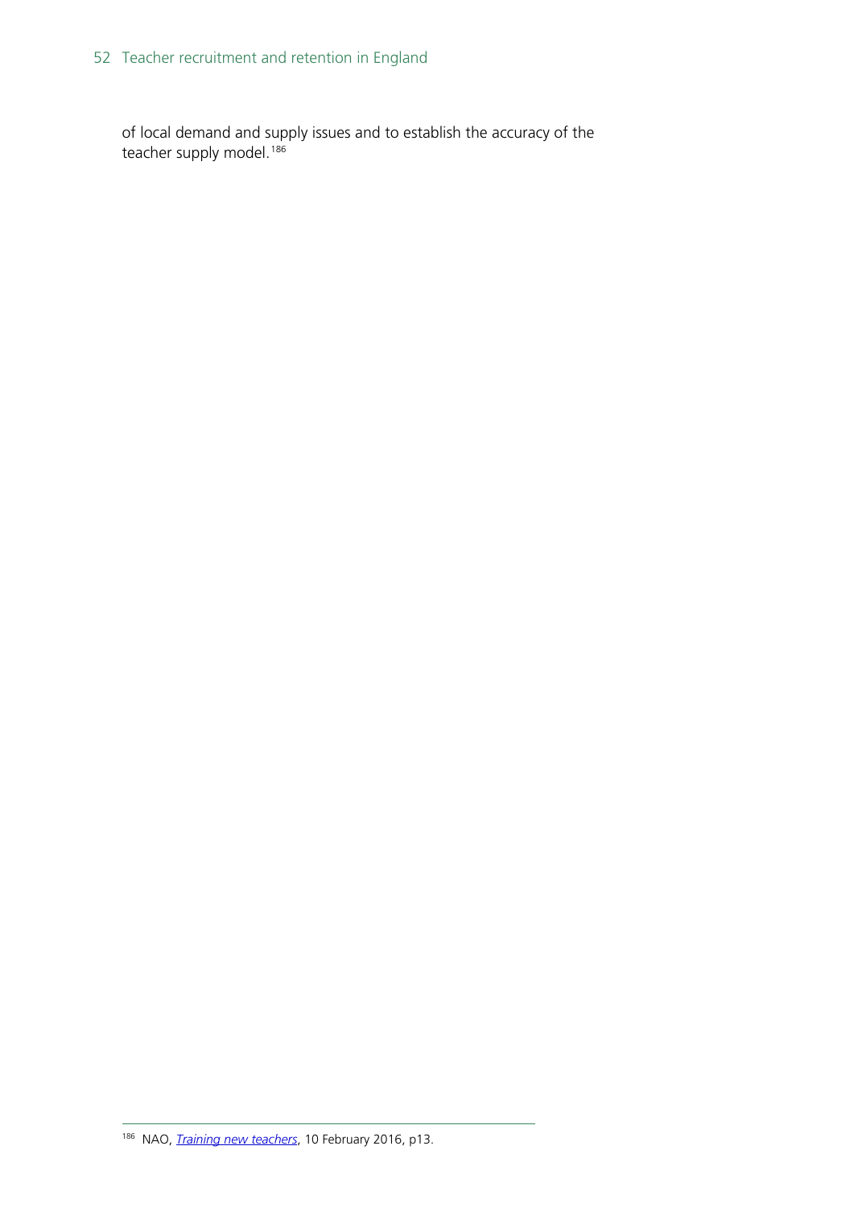of local demand and supply issues and to establish the accuracy of the teacher supply model.[186]

---

[186] NAO, *Training new teachers*, 10 February 2016, p13.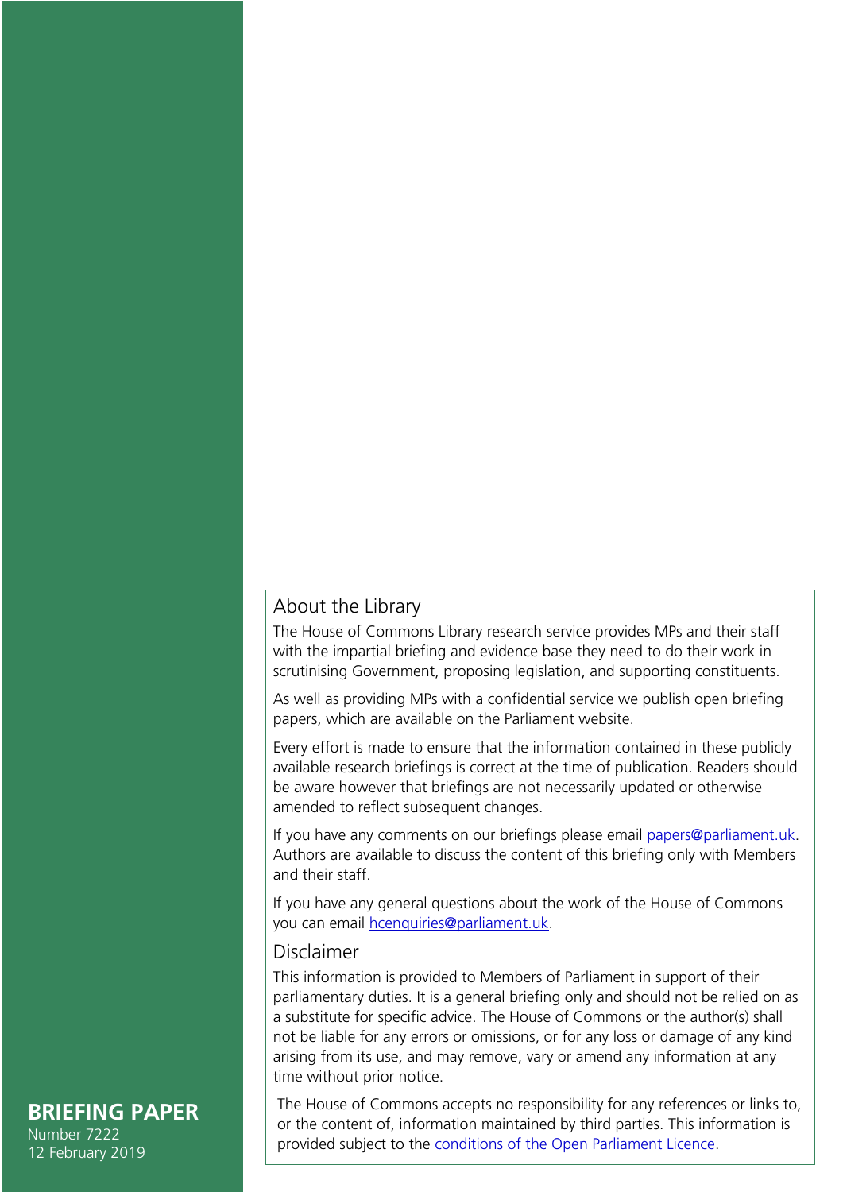## About the Library

The House of Commons Library research service provides MPs and their staff with the impartial briefing and evidence base they need to do their work in scrutinising Government, proposing legislation, and supporting constituents.

As well as providing MPs with a confidential service we publish open briefing papers, which are available on the Parliament website.

Every effort is made to ensure that the information contained in these publicly available research briefings is correct at the time of publication. Readers should be aware however that briefings are not necessarily updated or otherwise amended to reflect subsequent changes.

If you have any comments on our briefings please email papers@parliament.uk. Authors are available to discuss the content of this briefing only with Members and their staff.

If you have any general questions about the work of the House of Commons you can email hcenquiries@parliament.uk.

## Disclaimer

This information is provided to Members of Parliament in support of their parliamentary duties. It is a general briefing only and should not be relied on as a substitute for specific advice. The House of Commons or the author(s) shall not be liable for any errors or omissions, or for any loss or damage of any kind arising from its use, and may remove, vary or amend any information at any time without prior notice.

The House of Commons accepts no responsibility for any references or links to, or the content of, information maintained by third parties. This information is provided subject to the conditions of the Open Parliament Licence.

**BRIEFING PAPER**
Number 7222
12 February 2019